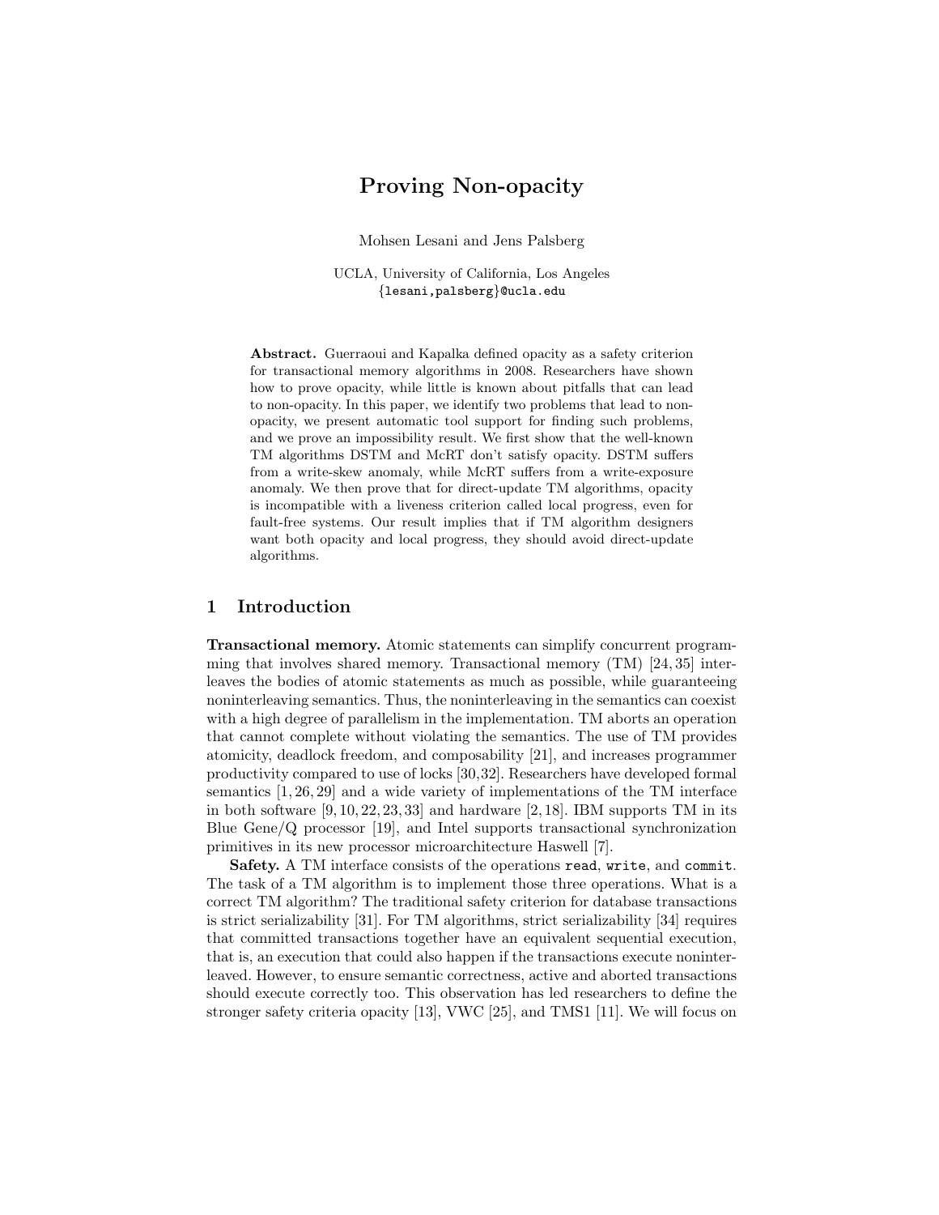# Proving Non-opacity

Mohsen Lesani and Jens Palsberg

UCLA, University of California, Los Angeles
{lesani,palsberg}@ucla.edu

**Abstract.** Guerraoui and Kapalka defined opacity as a safety criterion for transactional memory algorithms in 2008. Researchers have shown how to prove opacity, while little is known about pitfalls that can lead to non-opacity. In this paper, we identify two problems that lead to non-opacity, we present automatic tool support for finding such problems, and we prove an impossibility result. We first show that the well-known TM algorithms DSTM and McRT don't satisfy opacity. DSTM suffers from a write-skew anomaly, while McRT suffers from a write-exposure anomaly. We then prove that for direct-update TM algorithms, opacity is incompatible with a liveness criterion called local progress, even for fault-free systems. Our result implies that if TM algorithm designers want both opacity and local progress, they should avoid direct-update algorithms.

## 1 Introduction

**Transactional memory.** Atomic statements can simplify concurrent programming that involves shared memory. Transactional memory (TM) [24, 35] interleaves the bodies of atomic statements as much as possible, while guaranteeing noninterleaving semantics. Thus, the noninterleaving in the semantics can coexist with a high degree of parallelism in the implementation. TM aborts an operation that cannot complete without violating the semantics. The use of TM provides atomicity, deadlock freedom, and composability [21], and increases programmer productivity compared to use of locks [30,32]. Researchers have developed formal semantics [1, 26, 29] and a wide variety of implementations of the TM interface in both software [9, 10, 22, 23, 33] and hardware [2, 18]. IBM supports TM in its Blue Gene/Q processor [19], and Intel supports transactional synchronization primitives in its new processor microarchitecture Haswell [7].

**Safety.** A TM interface consists of the operations `read`, `write`, and `commit`. The task of a TM algorithm is to implement those three operations. What is a correct TM algorithm? The traditional safety criterion for database transactions is strict serializability [31]. For TM algorithms, strict serializability [34] requires that committed transactions together have an equivalent sequential execution, that is, an execution that could also happen if the transactions execute noninterleaved. However, to ensure semantic correctness, active and aborted transactions should execute correctly too. This observation has led researchers to define the stronger safety criteria opacity [13], VWC [25], and TMS1 [11]. We will focus on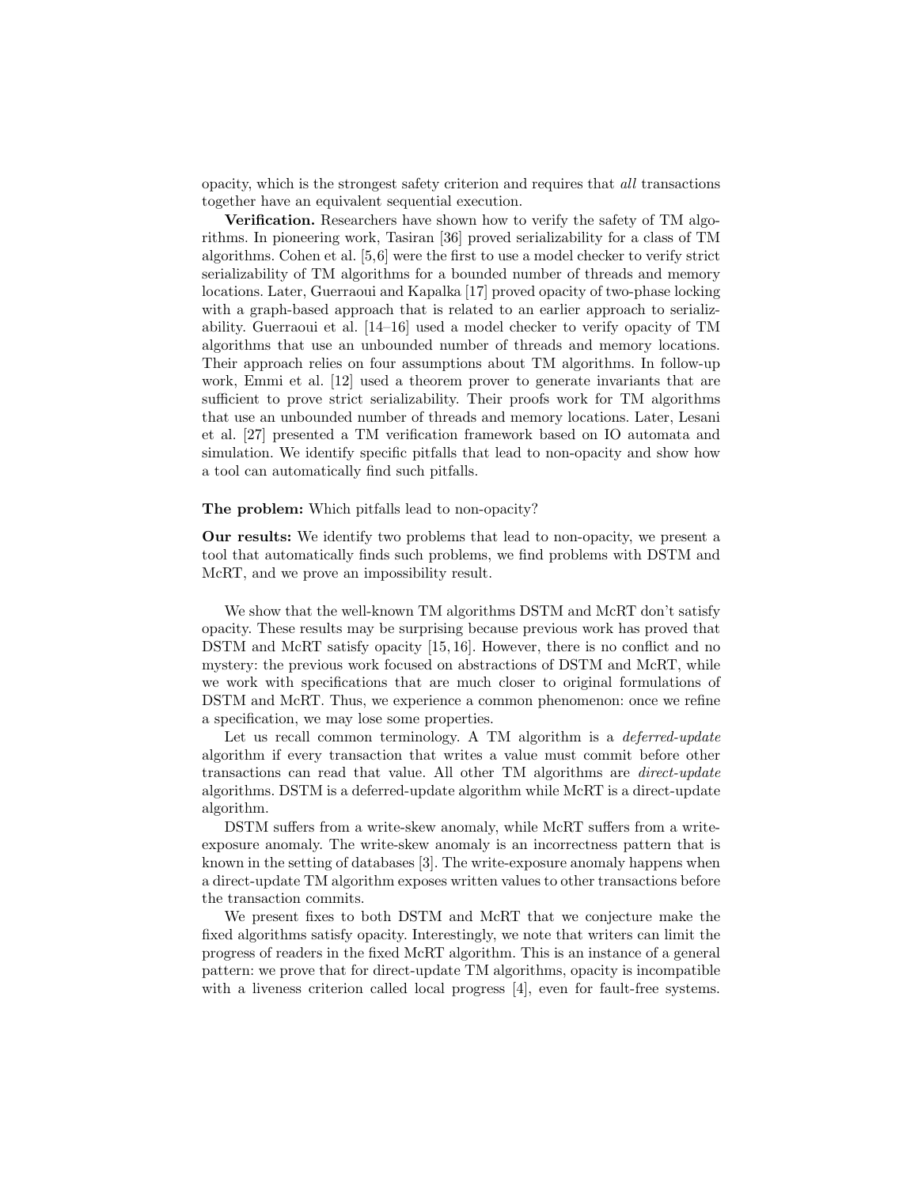opacity, which is the strongest safety criterion and requires that *all* transactions together have an equivalent sequential execution.

**Verification.** Researchers have shown how to verify the safety of TM algorithms. In pioneering work, Tasiran [36] proved serializability for a class of TM algorithms. Cohen et al. [5,6] were the first to use a model checker to verify strict serializability of TM algorithms for a bounded number of threads and memory locations. Later, Guerraoui and Kapalka [17] proved opacity of two-phase locking with a graph-based approach that is related to an earlier approach to serializability. Guerraoui et al. [14–16] used a model checker to verify opacity of TM algorithms that use an unbounded number of threads and memory locations. Their approach relies on four assumptions about TM algorithms. In follow-up work, Emmi et al. [12] used a theorem prover to generate invariants that are sufficient to prove strict serializability. Their proofs work for TM algorithms that use an unbounded number of threads and memory locations. Later, Lesani et al. [27] presented a TM verification framework based on IO automata and simulation. We identify specific pitfalls that lead to non-opacity and show how a tool can automatically find such pitfalls.

**The problem:** Which pitfalls lead to non-opacity?

**Our results:** We identify two problems that lead to non-opacity, we present a tool that automatically finds such problems, we find problems with DSTM and McRT, and we prove an impossibility result.

We show that the well-known TM algorithms DSTM and McRT don't satisfy opacity. These results may be surprising because previous work has proved that DSTM and McRT satisfy opacity [15, 16]. However, there is no conflict and no mystery: the previous work focused on abstractions of DSTM and McRT, while we work with specifications that are much closer to original formulations of DSTM and McRT. Thus, we experience a common phenomenon: once we refine a specification, we may lose some properties.

Let us recall common terminology. A TM algorithm is a *deferred-update* algorithm if every transaction that writes a value must commit before other transactions can read that value. All other TM algorithms are *direct-update* algorithms. DSTM is a deferred-update algorithm while McRT is a direct-update algorithm.

DSTM suffers from a write-skew anomaly, while McRT suffers from a write-exposure anomaly. The write-skew anomaly is an incorrectness pattern that is known in the setting of databases [3]. The write-exposure anomaly happens when a direct-update TM algorithm exposes written values to other transactions before the transaction commits.

We present fixes to both DSTM and McRT that we conjecture make the fixed algorithms satisfy opacity. Interestingly, we note that writers can limit the progress of readers in the fixed McRT algorithm. This is an instance of a general pattern: we prove that for direct-update TM algorithms, opacity is incompatible with a liveness criterion called local progress [4], even for fault-free systems.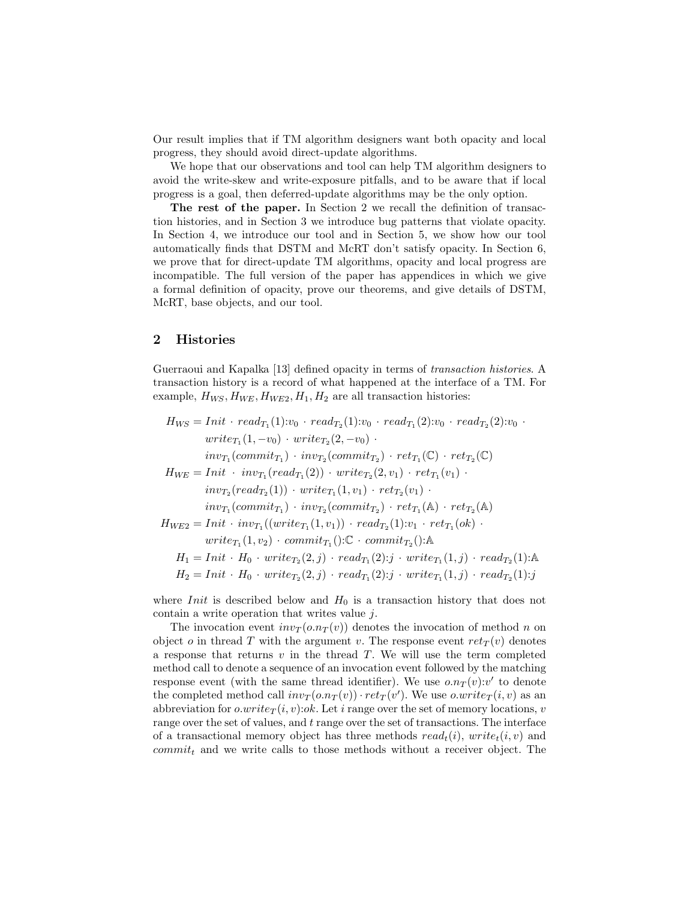Our result implies that if TM algorithm designers want both opacity and local progress, they should avoid direct-update algorithms.

We hope that our observations and tool can help TM algorithm designers to avoid the write-skew and write-exposure pitfalls, and to be aware that if local progress is a goal, then deferred-update algorithms may be the only option.

**The rest of the paper.** In Section 2 we recall the definition of transaction histories, and in Section 3 we introduce bug patterns that violate opacity. In Section 4, we introduce our tool and in Section 5, we show how our tool automatically finds that DSTM and McRT don't satisfy opacity. In Section 6, we prove that for direct-update TM algorithms, opacity and local progress are incompatible. The full version of the paper has appendices in which we give a formal definition of opacity, prove our theorems, and give details of DSTM, McRT, base objects, and our tool.

## 2 Histories

Guerraoui and Kapalka [13] defined opacity in terms of *transaction histories*. A transaction history is a record of what happened at the interface of a TM. For example, $H_{WS}, H_{WE}, H_{WE2}, H_1, H_2$ are all transaction histories:

$$
\begin{aligned}
H_{WS} &= \mathit{Init} \cdot \mathit{read}_{T_1}(1){:}v_0 \cdot \mathit{read}_{T_2}(1){:}v_0 \cdot \mathit{read}_{T_1}(2){:}v_0 \cdot \mathit{read}_{T_2}(2){:}v_0 \cdot \\
&\quad \mathit{write}_{T_1}(1,-v_0) \cdot \mathit{write}_{T_2}(2,-v_0) \cdot \\
&\quad \mathit{inv}_{T_1}(\mathit{commit}_{T_1}) \cdot \mathit{inv}_{T_2}(\mathit{commit}_{T_2}) \cdot \mathit{ret}_{T_1}(\mathbb{C}) \cdot \mathit{ret}_{T_2}(\mathbb{C}) \\
H_{WE} &= \mathit{Init} \cdot \mathit{inv}_{T_1}(\mathit{read}_{T_1}(2)) \cdot \mathit{write}_{T_2}(2,v_1) \cdot \mathit{ret}_{T_1}(v_1) \cdot \\
&\quad \mathit{inv}_{T_2}(\mathit{read}_{T_2}(1)) \cdot \mathit{write}_{T_1}(1,v_1) \cdot \mathit{ret}_{T_2}(v_1) \cdot \\
&\quad \mathit{inv}_{T_1}(\mathit{commit}_{T_1}) \cdot \mathit{inv}_{T_2}(\mathit{commit}_{T_2}) \cdot \mathit{ret}_{T_1}(\mathbb{A}) \cdot \mathit{ret}_{T_2}(\mathbb{A}) \\
H_{WE2} &= \mathit{Init} \cdot \mathit{inv}_{T_1}((\mathit{write}_{T_1}(1,v_1)) \cdot \mathit{read}_{T_2}(1){:}v_1 \cdot \mathit{ret}_{T_1}(ok) \cdot \\
&\quad \mathit{write}_{T_1}(1,v_2) \cdot \mathit{commit}_{T_1}(){:}\mathbb{C} \cdot \mathit{commit}_{T_2}(){:}\mathbb{A} \\
H_1 &= \mathit{Init} \cdot H_0 \cdot \mathit{write}_{T_2}(2,j) \cdot \mathit{read}_{T_1}(2){:}j \cdot \mathit{write}_{T_1}(1,j) \cdot \mathit{read}_{T_2}(1){:}\mathbb{A} \\
H_2 &= \mathit{Init} \cdot H_0 \cdot \mathit{write}_{T_2}(2,j) \cdot \mathit{read}_{T_1}(2){:}j \cdot \mathit{write}_{T_1}(1,j) \cdot \mathit{read}_{T_2}(1){:}j
\end{aligned}
$$

where $\mathit{Init}$ is described below and $H_0$ is a transaction history that does not contain a write operation that writes value $j$.

The invocation event $\mathit{inv}_T(o.n_T(v))$ denotes the invocation of method $n$ on object $o$ in thread $T$ with the argument $v$. The response event $\mathit{ret}_T(v)$ denotes a response that returns $v$ in the thread $T$. We will use the term completed method call to denote a sequence of an invocation event followed by the matching response event (with the same thread identifier). We use $o.n_T(v){:}v'$ to denote the completed method call $\mathit{inv}_T(o.n_T(v)) \cdot \mathit{ret}_T(v')$. We use $o.\mathit{write}_T(i,v)$ as an abbreviation for $o.\mathit{write}_T(i,v){:}ok$. Let $i$ range over the set of memory locations, $v$ range over the set of values, and $t$ range over the set of transactions. The interface of a transactional memory object has three methods $\mathit{read}_t(i)$, $\mathit{write}_t(i,v)$ and $\mathit{commit}_t$ and we write calls to those methods without a receiver object. The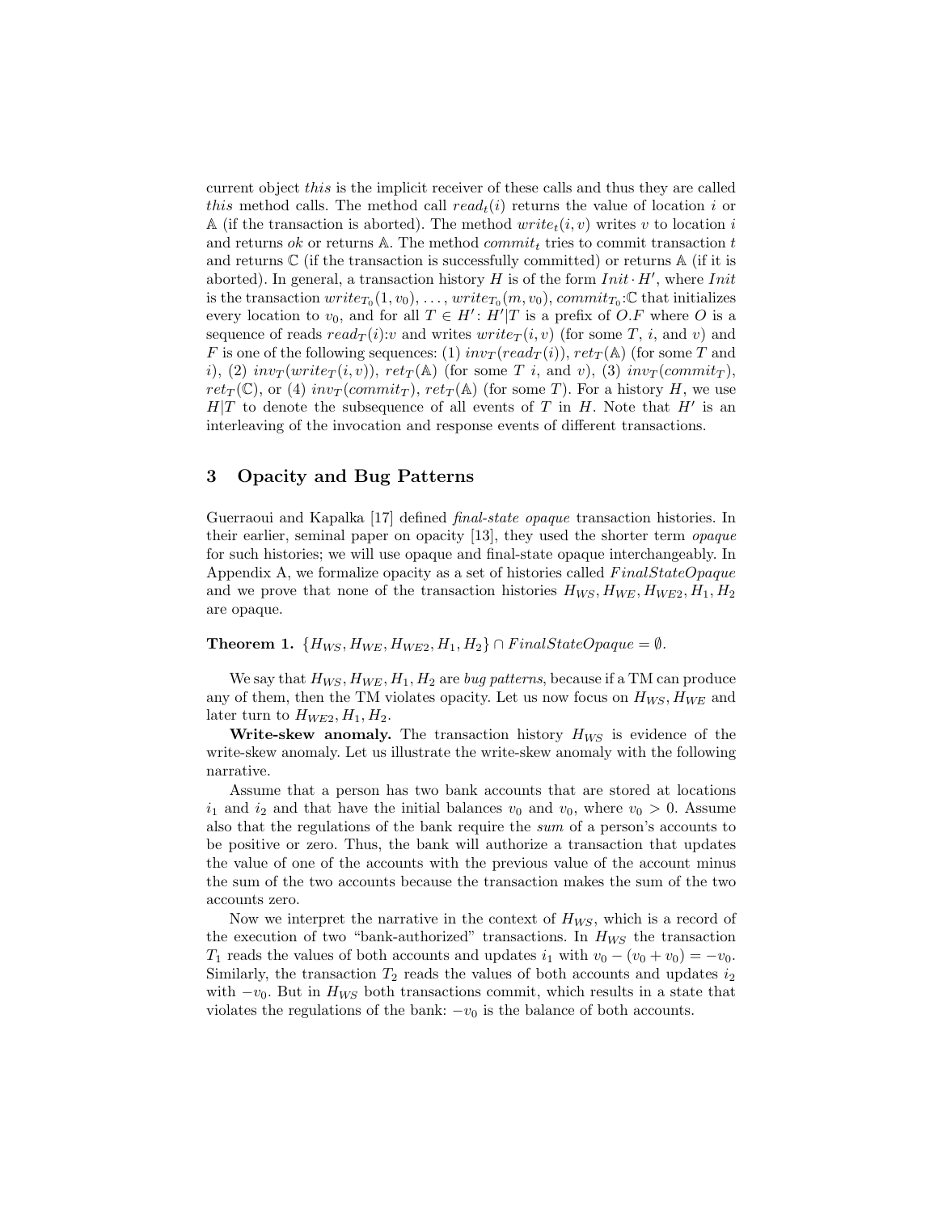current object *this* is the implicit receiver of these calls and thus they are called *this* method calls. The method call $read_t(i)$ returns the value of location $i$ or $\mathbb{A}$ (if the transaction is aborted). The method $write_t(i, v)$ writes $v$ to location $i$ and returns *ok* or returns $\mathbb{A}$. The method $commit_t$ tries to commit transaction $t$ and returns $\mathbb{C}$ (if the transaction is successfully committed) or returns $\mathbb{A}$ (if it is aborted). In general, a transaction history $H$ is of the form $Init \cdot H'$, where $Init$ is the transaction $write_{T_0}(1, v_0), \ldots, write_{T_0}(m, v_0), commit_{T_0}{:}\mathbb{C}$ that initializes every location to $v_0$, and for all $T \in H'$: $H'|T$ is a prefix of $O.F$ where $O$ is a sequence of reads $read_T(i){:}v$ and writes $write_T(i, v)$ (for some $T$, $i$, and $v$) and $F$ is one of the following sequences: (1) $inv_T(read_T(i))$, $ret_T(\mathbb{A})$ (for some $T$ and $i$), (2) $inv_T(write_T(i, v))$, $ret_T(\mathbb{A})$ (for some $T$ $i$, and $v$), (3) $inv_T(commit_T)$, $ret_T(\mathbb{C})$, or (4) $inv_T(commit_T)$, $ret_T(\mathbb{A})$ (for some $T$). For a history $H$, we use $H|T$ to denote the subsequence of all events of $T$ in $H$. Note that $H'$ is an interleaving of the invocation and response events of different transactions.

## 3 Opacity and Bug Patterns

Guerraoui and Kapalka [17] defined *final-state opaque* transaction histories. In their earlier, seminal paper on opacity [13], they used the shorter term *opaque* for such histories; we will use opaque and final-state opaque interchangeably. In Appendix A, we formalize opacity as a set of histories called $FinalStateOpaque$ and we prove that none of the transaction histories $H_{WS}, H_{WE}, H_{WE2}, H_1, H_2$ are opaque.

**Theorem 1.** $\{H_{WS}, H_{WE}, H_{WE2}, H_1, H_2\} \cap FinalStateOpaque = \emptyset$.

We say that $H_{WS}, H_{WE}, H_1, H_2$ are *bug patterns*, because if a TM can produce any of them, then the TM violates opacity. Let us now focus on $H_{WS}, H_{WE}$ and later turn to $H_{WE2}, H_1, H_2$.

**Write-skew anomaly.** The transaction history $H_{WS}$ is evidence of the write-skew anomaly. Let us illustrate the write-skew anomaly with the following narrative.

Assume that a person has two bank accounts that are stored at locations $i_1$ and $i_2$ and that have the initial balances $v_0$ and $v_0$, where $v_0 > 0$. Assume also that the regulations of the bank require the *sum* of a person's accounts to be positive or zero. Thus, the bank will authorize a transaction that updates the value of one of the accounts with the previous value of the account minus the sum of the two accounts because the transaction makes the sum of the two accounts zero.

Now we interpret the narrative in the context of $H_{WS}$, which is a record of the execution of two "bank-authorized" transactions. In $H_{WS}$ the transaction $T_1$ reads the values of both accounts and updates $i_1$ with $v_0 - (v_0 + v_0) = -v_0$. Similarly, the transaction $T_2$ reads the values of both accounts and updates $i_2$ with $-v_0$. But in $H_{WS}$ both transactions commit, which results in a state that violates the regulations of the bank: $-v_0$ is the balance of both accounts.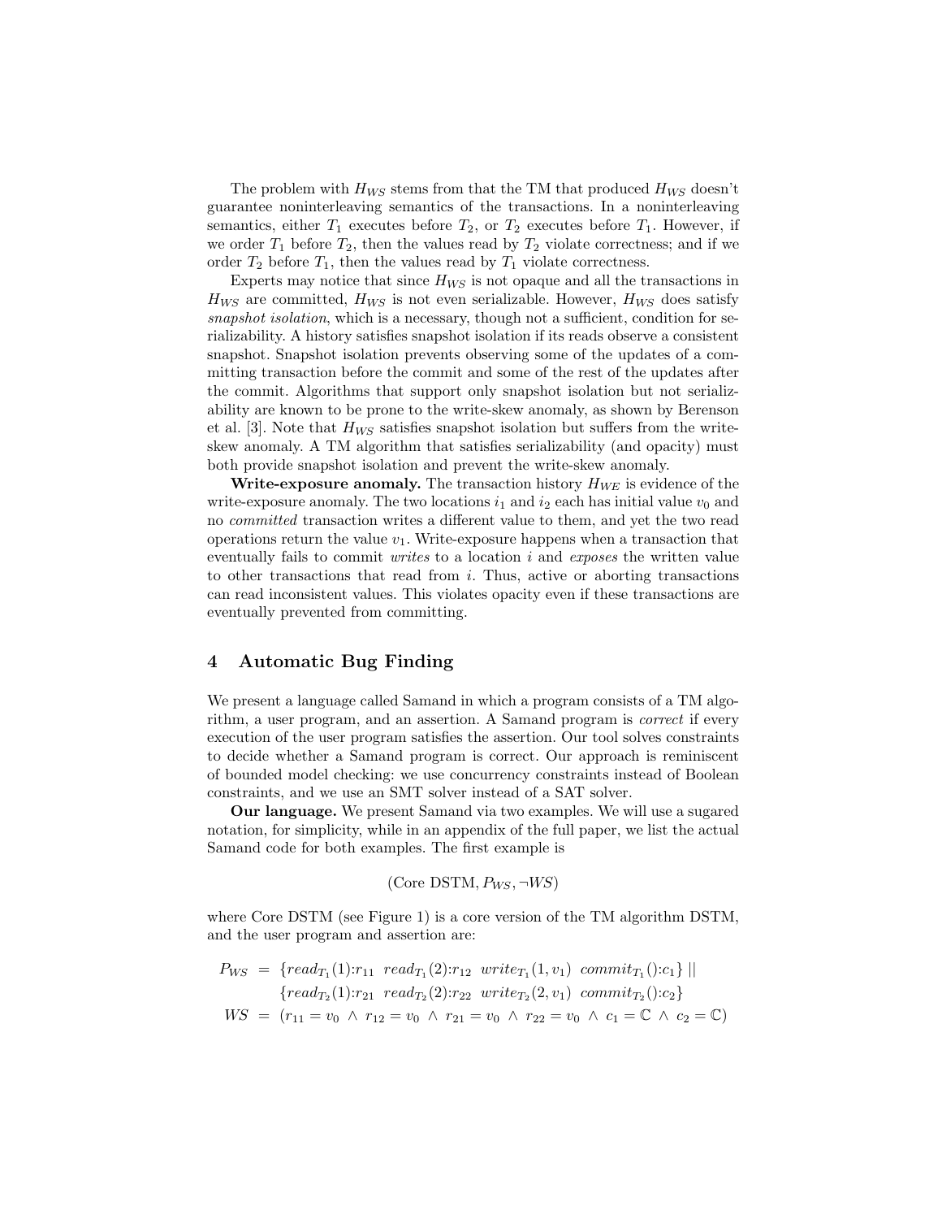The problem with $H_{WS}$ stems from that the TM that produced $H_{WS}$ doesn't guarantee noninterleaving semantics of the transactions. In a noninterleaving semantics, either $T_1$ executes before $T_2$, or $T_2$ executes before $T_1$. However, if we order $T_1$ before $T_2$, then the values read by $T_2$ violate correctness; and if we order $T_2$ before $T_1$, then the values read by $T_1$ violate correctness.

Experts may notice that since $H_{WS}$ is not opaque and all the transactions in $H_{WS}$ are committed, $H_{WS}$ is not even serializable. However, $H_{WS}$ does satisfy *snapshot isolation*, which is a necessary, though not a sufficient, condition for serializability. A history satisfies snapshot isolation if its reads observe a consistent snapshot. Snapshot isolation prevents observing some of the updates of a committing transaction before the commit and some of the rest of the updates after the commit. Algorithms that support only snapshot isolation but not serializability are known to be prone to the write-skew anomaly, as shown by Berenson et al. [3]. Note that $H_{WS}$ satisfies snapshot isolation but suffers from the write-skew anomaly. A TM algorithm that satisfies serializability (and opacity) must both provide snapshot isolation and prevent the write-skew anomaly.

**Write-exposure anomaly.** The transaction history $H_{WE}$ is evidence of the write-exposure anomaly. The two locations $i_1$ and $i_2$ each has initial value $v_0$ and no *committed* transaction writes a different value to them, and yet the two read operations return the value $v_1$. Write-exposure happens when a transaction that eventually fails to commit *writes* to a location $i$ and *exposes* the written value to other transactions that read from $i$. Thus, active or aborting transactions can read inconsistent values. This violates opacity even if these transactions are eventually prevented from committing.

## 4 Automatic Bug Finding

We present a language called Samand in which a program consists of a TM algorithm, a user program, and an assertion. A Samand program is *correct* if every execution of the user program satisfies the assertion. Our tool solves constraints to decide whether a Samand program is correct. Our approach is reminiscent of bounded model checking: we use concurrency constraints instead of Boolean constraints, and we use an SMT solver instead of a SAT solver.

**Our language.** We present Samand via two examples. We will use a sugared notation, for simplicity, while in an appendix of the full paper, we list the actual Samand code for both examples. The first example is

$$(\text{Core DSTM}, P_{WS}, \neg WS)$$

where Core DSTM (see Figure 1) is a core version of the TM algorithm DSTM, and the user program and assertion are:

$$\begin{aligned}
P_{WS} &= \{read_{T_1}(1){:}r_{11}\ \ read_{T_1}(2){:}r_{12}\ \ write_{T_1}(1, v_1)\ \ commit_{T_1}(){:}c_1\} \ || \\
&\quad\ \{read_{T_2}(1){:}r_{21}\ \ read_{T_2}(2){:}r_{22}\ \ write_{T_2}(2, v_1)\ \ commit_{T_2}(){:}c_2\} \\
WS &= (r_{11} = v_0 \ \wedge\ r_{12} = v_0 \ \wedge\ r_{21} = v_0 \ \wedge\ r_{22} = v_0 \ \wedge\ c_1 = \mathbb{C} \ \wedge\ c_2 = \mathbb{C})
\end{aligned}$$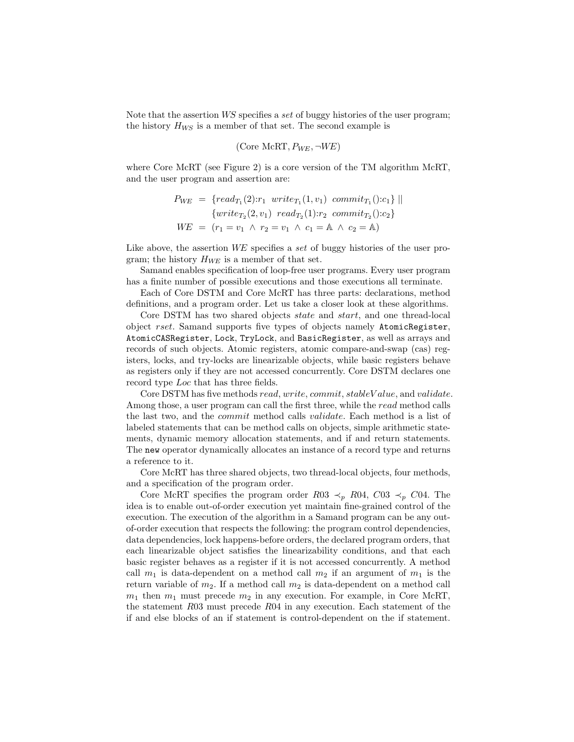Note that the assertion *WS* specifies a *set* of buggy histories of the user program; the history $H_{WS}$ is a member of that set. The second example is

$$(\text{Core McRT}, P_{WE}, \neg WE)$$

where Core McRT (see Figure 2) is a core version of the TM algorithm McRT, and the user program and assertion are:

$$\begin{aligned} P_{WE} &= \{read_{T_1}(2){:}r_1 \;\; write_{T_1}(1, v_1) \;\; commit_{T_1}(){:}c_1\} \;||\; \\ &\quad\;\; \{write_{T_2}(2, v_1) \;\; read_{T_2}(1){:}r_2 \;\; commit_{T_2}(){:}c_2\} \\ WE &= (r_1 = v_1 \;\wedge\; r_2 = v_1 \;\wedge\; c_1 = \mathbb{A} \;\wedge\; c_2 = \mathbb{A}) \end{aligned}$$

Like above, the assertion *WE* specifies a *set* of buggy histories of the user program; the history $H_{WE}$ is a member of that set.

Samand enables specification of loop-free user programs. Every user program has a finite number of possible executions and those executions all terminate.

Each of Core DSTM and Core McRT has three parts: declarations, method definitions, and a program order. Let us take a closer look at these algorithms.

Core DSTM has two shared objects *state* and *start*, and one thread-local object *rset*. Samand supports five types of objects namely `AtomicRegister`, `AtomicCASRegister`, `Lock`, `TryLock`, and `BasicRegister`, as well as arrays and records of such objects. Atomic registers, atomic compare-and-swap (cas) registers, locks, and try-locks are linearizable objects, while basic registers behave as registers only if they are not accessed concurrently. Core DSTM declares one record type *Loc* that has three fields.

Core DSTM has five methods *read*, *write*, *commit*, *stableValue*, and *validate*. Among those, a user program can call the first three, while the *read* method calls the last two, and the *commit* method calls *validate*. Each method is a list of labeled statements that can be method calls on objects, simple arithmetic statements, dynamic memory allocation statements, and if and return statements. The `new` operator dynamically allocates an instance of a record type and returns a reference to it.

Core McRT has three shared objects, two thread-local objects, four methods, and a specification of the program order.

Core McRT specifies the program order $R03 \prec_p R04$, $C03 \prec_p C04$. The idea is to enable out-of-order execution yet maintain fine-grained control of the execution. The execution of the algorithm in a Samand program can be any out-of-order execution that respects the following: the program control dependencies, data dependencies, lock happens-before orders, the declared program orders, that each linearizable object satisfies the linearizability conditions, and that each basic register behaves as a register if it is not accessed concurrently. A method call $m_1$ is data-dependent on a method call $m_2$ if an argument of $m_1$ is the return variable of $m_2$. If a method call $m_2$ is data-dependent on a method call $m_1$ then $m_1$ must precede $m_2$ in any execution. For example, in Core McRT, the statement $R03$ must precede $R04$ in any execution. Each statement of the if and else blocks of an if statement is control-dependent on the if statement.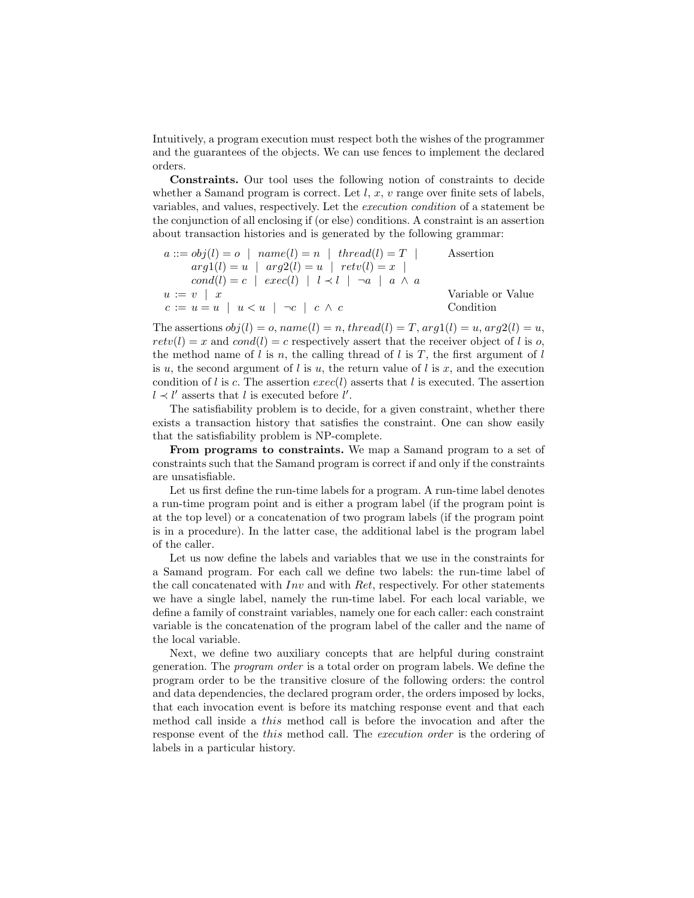Intuitively, a program execution must respect both the wishes of the programmer and the guarantees of the objects. We can use fences to implement the declared orders.

**Constraints.** Our tool uses the following notion of constraints to decide whether a Samand program is correct. Let $l$, $x$, $v$ range over finite sets of labels, variables, and values, respectively. Let the *execution condition* of a statement be the conjunction of all enclosing if (or else) conditions. A constraint is an assertion about transaction histories and is generated by the following grammar:

$$
\begin{array}{lll}
a ::= \mathit{obj}(l) = o \;\mid\; \mathit{name}(l) = n \;\mid\; \mathit{thread}(l) = T \;\mid & & \text{Assertion} \\
\quad\;\; \mathit{arg1}(l) = u \;\mid\; \mathit{arg2}(l) = u \;\mid\; \mathit{retv}(l) = x \;\mid & & \\
\quad\;\; \mathit{cond}(l) = c \;\mid\; \mathit{exec}(l) \;\mid\; l \prec l \;\mid\; \neg a \;\mid\; a \,\wedge\, a & & \\
u := v \;\mid\; x & & \text{Variable or Value} \\
c := u = u \;\mid\; u < u \;\mid\; \neg c \;\mid\; c \,\wedge\, c & & \text{Condition}
\end{array}
$$

The assertions $\mathit{obj}(l) = o$, $\mathit{name}(l) = n$, $\mathit{thread}(l) = T$, $\mathit{arg1}(l) = u$, $\mathit{arg2}(l) = u$, $\mathit{retv}(l) = x$ and $\mathit{cond}(l) = c$ respectively assert that the receiver object of $l$ is $o$, the method name of $l$ is $n$, the calling thread of $l$ is $T$, the first argument of $l$ is $u$, the second argument of $l$ is $u$, the return value of $l$ is $x$, and the execution condition of $l$ is $c$. The assertion $\mathit{exec}(l)$ asserts that $l$ is executed. The assertion $l \prec l'$ asserts that $l$ is executed before $l'$.

The satisfiability problem is to decide, for a given constraint, whether there exists a transaction history that satisfies the constraint. One can show easily that the satisfiability problem is NP-complete.

**From programs to constraints.** We map a Samand program to a set of constraints such that the Samand program is correct if and only if the constraints are unsatisfiable.

Let us first define the run-time labels for a program. A run-time label denotes a run-time program point and is either a program label (if the program point is at the top level) or a concatenation of two program labels (if the program point is in a procedure). In the latter case, the additional label is the program label of the caller.

Let us now define the labels and variables that we use in the constraints for a Samand program. For each call we define two labels: the run-time label of the call concatenated with $\mathit{Inv}$ and with $\mathit{Ret}$, respectively. For other statements we have a single label, namely the run-time label. For each local variable, we define a family of constraint variables, namely one for each caller: each constraint variable is the concatenation of the program label of the caller and the name of the local variable.

Next, we define two auxiliary concepts that are helpful during constraint generation. The *program order* is a total order on program labels. We define the program order to be the transitive closure of the following orders: the control and data dependencies, the declared program order, the orders imposed by locks, that each invocation event is before its matching response event and that each method call inside a *this* method call is before the invocation and after the response event of the *this* method call. The *execution order* is the ordering of labels in a particular history.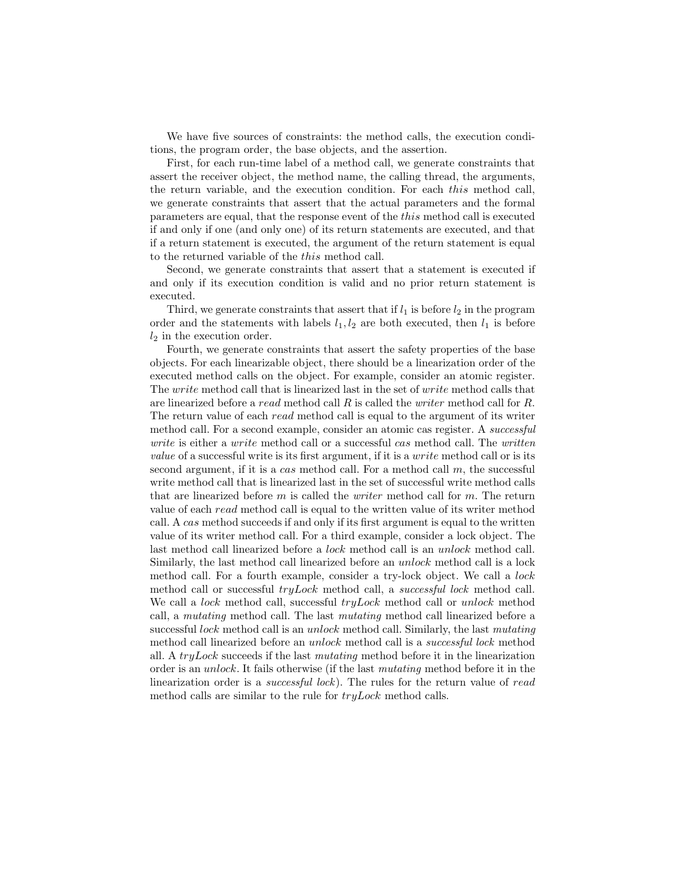We have five sources of constraints: the method calls, the execution conditions, the program order, the base objects, and the assertion.

First, for each run-time label of a method call, we generate constraints that assert the receiver object, the method name, the calling thread, the arguments, the return variable, and the execution condition. For each *this* method call, we generate constraints that assert that the actual parameters and the formal parameters are equal, that the response event of the *this* method call is executed if and only if one (and only one) of its return statements are executed, and that if a return statement is executed, the argument of the return statement is equal to the returned variable of the *this* method call.

Second, we generate constraints that assert that a statement is executed if and only if its execution condition is valid and no prior return statement is executed.

Third, we generate constraints that assert that if $l_1$ is before $l_2$ in the program order and the statements with labels $l_1, l_2$ are both executed, then $l_1$ is before $l_2$ in the execution order.

Fourth, we generate constraints that assert the safety properties of the base objects. For each linearizable object, there should be a linearization order of the executed method calls on the object. For example, consider an atomic register. The *write* method call that is linearized last in the set of *write* method calls that are linearized before a *read* method call $R$ is called the *writer* method call for $R$. The return value of each *read* method call is equal to the argument of its writer method call. For a second example, consider an atomic cas register. A *successful write* is either a *write* method call or a successful *cas* method call. The *written value* of a successful write is its first argument, if it is a *write* method call or is its second argument, if it is a *cas* method call. For a method call $m$, the successful write method call that is linearized last in the set of successful write method calls that are linearized before $m$ is called the *writer* method call for $m$. The return value of each *read* method call is equal to the written value of its writer method call. A *cas* method succeeds if and only if its first argument is equal to the written value of its writer method call. For a third example, consider a lock object. The last method call linearized before a *lock* method call is an *unlock* method call. Similarly, the last method call linearized before an *unlock* method call is a lock method call. For a fourth example, consider a try-lock object. We call a *lock* method call or successful *tryLock* method call, a *successful lock* method call. We call a *lock* method call, successful *tryLock* method call or *unlock* method call, a *mutating* method call. The last *mutating* method call linearized before a successful *lock* method call is an *unlock* method call. Similarly, the last *mutating* method call linearized before an *unlock* method call is a *successful lock* method all. A *tryLock* succeeds if the last *mutating* method before it in the linearization order is an *unlock*. It fails otherwise (if the last *mutating* method before it in the linearization order is a *successful lock*). The rules for the return value of *read* method calls are similar to the rule for *tryLock* method calls.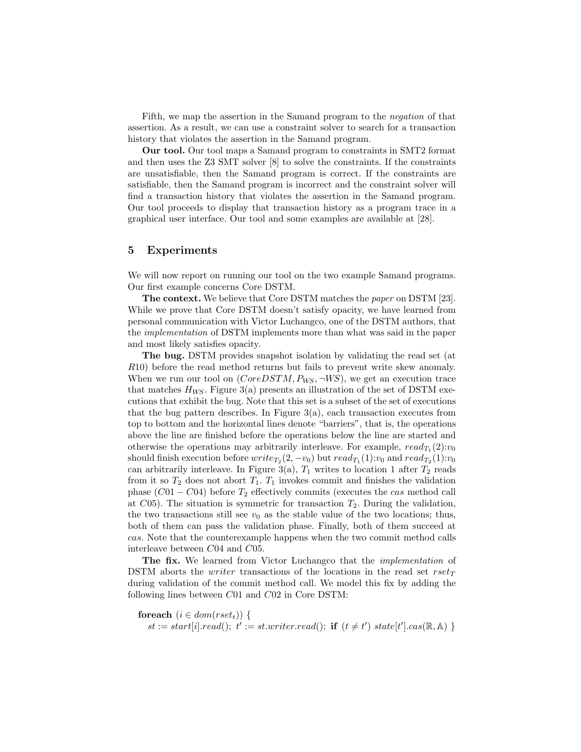Fifth, we map the assertion in the Samand program to the *negation* of that assertion. As a result, we can use a constraint solver to search for a transaction history that violates the assertion in the Samand program.

**Our tool.** Our tool maps a Samand program to constraints in SMT2 format and then uses the Z3 SMT solver [8] to solve the constraints. If the constraints are unsatisfiable, then the Samand program is correct. If the constraints are satisfiable, then the Samand program is incorrect and the constraint solver will find a transaction history that violates the assertion in the Samand program. Our tool proceeds to display that transaction history as a program trace in a graphical user interface. Our tool and some examples are available at [28].

## 5 Experiments

We will now report on running our tool on the two example Samand programs. Our first example concerns Core DSTM.

**The context.** We believe that Core DSTM matches the *paper* on DSTM [23]. While we prove that Core DSTM doesn't satisfy opacity, we have learned from personal communication with Victor Luchangco, one of the DSTM authors, that the *implementation* of DSTM implements more than what was said in the paper and most likely satisfies opacity.

**The bug.** DSTM provides snapshot isolation by validating the read set (at $R10$) before the read method returns but fails to prevent write skew anomaly. When we run our tool on $(CoreDSTM, P_{WS}, \neg WS)$, we get an execution trace that matches $H_{WS}$. Figure 3(a) presents an illustration of the set of DSTM executions that exhibit the bug. Note that this set is a subset of the set of executions that the bug pattern describes. In Figure 3(a), each transaction executes from top to bottom and the horizontal lines denote "barriers", that is, the operations above the line are finished before the operations below the line are started and otherwise the operations may arbitrarily interleave. For example, $read_{T_1}(2){:}v_0$ should finish execution before $write_{T_2}(2, -v_0)$ but $read_{T_1}(1){:}v_0$ and $read_{T_2}(1){:}v_0$ can arbitrarily interleave. In Figure 3(a), $T_1$ writes to location 1 after $T_2$ reads from it so $T_2$ does not abort $T_1$. $T_1$ invokes commit and finishes the validation phase ($C01 - C04$) before $T_2$ effectively commits (executes the *cas* method call at $C05$). The situation is symmetric for transaction $T_2$. During the validation, the two transactions still see $v_0$ as the stable value of the two locations; thus, both of them can pass the validation phase. Finally, both of them succeed at *cas*. Note that the counterexample happens when the two commit method calls interleave between $C04$ and $C05$.

**The fix.** We learned from Victor Luchangco that the *implementation* of DSTM aborts the *writer* transactions of the locations in the read set $rset_T$ during validation of the commit method call. We model this fix by adding the following lines between $C01$ and $C02$ in Core DSTM:

**foreach** $(i \in dom(rset_t))$ {
  $st := start[i].read();\ t' := st.writer.read();$ **if** $(t \neq t')\ state[t'].cas(\mathbb{R}, \mathbb{A})$ }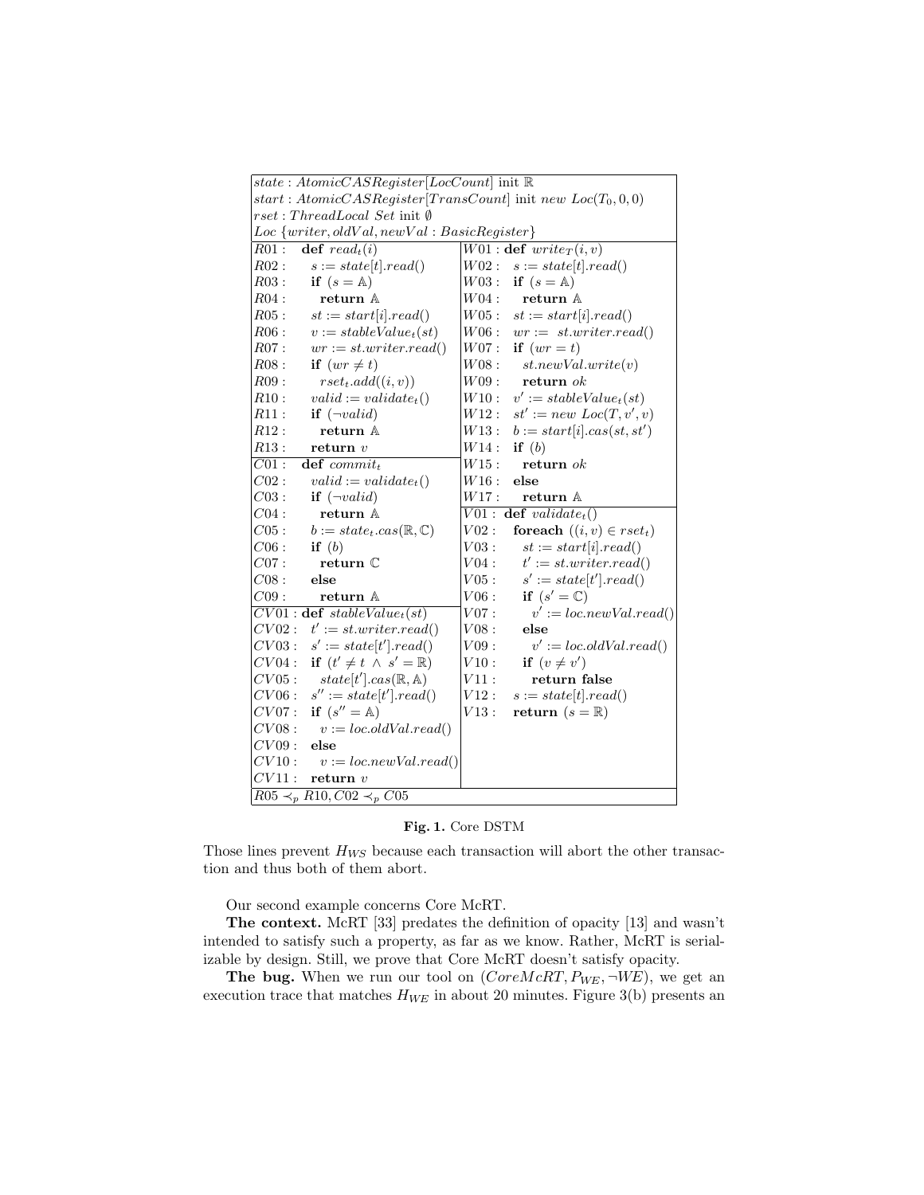| | |
|---|---|
| $state : AtomicCASRegister[LocCount]$ init $\mathbb{R}$ | |
| $start : AtomicCASRegister[TransCount]$ init $new\ Loc(T_0, 0, 0)$ | |
| $rset : ThreadLocal\ Set$ init $\emptyset$ | |
| $Loc\ \{writer, oldVal, newVal : BasicRegister\}$ | |
| $R01:$ **def** $read_t(i)$ | $W01:$ **def** $write_T(i, v)$ |
| $R02:$ $s := state[t].read()$ | $W02:$ $s := state[t].read()$ |
| $R03:$ **if** $(s = \mathbb{A})$ | $W03:$ **if** $(s = \mathbb{A})$ |
| $R04:$ **return** $\mathbb{A}$ | $W04:$ **return** $\mathbb{A}$ |
| $R05:$ $st := start[i].read()$ | $W05:$ $st := start[i].read()$ |
| $R06:$ $v := stableValue_t(st)$ | $W06:$ $wr := st.writer.read()$ |
| $R07:$ $wr := st.writer.read()$ | $W07:$ **if** $(wr = t)$ |
| $R08:$ **if** $(wr \neq t)$ | $W08:$ $st.newVal.write(v)$ |
| $R09:$ $rset_t.add((i, v))$ | $W09:$ **return** $ok$ |
| $R10:$ $valid := validate_t()$ | $W10:$ $v' := stableValue_t(st)$ |
| $R11:$ **if** $(\neg valid)$ | $W12:$ $st' := new\ Loc(T, v', v)$ |
| $R12:$ **return** $\mathbb{A}$ | $W13:$ $b := start[i].cas(st, st')$ |
| $R13:$ **return** $v$ | $W14:$ **if** $(b)$ |
| $C01:$ **def** $commit_t$ | $W15:$ **return** $ok$ |
| $C02:$ $valid := validate_t()$ | $W16:$ **else** |
| $C03:$ **if** $(\neg valid)$ | $W17:$ **return** $\mathbb{A}$ |
| $C04:$ **return** $\mathbb{A}$ | $V01:$ **def** $validate_t()$ |
| $C05:$ $b := state_t.cas(\mathbb{R}, \mathbb{C})$ | $V02:$ **foreach** $((i, v) \in rset_t)$ |
| $C06:$ **if** $(b)$ | $V03:$ $st := start[i].read()$ |
| $C07:$ **return** $\mathbb{C}$ | $V04:$ $t' := st.writer.read()$ |
| $C08:$ **else** | $V05:$ $s' := state[t'].read()$ |
| $C09:$ **return** $\mathbb{A}$ | $V06:$ **if** $(s' = \mathbb{C})$ |
| $CV01:$ **def** $stableValue_t(st)$ | $V07:$ $v' := loc.newVal.read()$ |
| $CV02:$ $t' := st.writer.read()$ | $V08:$ **else** |
| $CV03:$ $s' := state[t'].read()$ | $V09:$ $v' := loc.oldVal.read()$ |
| $CV04:$ **if** $(t' \neq t\ \wedge\ s' = \mathbb{R})$ | $V10:$ **if** $(v \neq v')$ |
| $CV05:$ $state[t'].cas(\mathbb{R}, \mathbb{A})$ | $V11:$ **return false** |
| $CV06:$ $s'' := state[t'].read()$ | $V12:$ $s := state[t].read()$ |
| $CV07:$ **if** $(s'' = \mathbb{A})$ | $V13:$ **return** $(s = \mathbb{R})$ |
| $CV08:$ $v := loc.oldVal.read()$ | |
| $CV09:$ **else** | |
| $CV10:$ $v := loc.newVal.read()$ | |
| $CV11:$ **return** $v$ | |
| $R05 \prec_p R10, C02 \prec_p C05$ | |

**Fig. 1.** Core DSTM

Those lines prevent $H_{WS}$ because each transaction will abort the other transaction and thus both of them abort.

Our second example concerns Core McRT.

**The context.** McRT [33] predates the definition of opacity [13] and wasn't intended to satisfy such a property, as far as we know. Rather, McRT is serializable by design. Still, we prove that Core McRT doesn't satisfy opacity.

**The bug.** When we run our tool on $(CoreMcRT, P_{WE}, \neg WE)$, we get an execution trace that matches $H_{WE}$ in about 20 minutes. Figure 3(b) presents an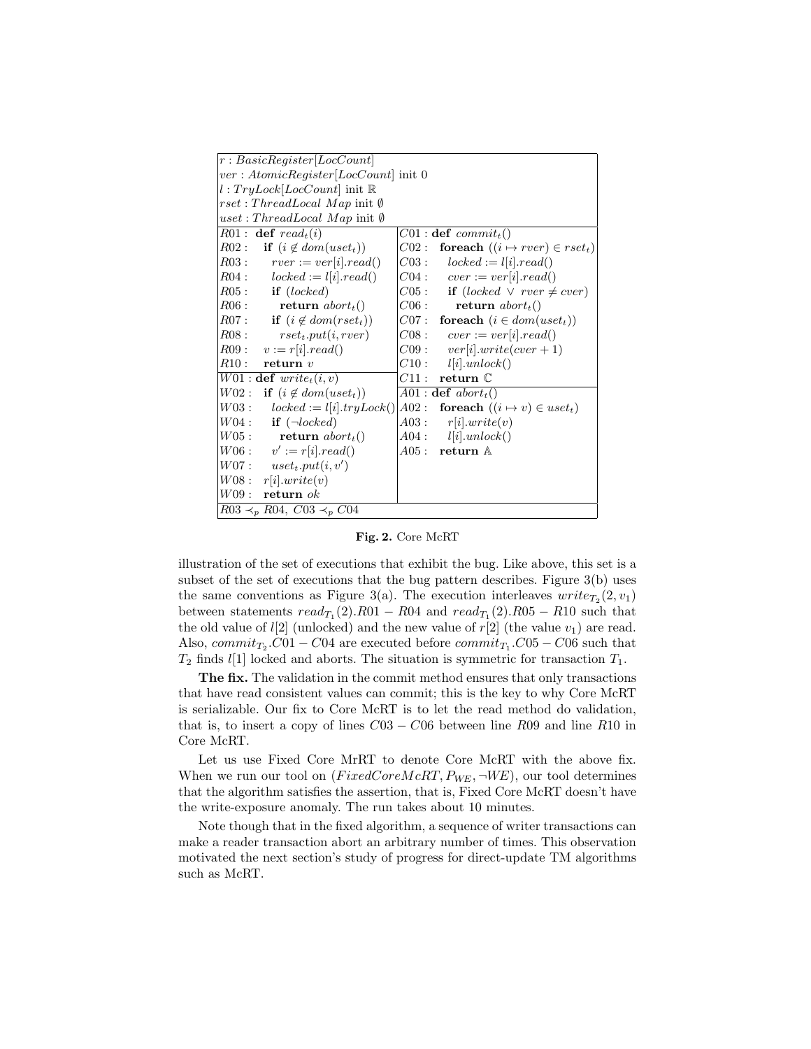```
r : BasicRegister[LocCount]
ver : AtomicRegister[LocCount] init 0
l : TryLock[LocCount] init ℝ
rset : ThreadLocal Map init ∅
uset : ThreadLocal Map init ∅

R01 : def read_t(i)
R02 :   if (i ∉ dom(uset_t))
R03 :     rver := ver[i].read()
R04 :     locked := l[i].read()
R05 :     if (locked)
R06 :       return abort_t()
R07 :     if (i ∉ dom(rset_t))
R08 :       rset_t.put(i, rver)
R09 :   v := r[i].read()
R10 :   return v

W01 : def write_t(i, v)
W02 :   if (i ∉ dom(uset_t))
W03 :     locked := l[i].tryLock()
W04 :     if (¬locked)
W05 :       return abort_t()
W06 :     v' := r[i].read()
W07 :     uset_t.put(i, v')
W08 :   r[i].write(v)
W09 :   return ok

C01 : def commit_t()
C02 :   foreach ((i ↦ rver) ∈ rset_t)
C03 :     locked := l[i].read()
C04 :     cver := ver[i].read()
C05 :     if (locked ∨ rver ≠ cver)
C06 :       return abort_t()
C07 :   foreach (i ∈ dom(uset_t))
C08 :     cver := ver[i].read()
C09 :     ver[i].write(cver + 1)
C10 :     l[i].unlock()
C11 :   return ℂ

A01 : def abort_t()
A02 :   foreach ((i ↦ v) ∈ uset_t)
A03 :     r[i].write(v)
A04 :     l[i].unlock()
A05 :   return 𝔸

R03 ≺_p R04, C03 ≺_p C04
```

**Fig. 2.** Core McRT

illustration of the set of executions that exhibit the bug. Like above, this set is a subset of the set of executions that the bug pattern describes. Figure 3(b) uses the same conventions as Figure 3(a). The execution interleaves $write_{T_2}(2, v_1)$ between statements $read_{T_1}(2).R01 - R04$ and $read_{T_1}(2).R05 - R10$ such that the old value of $l[2]$ (unlocked) and the new value of $r[2]$ (the value $v_1$) are read. Also, $commit_{T_2}.C01 - C04$ are executed before $commit_{T_1}.C05 - C06$ such that $T_2$ finds $l[1]$ locked and aborts. The situation is symmetric for transaction $T_1$.

**The fix.** The validation in the commit method ensures that only transactions that have read consistent values can commit; this is the key to why Core McRT is serializable. Our fix to Core McRT is to let the read method do validation, that is, to insert a copy of lines $C03 - C06$ between line $R09$ and line $R10$ in Core McRT.

Let us use Fixed Core MrRT to denote Core McRT with the above fix. When we run our tool on $(FixedCoreMcRT, P_{WE}, \neg WE)$, our tool determines that the algorithm satisfies the assertion, that is, Fixed Core McRT doesn't have the write-exposure anomaly. The run takes about 10 minutes.

Note though that in the fixed algorithm, a sequence of writer transactions can make a reader transaction abort an arbitrary number of times. This observation motivated the next section's study of progress for direct-update TM algorithms such as McRT.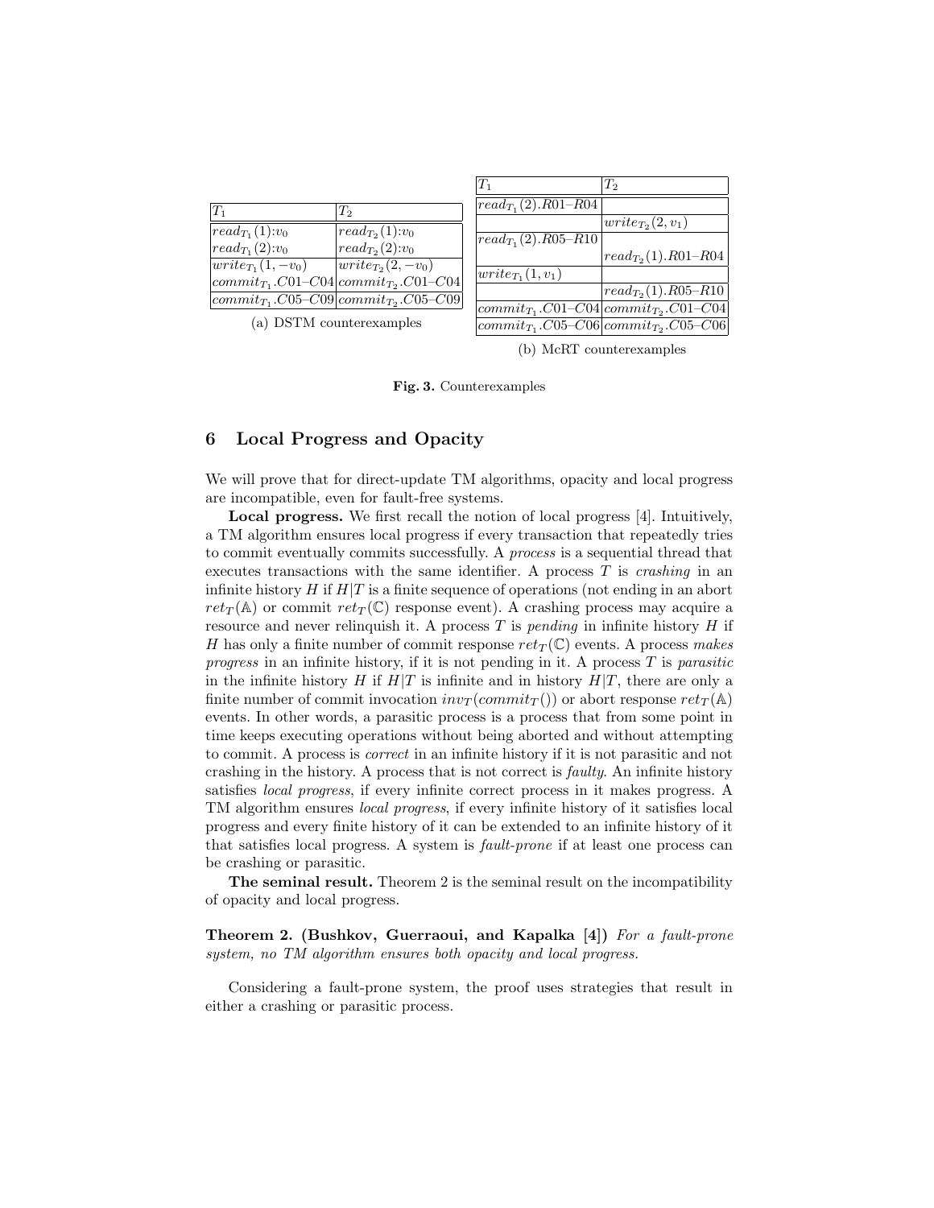| $T_1$ | $T_2$ |
|---|---|
| $read_{T_1}(1){:}v_0$ | $read_{T_2}(1){:}v_0$ |
| $read_{T_1}(2){:}v_0$ | $read_{T_2}(2){:}v_0$ |
| $write_{T_1}(1, -v_0)$ | $write_{T_2}(2, -v_0)$ |
| $commit_{T_1}.C01$–$C04$ | $commit_{T_2}.C01$–$C04$ |
| $commit_{T_1}.C05$–$C09$ | $commit_{T_2}.C05$–$C09$ |

(a) DSTM counterexamples

| $T_1$ | $T_2$ |
|---|---|
| $read_{T_1}(2).R01$–$R04$ | |
| | $write_{T_2}(2, v_1)$ |
| $read_{T_1}(2).R05$–$R10$ | |
| | $read_{T_2}(1).R01$–$R04$ |
| $write_{T_1}(1, v_1)$ | |
| | $read_{T_2}(1).R05$–$R10$ |
| $commit_{T_1}.C01$–$C04$ | $commit_{T_2}.C01$–$C04$ |
| $commit_{T_1}.C05$–$C06$ | $commit_{T_2}.C05$–$C06$ |

(b) McRT counterexamples

**Fig. 3.** Counterexamples

## 6 Local Progress and Opacity

We will prove that for direct-update TM algorithms, opacity and local progress are incompatible, even for fault-free systems.

**Local progress.** We first recall the notion of local progress [4]. Intuitively, a TM algorithm ensures local progress if every transaction that repeatedly tries to commit eventually commits successfully. A *process* is a sequential thread that executes transactions with the same identifier. A process $T$ is *crashing* in an infinite history $H$ if $H|T$ is a finite sequence of operations (not ending in an abort $ret_T(\mathbb{A})$ or commit $ret_T(\mathbb{C})$ response event). A crashing process may acquire a resource and never relinquish it. A process $T$ is *pending* in infinite history $H$ if $H$ has only a finite number of commit response $ret_T(\mathbb{C})$ events. A process *makes progress* in an infinite history, if it is not pending in it. A process $T$ is *parasitic* in the infinite history $H$ if $H|T$ is infinite and in history $H|T$, there are only a finite number of commit invocation $inv_T(commit_T())$ or abort response $ret_T(\mathbb{A})$ events. In other words, a parasitic process is a process that from some point in time keeps executing operations without being aborted and without attempting to commit. A process is *correct* in an infinite history if it is not parasitic and not crashing in the history. A process that is not correct is *faulty*. An infinite history satisfies *local progress*, if every infinite correct process in it makes progress. A TM algorithm ensures *local progress*, if every infinite history of it satisfies local progress and every finite history of it can be extended to an infinite history of it that satisfies local progress. A system is *fault-prone* if at least one process can be crashing or parasitic.

**The seminal result.** Theorem 2 is the seminal result on the incompatibility of opacity and local progress.

**Theorem 2. (Bushkov, Guerraoui, and Kapalka [4])** *For a fault-prone system, no TM algorithm ensures both opacity and local progress.*

Considering a fault-prone system, the proof uses strategies that result in either a crashing or parasitic process.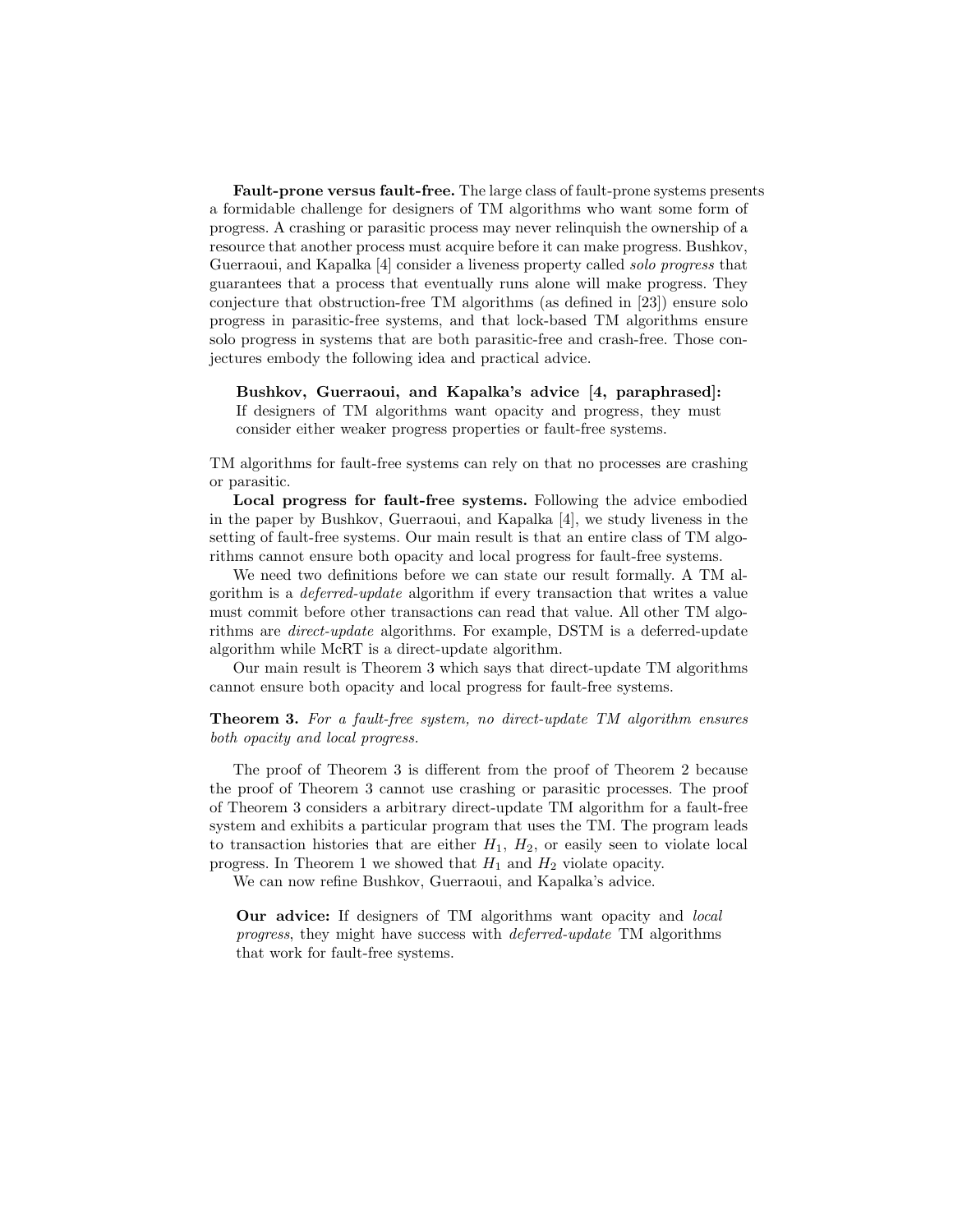**Fault-prone versus fault-free.** The large class of fault-prone systems presents a formidable challenge for designers of TM algorithms who want some form of progress. A crashing or parasitic process may never relinquish the ownership of a resource that another process must acquire before it can make progress. Bushkov, Guerraoui, and Kapalka [4] consider a liveness property called *solo progress* that guarantees that a process that eventually runs alone will make progress. They conjecture that obstruction-free TM algorithms (as defined in [23]) ensure solo progress in parasitic-free systems, and that lock-based TM algorithms ensure solo progress in systems that are both parasitic-free and crash-free. Those conjectures embody the following idea and practical advice.

> **Bushkov, Guerraoui, and Kapalka's advice [4, paraphrased]:** If designers of TM algorithms want opacity and progress, they must consider either weaker progress properties or fault-free systems.

TM algorithms for fault-free systems can rely on that no processes are crashing or parasitic.

**Local progress for fault-free systems.** Following the advice embodied in the paper by Bushkov, Guerraoui, and Kapalka [4], we study liveness in the setting of fault-free systems. Our main result is that an entire class of TM algorithms cannot ensure both opacity and local progress for fault-free systems.

We need two definitions before we can state our result formally. A TM algorithm is a *deferred-update* algorithm if every transaction that writes a value must commit before other transactions can read that value. All other TM algorithms are *direct-update* algorithms. For example, DSTM is a deferred-update algorithm while McRT is a direct-update algorithm.

Our main result is Theorem 3 which says that direct-update TM algorithms cannot ensure both opacity and local progress for fault-free systems.

**Theorem 3.** *For a fault-free system, no direct-update TM algorithm ensures both opacity and local progress.*

The proof of Theorem 3 is different from the proof of Theorem 2 because the proof of Theorem 3 cannot use crashing or parasitic processes. The proof of Theorem 3 considers a arbitrary direct-update TM algorithm for a fault-free system and exhibits a particular program that uses the TM. The program leads to transaction histories that are either $H_1$, $H_2$, or easily seen to violate local progress. In Theorem 1 we showed that $H_1$ and $H_2$ violate opacity.

We can now refine Bushkov, Guerraoui, and Kapalka's advice.

> **Our advice:** If designers of TM algorithms want opacity and *local progress*, they might have success with *deferred-update* TM algorithms that work for fault-free systems.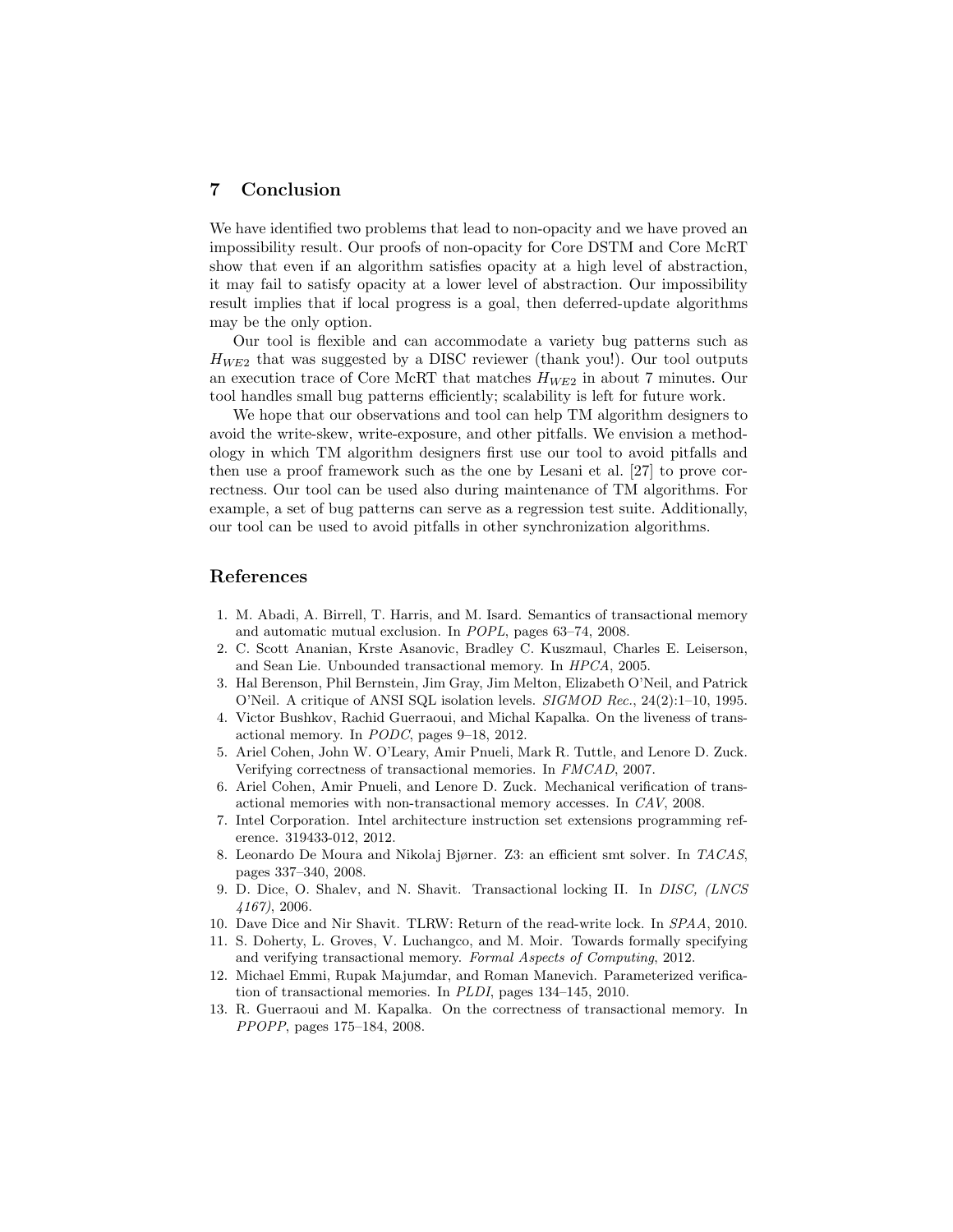## 7 Conclusion

We have identified two problems that lead to non-opacity and we have proved an impossibility result. Our proofs of non-opacity for Core DSTM and Core McRT show that even if an algorithm satisfies opacity at a high level of abstraction, it may fail to satisfy opacity at a lower level of abstraction. Our impossibility result implies that if local progress is a goal, then deferred-update algorithms may be the only option.

Our tool is flexible and can accommodate a variety bug patterns such as $H_{WE2}$ that was suggested by a DISC reviewer (thank you!). Our tool outputs an execution trace of Core McRT that matches $H_{WE2}$ in about 7 minutes. Our tool handles small bug patterns efficiently; scalability is left for future work.

We hope that our observations and tool can help TM algorithm designers to avoid the write-skew, write-exposure, and other pitfalls. We envision a methodology in which TM algorithm designers first use our tool to avoid pitfalls and then use a proof framework such as the one by Lesani et al. [27] to prove correctness. Our tool can be used also during maintenance of TM algorithms. For example, a set of bug patterns can serve as a regression test suite. Additionally, our tool can be used to avoid pitfalls in other synchronization algorithms.

## References

1. M. Abadi, A. Birrell, T. Harris, and M. Isard. Semantics of transactional memory and automatic mutual exclusion. In *POPL*, pages 63–74, 2008.
2. C. Scott Ananian, Krste Asanovic, Bradley C. Kuszmaul, Charles E. Leiserson, and Sean Lie. Unbounded transactional memory. In *HPCA*, 2005.
3. Hal Berenson, Phil Bernstein, Jim Gray, Jim Melton, Elizabeth O'Neil, and Patrick O'Neil. A critique of ANSI SQL isolation levels. *SIGMOD Rec.*, 24(2):1–10, 1995.
4. Victor Bushkov, Rachid Guerraoui, and Michal Kapalka. On the liveness of transactional memory. In *PODC*, pages 9–18, 2012.
5. Ariel Cohen, John W. O'Leary, Amir Pnueli, Mark R. Tuttle, and Lenore D. Zuck. Verifying correctness of transactional memories. In *FMCAD*, 2007.
6. Ariel Cohen, Amir Pnueli, and Lenore D. Zuck. Mechanical verification of transactional memories with non-transactional memory accesses. In *CAV*, 2008.
7. Intel Corporation. Intel architecture instruction set extensions programming reference. 319433-012, 2012.
8. Leonardo De Moura and Nikolaj Bjørner. Z3: an efficient smt solver. In *TACAS*, pages 337–340, 2008.
9. D. Dice, O. Shalev, and N. Shavit. Transactional locking II. In *DISC, (LNCS 4167)*, 2006.
10. Dave Dice and Nir Shavit. TLRW: Return of the read-write lock. In *SPAA*, 2010.
11. S. Doherty, L. Groves, V. Luchangco, and M. Moir. Towards formally specifying and verifying transactional memory. *Formal Aspects of Computing*, 2012.
12. Michael Emmi, Rupak Majumdar, and Roman Manevich. Parameterized verification of transactional memories. In *PLDI*, pages 134–145, 2010.
13. R. Guerraoui and M. Kapalka. On the correctness of transactional memory. In *PPOPP*, pages 175–184, 2008.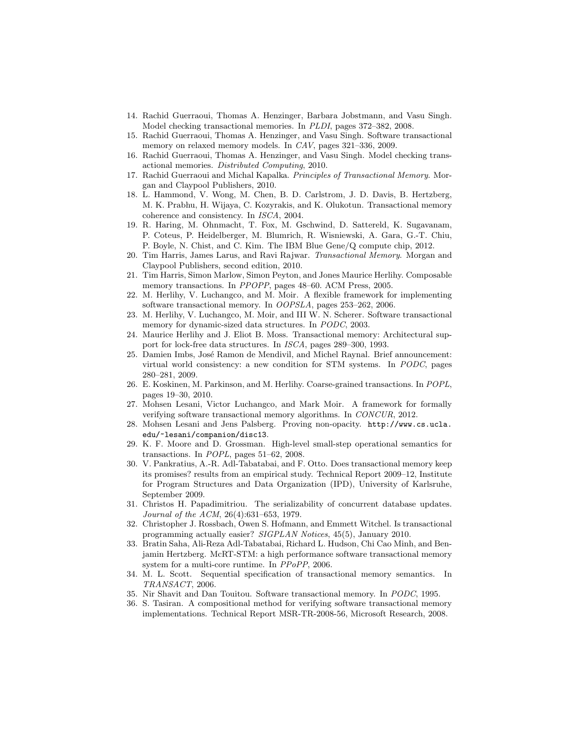14. Rachid Guerraoui, Thomas A. Henzinger, Barbara Jobstmann, and Vasu Singh. Model checking transactional memories. In *PLDI*, pages 372–382, 2008.
15. Rachid Guerraoui, Thomas A. Henzinger, and Vasu Singh. Software transactional memory on relaxed memory models. In *CAV*, pages 321–336, 2009.
16. Rachid Guerraoui, Thomas A. Henzinger, and Vasu Singh. Model checking transactional memories. *Distributed Computing*, 2010.
17. Rachid Guerraoui and Michal Kapalka. *Principles of Transactional Memory*. Morgan and Claypool Publishers, 2010.
18. L. Hammond, V. Wong, M. Chen, B. D. Carlstrom, J. D. Davis, B. Hertzberg, M. K. Prabhu, H. Wijaya, C. Kozyrakis, and K. Olukotun. Transactional memory coherence and consistency. In *ISCA*, 2004.
19. R. Haring, M. Ohnmacht, T. Fox, M. Gschwind, D. Sattereld, K. Sugavanam, P. Coteus, P. Heidelberger, M. Blumrich, R. Wisniewski, A. Gara, G.-T. Chiu, P. Boyle, N. Chist, and C. Kim. The IBM Blue Gene/Q compute chip, 2012.
20. Tim Harris, James Larus, and Ravi Rajwar. *Transactional Memory*. Morgan and Claypool Publishers, second edition, 2010.
21. Tim Harris, Simon Marlow, Simon Peyton, and Jones Maurice Herlihy. Composable memory transactions. In *PPOPP*, pages 48–60. ACM Press, 2005.
22. M. Herlihy, V. Luchangco, and M. Moir. A flexible framework for implementing software transactional memory. In *OOPSLA*, pages 253–262, 2006.
23. M. Herlihy, V. Luchangco, M. Moir, and III W. N. Scherer. Software transactional memory for dynamic-sized data structures. In *PODC*, 2003.
24. Maurice Herlihy and J. Eliot B. Moss. Transactional memory: Architectural support for lock-free data structures. In *ISCA*, pages 289–300, 1993.
25. Damien Imbs, José Ramon de Mendivil, and Michel Raynal. Brief announcement: virtual world consistency: a new condition for STM systems. In *PODC*, pages 280–281, 2009.
26. E. Koskinen, M. Parkinson, and M. Herlihy. Coarse-grained transactions. In *POPL*, pages 19–30, 2010.
27. Mohsen Lesani, Victor Luchangco, and Mark Moir. A framework for formally verifying software transactional memory algorithms. In *CONCUR*, 2012.
28. Mohsen Lesani and Jens Palsberg. Proving non-opacity. `http://www.cs.ucla.edu/~lesani/companion/disc13`.
29. K. F. Moore and D. Grossman. High-level small-step operational semantics for transactions. In *POPL*, pages 51–62, 2008.
30. V. Pankratius, A.-R. Adl-Tabatabai, and F. Otto. Does transactional memory keep its promises? results from an empirical study. Technical Report 2009–12, Institute for Program Structures and Data Organization (IPD), University of Karlsruhe, September 2009.
31. Christos H. Papadimitriou. The serializability of concurrent database updates. *Journal of the ACM*, 26(4):631–653, 1979.
32. Christopher J. Rossbach, Owen S. Hofmann, and Emmett Witchel. Is transactional programming actually easier? *SIGPLAN Notices*, 45(5), January 2010.
33. Bratin Saha, Ali-Reza Adl-Tabatabai, Richard L. Hudson, Chi Cao Minh, and Benjamin Hertzberg. McRT-STM: a high performance software transactional memory system for a multi-core runtime. In *PPoPP*, 2006.
34. M. L. Scott. Sequential specification of transactional memory semantics. In *TRANSACT*, 2006.
35. Nir Shavit and Dan Touitou. Software transactional memory. In *PODC*, 1995.
36. S. Tasiran. A compositional method for verifying software transactional memory implementations. Technical Report MSR-TR-2008-56, Microsoft Research, 2008.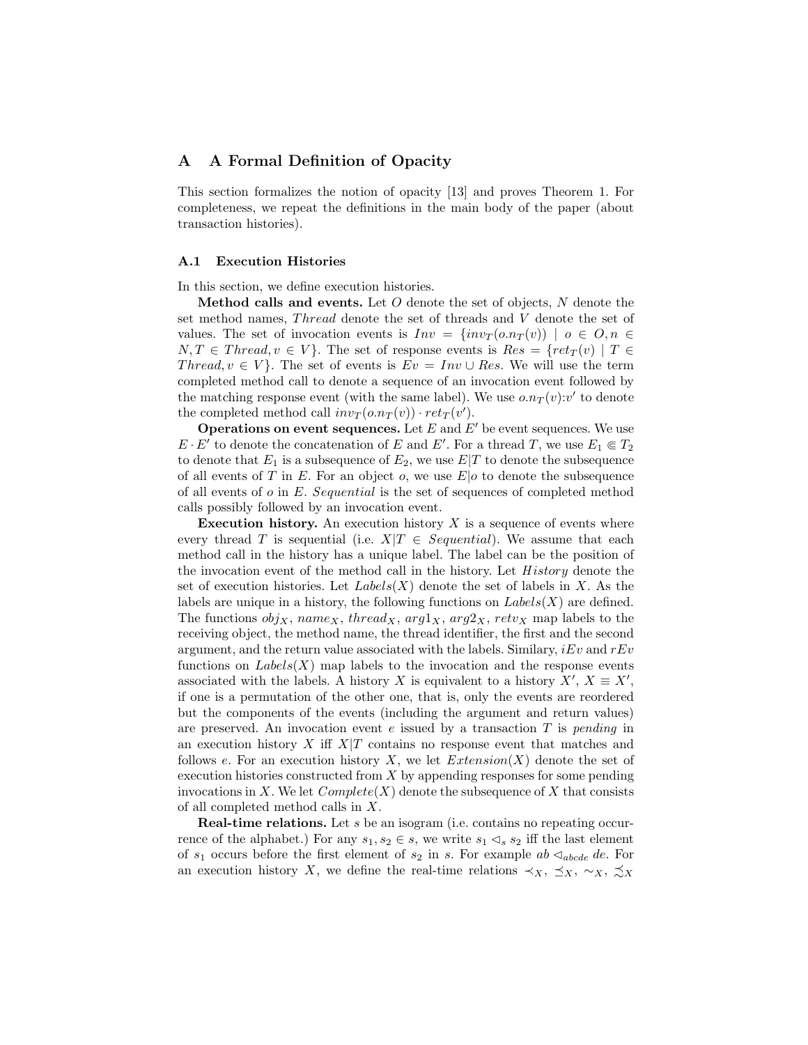## A A Formal Definition of Opacity

This section formalizes the notion of opacity [13] and proves Theorem 1. For completeness, we repeat the definitions in the main body of the paper (about transaction histories).

### A.1 Execution Histories

In this section, we define execution histories.

**Method calls and events.** Let $O$ denote the set of objects, $N$ denote the set method names, $Thread$ denote the set of threads and $V$ denote the set of values. The set of invocation events is $Inv = \{inv_T(o.n_T(v)) \mid o \in O, n \in N, T \in Thread, v \in V\}$. The set of response events is $Res = \{ret_T(v) \mid T \in Thread, v \in V\}$. The set of events is $Ev = Inv \cup Res$. We will use the term completed method call to denote a sequence of an invocation event followed by the matching response event (with the same label). We use $o.n_T(v){:}v'$ to denote the completed method call $inv_T(o.n_T(v)) \cdot ret_T(v')$.

**Operations on event sequences.** Let $E$ and $E'$ be event sequences. We use $E \cdot E'$ to denote the concatenation of $E$ and $E'$. For a thread $T$, we use $E_1 \Subset T_2$ to denote that $E_1$ is a subsequence of $E_2$, we use $E|T$ to denote the subsequence of all events of $T$ in $E$. For an object $o$, we use $E|o$ to denote the subsequence of all events of $o$ in $E$. $Sequential$ is the set of sequences of completed method calls possibly followed by an invocation event.

**Execution history.** An execution history $X$ is a sequence of events where every thread $T$ is sequential (i.e. $X|T \in Sequential$). We assume that each method call in the history has a unique label. The label can be the position of the invocation event of the method call in the history. Let $History$ denote the set of execution histories. Let $Labels(X)$ denote the set of labels in $X$. As the labels are unique in a history, the following functions on $Labels(X)$ are defined. The functions $obj_X$, $name_X$, $thread_X$, $arg1_X$, $arg2_X$, $retv_X$ map labels to the receiving object, the method name, the thread identifier, the first and the second argument, and the return value associated with the labels. Similary, $iEv$ and $rEv$ functions on $Labels(X)$ map labels to the invocation and the response events associated with the labels. A history $X$ is equivalent to a history $X'$, $X \equiv X'$, if one is a permutation of the other one, that is, only the events are reordered but the components of the events (including the argument and return values) are preserved. An invocation event $e$ issued by a transaction $T$ is *pending* in an execution history $X$ iff $X|T$ contains no response event that matches and follows $e$. For an execution history $X$, we let $Extension(X)$ denote the set of execution histories constructed from $X$ by appending responses for some pending invocations in $X$. We let $Complete(X)$ denote the subsequence of $X$ that consists of all completed method calls in $X$.

**Real-time relations.** Let $s$ be an isogram (i.e. contains no repeating occurrence of the alphabet.) For any $s_1, s_2 \in s$, we write $s_1 \lhd_s s_2$ iff the last element of $s_1$ occurs before the first element of $s_2$ in $s$. For example $ab \lhd_{abcde} de$. For an execution history $X$, we define the real-time relations $\prec_X$, $\preceq_X$, $\sim_X$, $\precsim_X$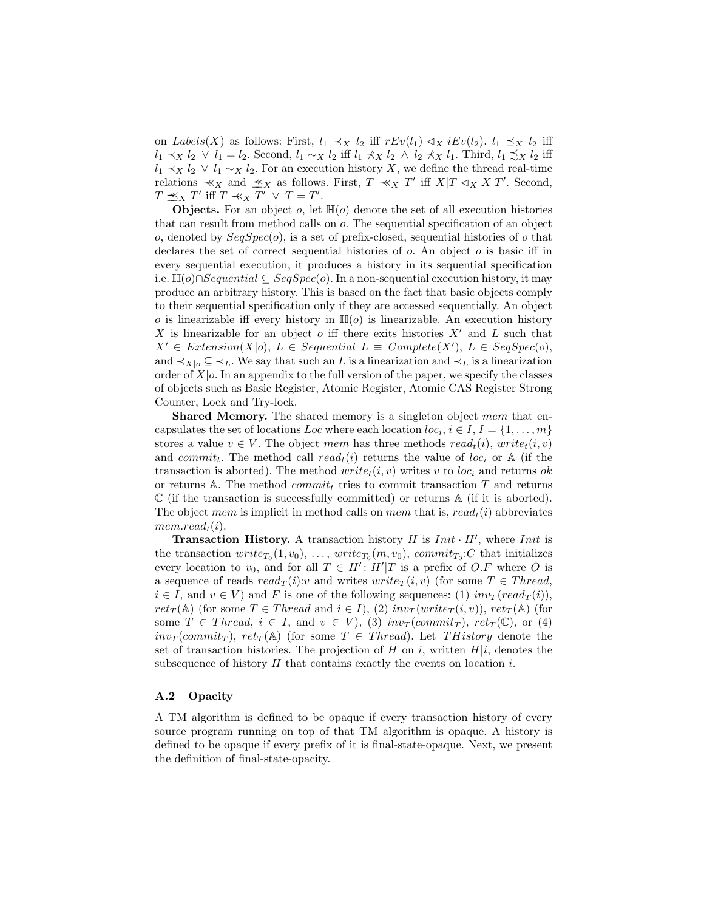on $Labels(X)$ as follows: First, $l_1 \prec_X l_2$ iff $rEv(l_1) \lhd_X iEv(l_2)$. $l_1 \preceq_X l_2$ iff $l_1 \prec_X l_2 \lor l_1 = l_2$. Second, $l_1 \sim_X l_2$ iff $l_1 \not\prec_X l_2 \land l_2 \not\prec_X l_1$. Third, $l_1 \precsim_X l_2$ iff $l_1 \prec_X l_2 \lor l_1 \sim_X l_2$. For an execution history $X$, we define the thread real-time relations $\lll_X$ and $\preceq\!\!\!\!\prec_X$ as follows. First, $T \lll_X T'$ iff $X|T \lhd_X X|T'$. Second, $T \preceq\!\!\!\!\prec_X T'$ iff $T \lll_X T' \lor T = T'$.

**Objects.** For an object $o$, let $\mathbb{H}(o)$ denote the set of all execution histories that can result from method calls on $o$. The sequential specification of an object $o$, denoted by $SeqSpec(o)$, is a set of prefix-closed, sequential histories of $o$ that declares the set of correct sequential histories of $o$. An object $o$ is basic iff in every sequential execution, it produces a history in its sequential specification i.e. $\mathbb{H}(o) \cap Sequential \subseteq SeqSpec(o)$. In a non-sequential execution history, it may produce an arbitrary history. This is based on the fact that basic objects comply to their sequential specification only if they are accessed sequentially. An object $o$ is linearizable iff every history in $\mathbb{H}(o)$ is linearizable. An execution history $X$ is linearizable for an object $o$ iff there exits histories $X'$ and $L$ such that $X' \in Extension(X|o)$, $L \in Sequential$ $L \equiv Complete(X')$, $L \in SeqSpec(o)$, and $\prec_{X|o} \subseteq \prec_L$. We say that such an $L$ is a linearization and $\prec_L$ is a linearization order of $X|o$. In an appendix to the full version of the paper, we specify the classes of objects such as Basic Register, Atomic Register, Atomic CAS Register Strong Counter, Lock and Try-lock.

**Shared Memory.** The shared memory is a singleton object $mem$ that encapsulates the set of locations $Loc$ where each location $loc_i$, $i \in I$, $I = \{1, \ldots, m\}$ stores a value $v \in V$. The object $mem$ has three methods $read_t(i)$, $write_t(i, v)$ and $commit_t$. The method call $read_t(i)$ returns the value of $loc_i$ or $\mathbb{A}$ (if the transaction is aborted). The method $write_t(i, v)$ writes $v$ to $loc_i$ and returns $ok$ or returns $\mathbb{A}$. The method $commit_t$ tries to commit transaction $T$ and returns $\mathbb{C}$ (if the transaction is successfully committed) or returns $\mathbb{A}$ (if it is aborted). The object $mem$ is implicit in method calls on $mem$ that is, $read_t(i)$ abbreviates $mem.read_t(i)$.

**Transaction History.** A transaction history $H$ is $Init \cdot H'$, where $Init$ is the transaction $write_{T_0}(1, v_0)$, $\ldots$, $write_{T_0}(m, v_0)$, $commit_{T_0}{:}C$ that initializes every location to $v_0$, and for all $T \in H'$: $H'|T$ is a prefix of $O.F$ where $O$ is a sequence of reads $read_T(i){:}v$ and writes $write_T(i, v)$ (for some $T \in Thread$, $i \in I$, and $v \in V$) and $F$ is one of the following sequences: (1) $inv_T(read_T(i))$, $ret_T(\mathbb{A})$ (for some $T \in Thread$ and $i \in I$), (2) $inv_T(write_T(i, v))$, $ret_T(\mathbb{A})$ (for some $T \in Thread$, $i \in I$, and $v \in V$), (3) $inv_T(commit_T)$, $ret_T(\mathbb{C})$, or (4) $inv_T(commit_T)$, $ret_T(\mathbb{A})$ (for some $T \in Thread$). Let $THistory$ denote the set of transaction histories. The projection of $H$ on $i$, written $H|i$, denotes the subsequence of history $H$ that contains exactly the events on location $i$.

### A.2 Opacity

A TM algorithm is defined to be opaque if every transaction history of every source program running on top of that TM algorithm is opaque. A history is defined to be opaque if every prefix of it is final-state-opaque. Next, we present the definition of final-state-opacity.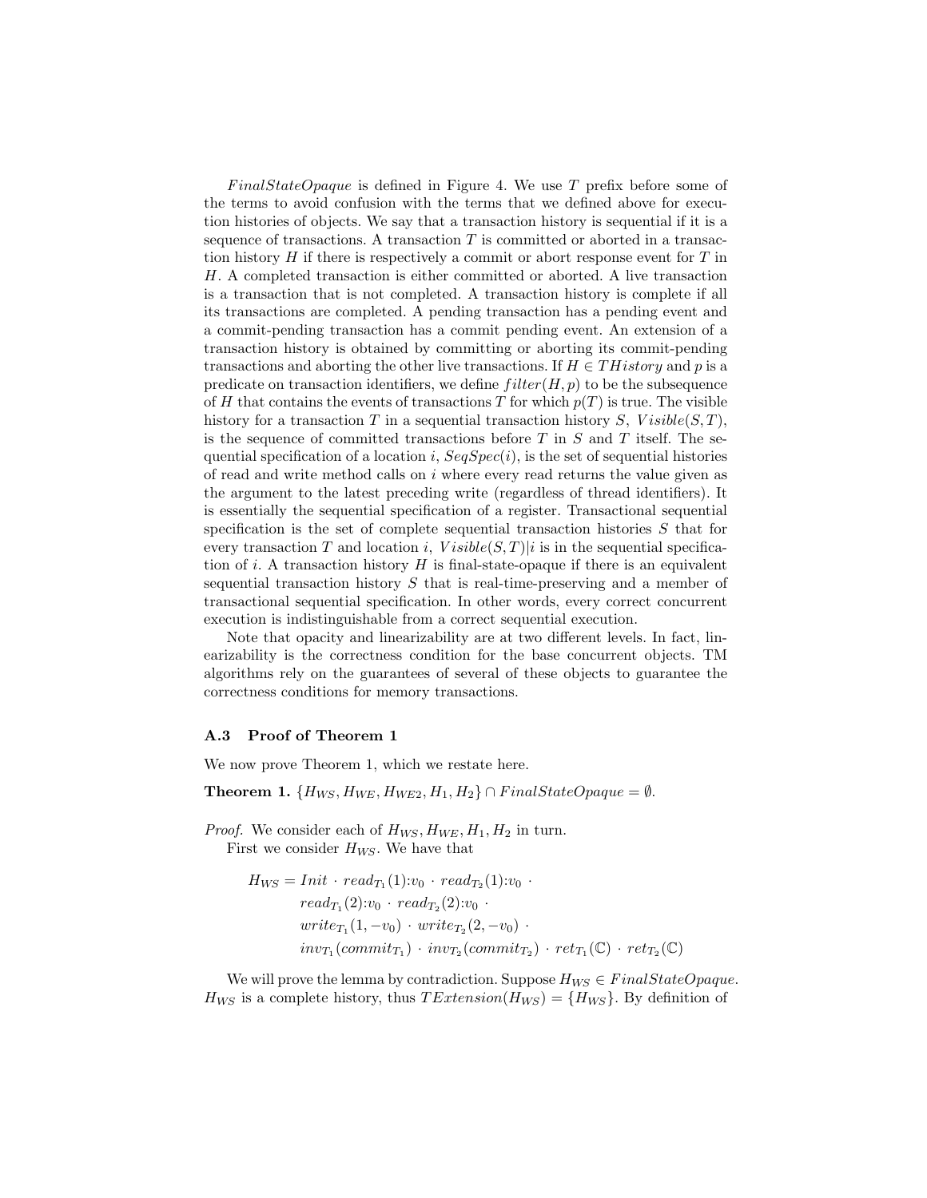*FinalStateOpaque* is defined in Figure 4. We use $T$ prefix before some of the terms to avoid confusion with the terms that we defined above for execution histories of objects. We say that a transaction history is sequential if it is a sequence of transactions. A transaction $T$ is committed or aborted in a transaction history $H$ if there is respectively a commit or abort response event for $T$ in $H$. A completed transaction is either committed or aborted. A live transaction is a transaction that is not completed. A transaction history is complete if all its transactions are completed. A pending transaction has a pending event and a commit-pending transaction has a commit pending event. An extension of a transaction history is obtained by committing or aborting its commit-pending transactions and aborting the other live transactions. If $H \in THistory$ and $p$ is a predicate on transaction identifiers, we define $filter(H, p)$ to be the subsequence of $H$ that contains the events of transactions $T$ for which $p(T)$ is true. The visible history for a transaction $T$ in a sequential transaction history $S$, $Visible(S, T)$, is the sequence of committed transactions before $T$ in $S$ and $T$ itself. The sequential specification of a location $i$, $SeqSpec(i)$, is the set of sequential histories of read and write method calls on $i$ where every read returns the value given as the argument to the latest preceding write (regardless of thread identifiers). It is essentially the sequential specification of a register. Transactional sequential specification is the set of complete sequential transaction histories $S$ that for every transaction $T$ and location $i$, $Visible(S, T)|i$ is in the sequential specification of $i$. A transaction history $H$ is final-state-opaque if there is an equivalent sequential transaction history $S$ that is real-time-preserving and a member of transactional sequential specification. In other words, every correct concurrent execution is indistinguishable from a correct sequential execution.

Note that opacity and linearizability are at two different levels. In fact, linearizability is the correctness condition for the base concurrent objects. TM algorithms rely on the guarantees of several of these objects to guarantee the correctness conditions for memory transactions.

### A.3 Proof of Theorem 1

We now prove Theorem 1, which we restate here.

**Theorem 1.** $\{H_{WS}, H_{WE}, H_{WE2}, H_1, H_2\} \cap FinalStateOpaque = \emptyset$.

*Proof.* We consider each of $H_{WS}, H_{WE}, H_1, H_2$ in turn.

First we consider $H_{WS}$. We have that

$$
\begin{aligned}
H_{WS} = \ & Init \cdot read_{T_1}(1){:}v_0 \cdot read_{T_2}(1){:}v_0 \cdot \\
& read_{T_1}(2){:}v_0 \cdot read_{T_2}(2){:}v_0 \cdot \\
& write_{T_1}(1, -v_0) \cdot write_{T_2}(2, -v_0) \cdot \\
& inv_{T_1}(commit_{T_1}) \cdot inv_{T_2}(commit_{T_2}) \cdot ret_{T_1}(\mathbb{C}) \cdot ret_{T_2}(\mathbb{C})
\end{aligned}
$$

We will prove the lemma by contradiction. Suppose $H_{WS} \in FinalStateOpaque$. $H_{WS}$ is a complete history, thus $TExtension(H_{WS}) = \{H_{WS}\}$. By definition of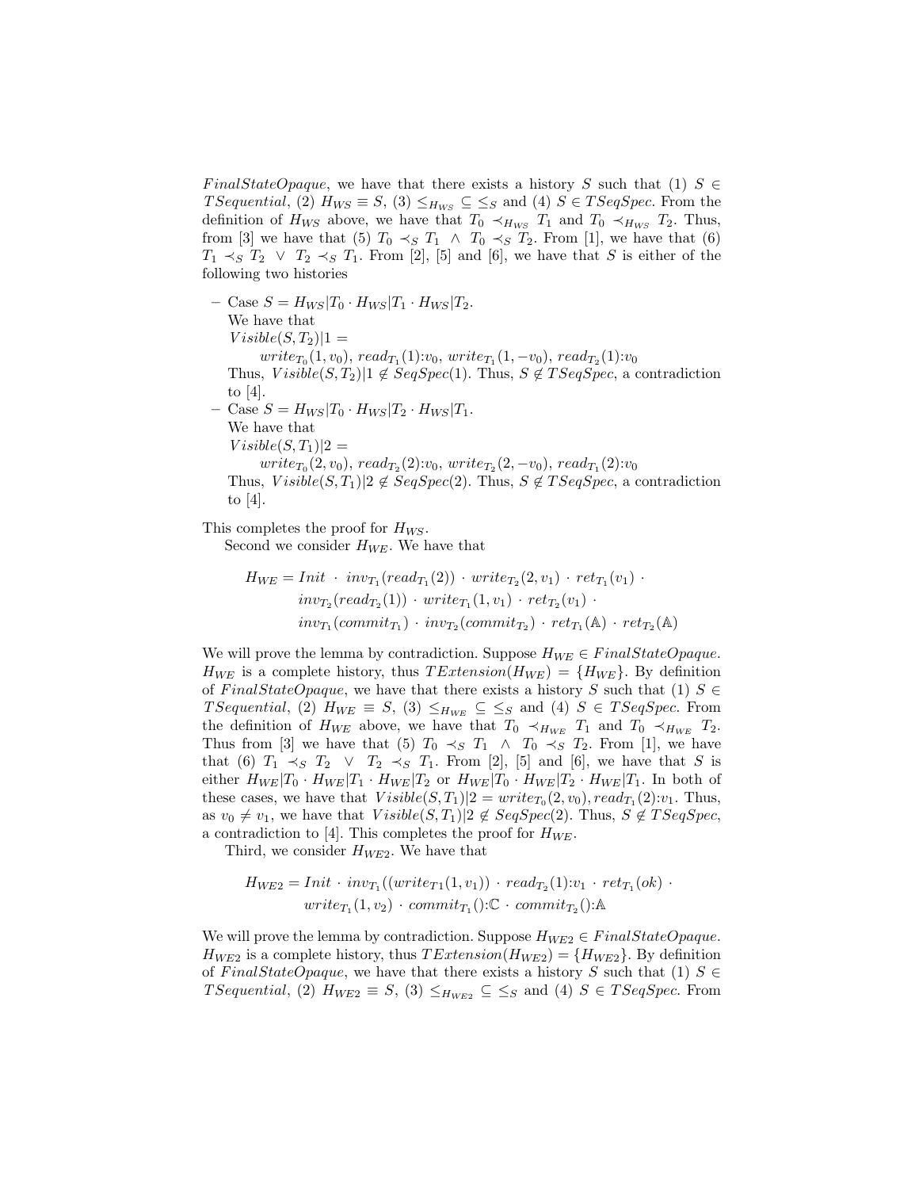$FinalStateOpaque$, we have that there exists a history $S$ such that (1) $S \in TSequential$, (2) $H_{WS} \equiv S$, (3) $\leq_{H_{WS}} \subseteq \leq_S$ and (4) $S \in TSeqSpec$. From the definition of $H_{WS}$ above, we have that $T_0 \prec_{H_{WS}} T_1$ and $T_0 \prec_{H_{WS}} T_2$. Thus, from [3] we have that (5) $T_0 \prec_S T_1 \ \wedge \ T_0 \prec_S T_2$. From [1], we have that (6) $T_1 \prec_S T_2 \ \vee \ T_2 \prec_S T_1$. From [2], [5] and [6], we have that $S$ is either of the following two histories

- Case $S = H_{WS}|T_0 \cdot H_{WS}|T_1 \cdot H_{WS}|T_2$.
  We have that
  $Visible(S, T_2)|1 =$
  $\quad write_{T_0}(1, v_0),\ read_{T_1}(1){:}v_0,\ write_{T_1}(1, -v_0),\ read_{T_2}(1){:}v_0$
  Thus, $Visible(S, T_2)|1 \notin SeqSpec(1)$. Thus, $S \notin TSeqSpec$, a contradiction to [4].
- Case $S = H_{WS}|T_0 \cdot H_{WS}|T_2 \cdot H_{WS}|T_1$.
  We have that
  $Visible(S, T_1)|2 =$
  $\quad write_{T_0}(2, v_0),\ read_{T_2}(2){:}v_0,\ write_{T_2}(2, -v_0),\ read_{T_1}(2){:}v_0$
  Thus, $Visible(S, T_1)|2 \notin SeqSpec(2)$. Thus, $S \notin TSeqSpec$, a contradiction to [4].

This completes the proof for $H_{WS}$.

Second we consider $H_{WE}$. We have that

$$H_{WE} = Init \ \cdot \ inv_{T_1}(read_{T_1}(2)) \cdot write_{T_2}(2, v_1) \cdot ret_{T_1}(v_1) \cdot inv_{T_2}(read_{T_2}(1)) \cdot write_{T_1}(1, v_1) \cdot ret_{T_2}(v_1) \cdot inv_{T_1}(commit_{T_1}) \cdot inv_{T_2}(commit_{T_2}) \cdot ret_{T_1}(\mathbb{A}) \cdot ret_{T_2}(\mathbb{A})$$

We will prove the lemma by contradiction. Suppose $H_{WE} \in FinalStateOpaque$. $H_{WE}$ is a complete history, thus $TExtension(H_{WE}) = \{H_{WE}\}$. By definition of $FinalStateOpaque$, we have that there exists a history $S$ such that (1) $S \in TSequential$, (2) $H_{WE} \equiv S$, (3) $\leq_{H_{WE}} \subseteq \leq_S$ and (4) $S \in TSeqSpec$. From the definition of $H_{WE}$ above, we have that $T_0 \prec_{H_{WE}} T_1$ and $T_0 \prec_{H_{WE}} T_2$. Thus from [3] we have that (5) $T_0 \prec_S T_1 \ \wedge \ T_0 \prec_S T_2$. From [1], we have that (6) $T_1 \prec_S T_2 \ \vee \ T_2 \prec_S T_1$. From [2], [5] and [6], we have that $S$ is either $H_{WE}|T_0 \cdot H_{WE}|T_1 \cdot H_{WE}|T_2$ or $H_{WE}|T_0 \cdot H_{WE}|T_2 \cdot H_{WE}|T_1$. In both of these cases, we have that $Visible(S, T_1)|2 = write_{T_0}(2, v_0), read_{T_1}(2){:}v_1$. Thus, as $v_0 \neq v_1$, we have that $Visible(S, T_1)|2 \notin SeqSpec(2)$. Thus, $S \notin TSeqSpec$, a contradiction to [4]. This completes the proof for $H_{WE}$.

Third, we consider $H_{WE2}$. We have that

$$H_{WE2} = Init \cdot inv_{T_1}((write_{T1}(1, v_1)) \cdot read_{T_2}(1){:}v_1 \cdot ret_{T_1}(ok) \cdot write_{T_1}(1, v_2) \cdot commit_{T_1}(){:}\mathbb{C} \cdot commit_{T_2}(){:}\mathbb{A}$$

We will prove the lemma by contradiction. Suppose $H_{WE2} \in FinalStateOpaque$. $H_{WE2}$ is a complete history, thus $TExtension(H_{WE2}) = \{H_{WE2}\}$. By definition of $FinalStateOpaque$, we have that there exists a history $S$ such that (1) $S \in TSequential$, (2) $H_{WE2} \equiv S$, (3) $\leq_{H_{WE2}} \subseteq \leq_S$ and (4) $S \in TSeqSpec$. From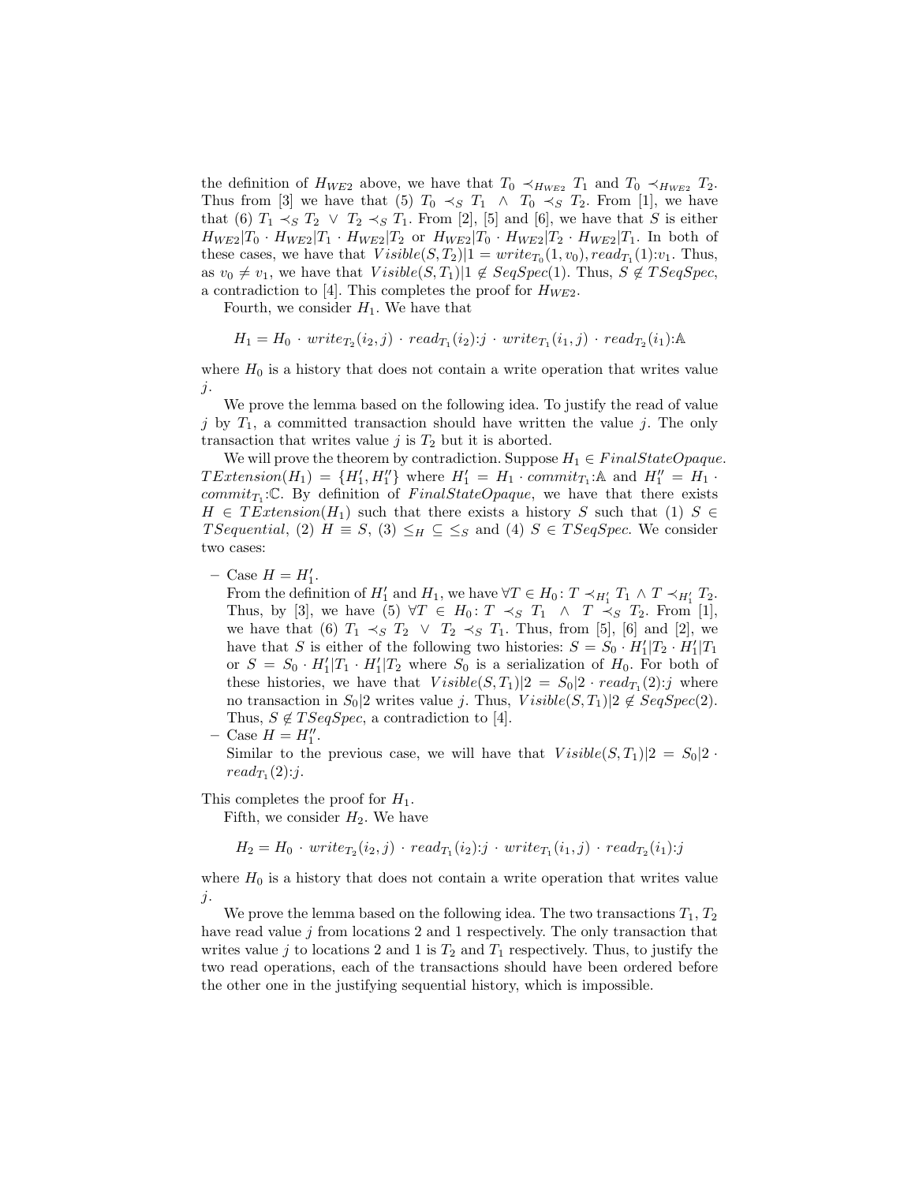the definition of $H_{WE2}$ above, we have that $T_0 \prec_{H_{WE2}} T_1$ and $T_0 \prec_{H_{WE2}} T_2$. Thus from [3] we have that (5) $T_0 \prec_S T_1 \;\wedge\; T_0 \prec_S T_2$. From [1], we have that (6) $T_1 \prec_S T_2 \;\vee\; T_2 \prec_S T_1$. From [2], [5] and [6], we have that $S$ is either $H_{WE2}|T_0 \cdot H_{WE2}|T_1 \cdot H_{WE2}|T_2$ or $H_{WE2}|T_0 \cdot H_{WE2}|T_2 \cdot H_{WE2}|T_1$. In both of these cases, we have that $Visible(S, T_2)|1 = write_{T_0}(1, v_0), read_{T_1}(1){:}v_1$. Thus, as $v_0 \neq v_1$, we have that $Visible(S, T_1)|1 \notin SeqSpec(1)$. Thus, $S \notin TSeqSpec$, a contradiction to [4]. This completes the proof for $H_{WE2}$.

Fourth, we consider $H_1$. We have that

$$H_1 = H_0 \cdot write_{T_2}(i_2, j) \cdot read_{T_1}(i_2){:}j \cdot write_{T_1}(i_1, j) \cdot read_{T_2}(i_1){:}\mathbb{A}$$

where $H_0$ is a history that does not contain a write operation that writes value $j$.

We prove the lemma based on the following idea. To justify the read of value $j$ by $T_1$, a committed transaction should have written the value $j$. The only transaction that writes value $j$ is $T_2$ but it is aborted.

We will prove the theorem by contradiction. Suppose $H_1 \in FinalStateOpaque$. $TExtension(H_1) = \{H_1', H_1''\}$ where $H_1' = H_1 \cdot commit_{T_1}{:}\mathbb{A}$ and $H_1'' = H_1 \cdot commit_{T_1}{:}\mathbb{C}$. By definition of $FinalStateOpaque$, we have that there exists $H \in TExtension(H_1)$ such that there exists a history $S$ such that (1) $S \in TSequential$, (2) $H \equiv S$, (3) $\leq_H \subseteq \leq_S$ and (4) $S \in TSeqSpec$. We consider two cases:

- Case $H = H_1'$.
  From the definition of $H_1'$ and $H_1$, we have $\forall T \in H_0 \colon T \prec_{H_1'} T_1 \wedge T \prec_{H_1'} T_2$. Thus, by [3], we have (5) $\forall T \in H_0 \colon T \prec_S T_1 \;\wedge\; T \prec_S T_2$. From [1], we have that (6) $T_1 \prec_S T_2 \;\vee\; T_2 \prec_S T_1$. Thus, from [5], [6] and [2], we have that $S$ is either of the following two histories: $S = S_0 \cdot H_1'|T_2 \cdot H_1'|T_1$ or $S = S_0 \cdot H_1'|T_1 \cdot H_1'|T_2$ where $S_0$ is a serialization of $H_0$. For both of these histories, we have that $Visible(S, T_1)|2 = S_0|2 \cdot read_{T_1}(2){:}j$ where no transaction in $S_0|2$ writes value $j$. Thus, $Visible(S, T_1)|2 \notin SeqSpec(2)$. Thus, $S \notin TSeqSpec$, a contradiction to [4].
- Case $H = H_1''$.
  Similar to the previous case, we will have that $Visible(S, T_1)|2 = S_0|2 \cdot read_{T_1}(2){:}j$.

This completes the proof for $H_1$.

Fifth, we consider $H_2$. We have

$$H_2 = H_0 \cdot write_{T_2}(i_2, j) \cdot read_{T_1}(i_2){:}j \cdot write_{T_1}(i_1, j) \cdot read_{T_2}(i_1){:}j$$

where $H_0$ is a history that does not contain a write operation that writes value $j$.

We prove the lemma based on the following idea. The two transactions $T_1, T_2$ have read value $j$ from locations 2 and 1 respectively. The only transaction that writes value $j$ to locations 2 and 1 is $T_2$ and $T_1$ respectively. Thus, to justify the two read operations, each of the transactions should have been ordered before the other one in the justifying sequential history, which is impossible.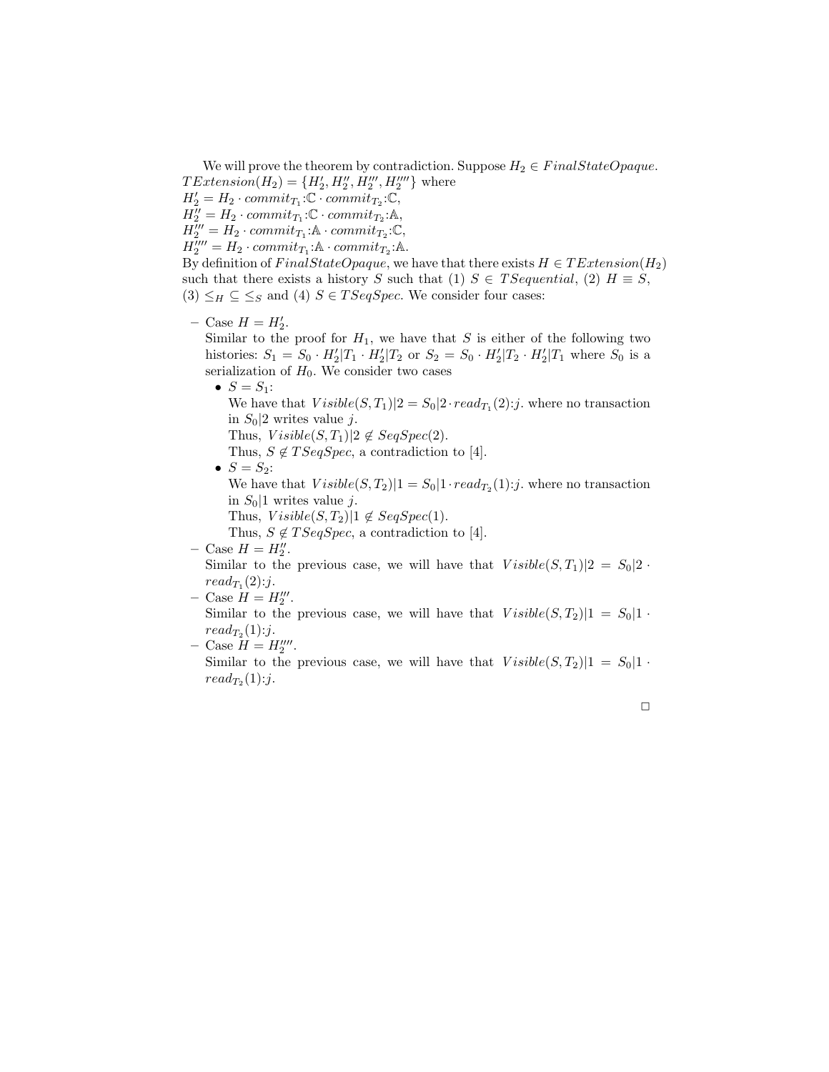We will prove the theorem by contradiction. Suppose $H_2 \in FinalStateOpaque$. $TExtension(H_2) = \{H_2', H_2'', H_2''', H_2''''\}$ where
$H_2' = H_2 \cdot commit_{T_1}{:}\mathbb{C} \cdot commit_{T_2}{:}\mathbb{C}$,
$H_2'' = H_2 \cdot commit_{T_1}{:}\mathbb{C} \cdot commit_{T_2}{:}\mathbb{A}$,
$H_2''' = H_2 \cdot commit_{T_1}{:}\mathbb{A} \cdot commit_{T_2}{:}\mathbb{C}$,
$H_2'''' = H_2 \cdot commit_{T_1}{:}\mathbb{A} \cdot commit_{T_2}{:}\mathbb{A}$.
By definition of $FinalStateOpaque$, we have that there exists $H \in TExtension(H_2)$ such that there exists a history $S$ such that (1) $S \in TSequential$, (2) $H \equiv S$, (3) $\leq_H \subseteq \leq_S$ and (4) $S \in TSeqSpec$. We consider four cases:

- Case $H = H_2'$.
  Similar to the proof for $H_1$, we have that $S$ is either of the following two histories: $S_1 = S_0 \cdot H_2'|T_1 \cdot H_2'|T_2$ or $S_2 = S_0 \cdot H_2'|T_2 \cdot H_2'|T_1$ where $S_0$ is a serialization of $H_0$. We consider two cases
  - $S = S_1$:
    We have that $Visible(S, T_1)|2 = S_0|2 \cdot read_{T_1}(2){:}j$. where no transaction in $S_0|2$ writes value $j$.
    Thus, $Visible(S, T_1)|2 \notin SeqSpec(2)$.
    Thus, $S \notin TSeqSpec$, a contradiction to [4].
  - $S = S_2$:
    We have that $Visible(S, T_2)|1 = S_0|1 \cdot read_{T_2}(1){:}j$. where no transaction in $S_0|1$ writes value $j$.
    Thus, $Visible(S, T_2)|1 \notin SeqSpec(1)$.
    Thus, $S \notin TSeqSpec$, a contradiction to [4].
- Case $H = H_2''$.
  Similar to the previous case, we will have that $Visible(S, T_1)|2 = S_0|2 \cdot read_{T_1}(2){:}j$.
- Case $H = H_2'''$.
  Similar to the previous case, we will have that $Visible(S, T_2)|1 = S_0|1 \cdot read_{T_2}(1){:}j$.
- Case $H = H_2''''$.
  Similar to the previous case, we will have that $Visible(S, T_2)|1 = S_0|1 \cdot read_{T_2}(1){:}j$.

□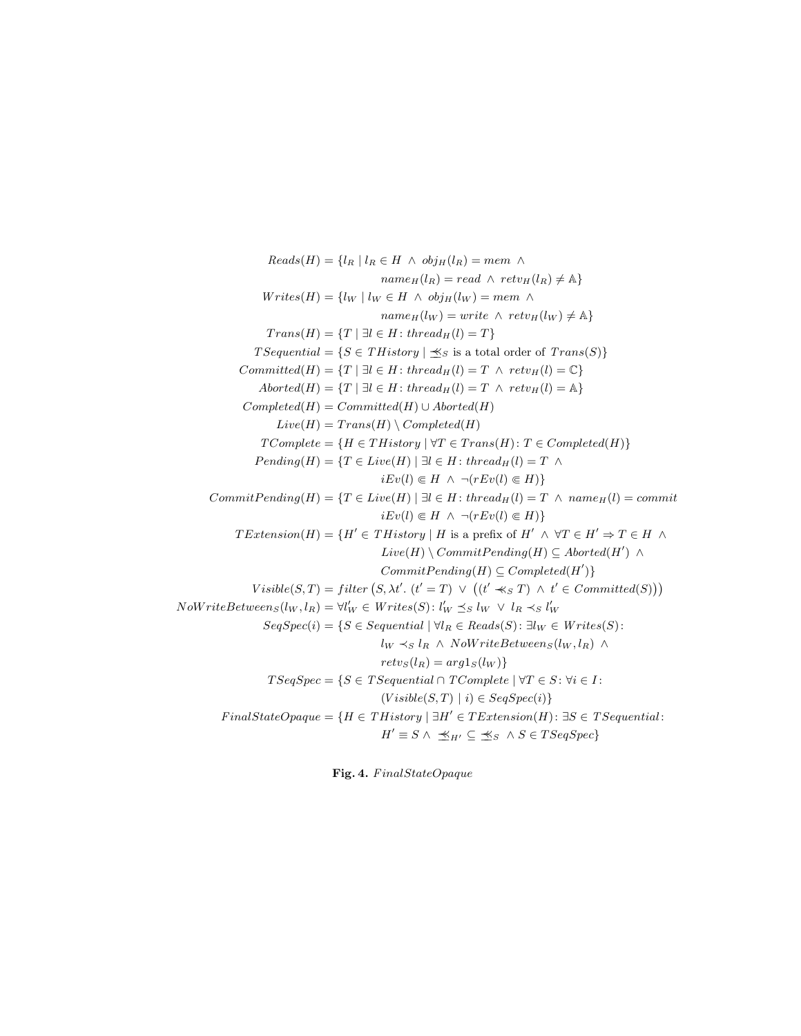$$
\begin{aligned}
Reads(H) &= \{l_R \mid l_R \in H \;\wedge\; obj_H(l_R) = mem \;\wedge \\
&\qquad name_H(l_R) = read \;\wedge\; retv_H(l_R) \neq \mathbb{A}\} \\
Writes(H) &= \{l_W \mid l_W \in H \;\wedge\; obj_H(l_W) = mem \;\wedge \\
&\qquad name_H(l_W) = write \;\wedge\; retv_H(l_W) \neq \mathbb{A}\} \\
Trans(H) &= \{T \mid \exists l \in H \colon thread_H(l) = T\} \\
TSequential &= \{S \in THistory \mid \preccurlyeq\!\!\!\!\prec_S \text{ is a total order of } Trans(S)\} \\
Committed(H) &= \{T \mid \exists l \in H \colon thread_H(l) = T \;\wedge\; retv_H(l) = \mathbb{C}\} \\
Aborted(H) &= \{T \mid \exists l \in H \colon thread_H(l) = T \;\wedge\; retv_H(l) = \mathbb{A}\} \\
Completed(H) &= Committed(H) \cup Aborted(H) \\
Live(H) &= Trans(H) \setminus Completed(H) \\
TComplete &= \{H \in THistory \mid \forall T \in Trans(H) \colon T \in Completed(H)\} \\
Pending(H) &= \{T \in Live(H) \mid \exists l \in H \colon thread_H(l) = T \;\wedge \\
&\qquad iEv(l) \Subset H \;\wedge\; \neg(rEv(l) \Subset H)\} \\
CommitPending(H) &= \{T \in Live(H) \mid \exists l \in H \colon thread_H(l) = T \;\wedge\; name_H(l) = commit \\
&\qquad iEv(l) \Subset H \;\wedge\; \neg(rEv(l) \Subset H)\} \\
TExtension(H) &= \{H' \in THistory \mid H \text{ is a prefix of } H' \;\wedge\; \forall T \in H' \Rightarrow T \in H \;\wedge \\
&\qquad Live(H) \setminus CommitPending(H) \subseteq Aborted(H') \;\wedge \\
&\qquad CommitPending(H) \subseteq Completed(H')\} \\
Visible(S, T) &= filter\big(S, \lambda t'.\ (t' = T) \;\vee\; \big((t' \prec\!\!\!\prec_S T) \;\wedge\; t' \in Committed(S)\big)\big) \\
NoWriteBetween_S(l_W, l_R) &= \forall l'_W \in Writes(S) \colon l'_W \preceq_S l_W \;\vee\; l_R \prec_S l'_W \\
SeqSpec(i) &= \{S \in Sequential \mid \forall l_R \in Reads(S) \colon \exists l_W \in Writes(S) \colon \\
&\qquad l_W \prec_S l_R \;\wedge\; NoWriteBetween_S(l_W, l_R) \;\wedge \\
&\qquad retv_S(l_R) = arg1_S(l_W)\} \\
TSeqSpec &= \{S \in TSequential \cap TComplete \mid \forall T \in S \colon \forall i \in I \colon \\
&\qquad (Visible(S, T) \mid i) \in SeqSpec(i)\} \\
FinalStateOpaque &= \{H \in THistory \mid \exists H' \in TExtension(H) \colon \exists S \in TSequential \colon \\
&\qquad H' \equiv S \wedge\; \preccurlyeq\!\!\!\!\prec_{H'} \subseteq \preccurlyeq\!\!\!\!\prec_S \;\wedge\; S \in TSeqSpec\}
\end{aligned}
$$

**Fig. 4.** *FinalStateOpaque*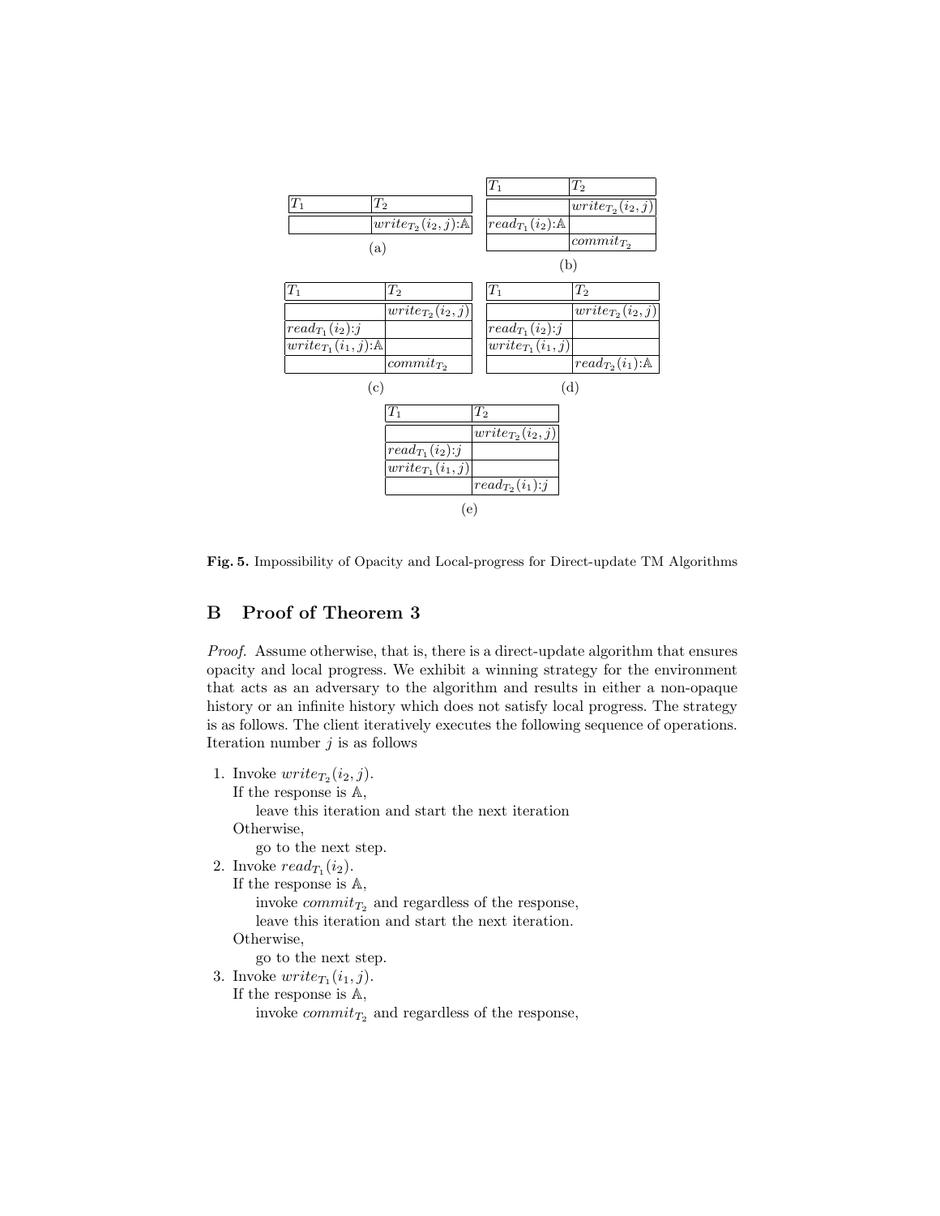| $T_1$ | $T_2$ |
|---|---|
| | $write_{T_2}(i_2, j)$:$\mathbb{A}$ |

(a)

| $T_1$ | $T_2$ |
|---|---|
| | $write_{T_2}(i_2, j)$ |
| $read_{T_1}(i_2)$:$\mathbb{A}$ | |
| | $commit_{T_2}$ |

(b)

| $T_1$ | $T_2$ |
|---|---|
| | $write_{T_2}(i_2, j)$ |
| $read_{T_1}(i_2)$:$j$ | |
| $write_{T_1}(i_1, j)$:$\mathbb{A}$ | |
| | $commit_{T_2}$ |

(c)

| $T_1$ | $T_2$ |
|---|---|
| | $write_{T_2}(i_2, j)$ |
| $read_{T_1}(i_2)$:$j$ | |
| $write_{T_1}(i_1, j)$ | |
| | $read_{T_2}(i_1)$:$\mathbb{A}$ |

(d)

| $T_1$ | $T_2$ |
|---|---|
| | $write_{T_2}(i_2, j)$ |
| $read_{T_1}(i_2)$:$j$ | |
| $write_{T_1}(i_1, j)$ | |
| | $read_{T_2}(i_1)$:$j$ |

(e)

**Fig. 5.** Impossibility of Opacity and Local-progress for Direct-update TM Algorithms

# B Proof of Theorem 3

*Proof.* Assume otherwise, that is, there is a direct-update algorithm that ensures opacity and local progress. We exhibit a winning strategy for the environment that acts as an adversary to the algorithm and results in either a non-opaque history or an infinite history which does not satisfy local progress. The strategy is as follows. The client iteratively executes the following sequence of operations. Iteration number $j$ is as follows

1. Invoke $write_{T_2}(i_2, j)$.
   If the response is $\mathbb{A}$,
      leave this iteration and start the next iteration
   Otherwise,
      go to the next step.
2. Invoke $read_{T_1}(i_2)$.
   If the response is $\mathbb{A}$,
      invoke $commit_{T_2}$ and regardless of the response,
      leave this iteration and start the next iteration.
   Otherwise,
      go to the next step.
3. Invoke $write_{T_1}(i_1, j)$.
   If the response is $\mathbb{A}$,
      invoke $commit_{T_2}$ and regardless of the response,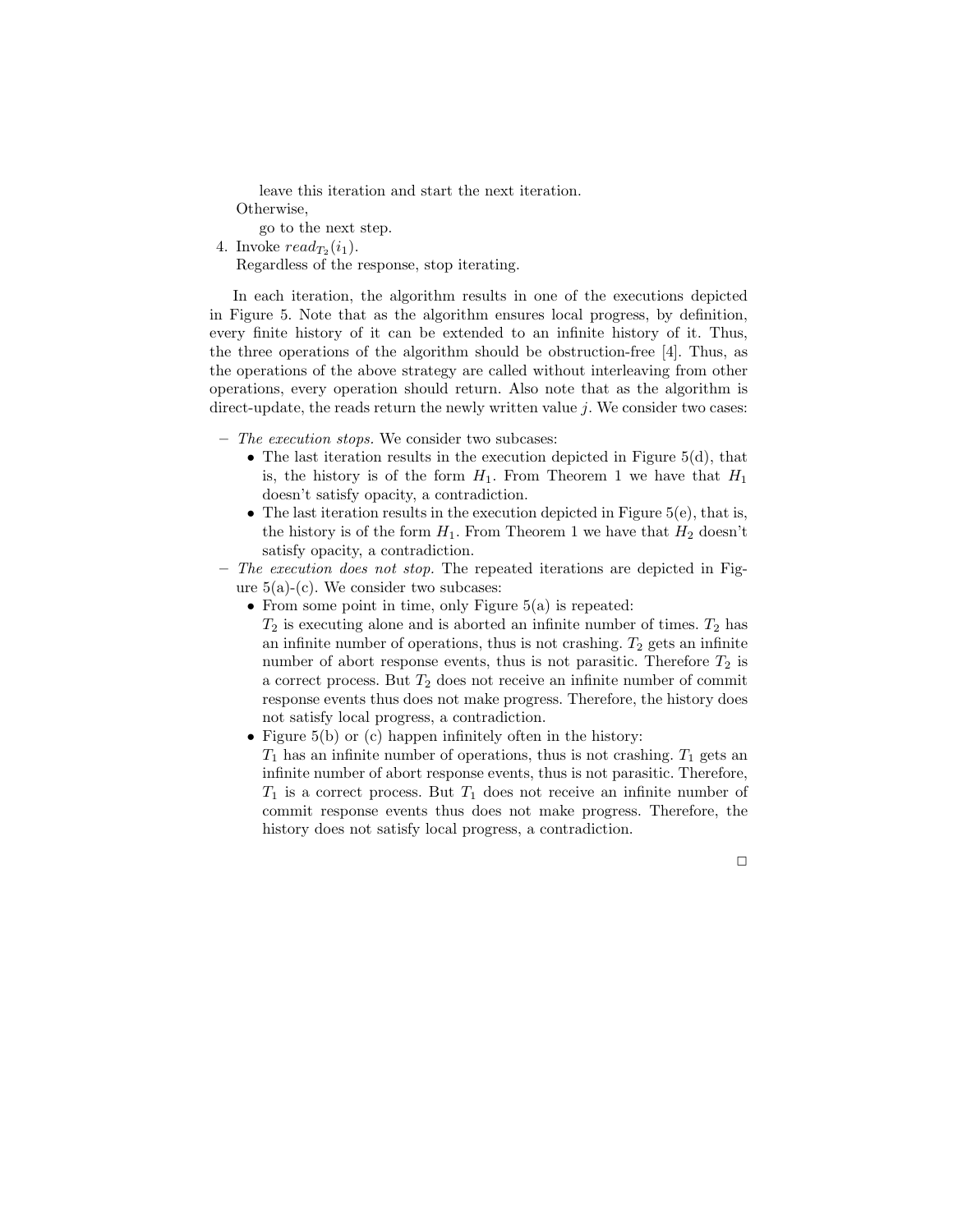leave this iteration and start the next iteration.

Otherwise,

go to the next step.

4. Invoke $read_{T_2}(i_1)$.
   Regardless of the response, stop iterating.

In each iteration, the algorithm results in one of the executions depicted in Figure 5. Note that as the algorithm ensures local progress, by definition, every finite history of it can be extended to an infinite history of it. Thus, the three operations of the algorithm should be obstruction-free [4]. Thus, as the operations of the above strategy are called without interleaving from other operations, every operation should return. Also note that as the algorithm is direct-update, the reads return the newly written value $j$. We consider two cases:

- *The execution stops.* We consider two subcases:
  - The last iteration results in the execution depicted in Figure 5(d), that is, the history is of the form $H_1$. From Theorem 1 we have that $H_1$ doesn't satisfy opacity, a contradiction.
  - The last iteration results in the execution depicted in Figure 5(e), that is, the history is of the form $H_1$. From Theorem 1 we have that $H_2$ doesn't satisfy opacity, a contradiction.
- *The execution does not stop.* The repeated iterations are depicted in Figure 5(a)-(c). We consider two subcases:
  - From some point in time, only Figure 5(a) is repeated:
    $T_2$ is executing alone and is aborted an infinite number of times. $T_2$ has an infinite number of operations, thus is not crashing. $T_2$ gets an infinite number of abort response events, thus is not parasitic. Therefore $T_2$ is a correct process. But $T_2$ does not receive an infinite number of commit response events thus does not make progress. Therefore, the history does not satisfy local progress, a contradiction.
  - Figure 5(b) or (c) happen infinitely often in the history:
    $T_1$ has an infinite number of operations, thus is not crashing. $T_1$ gets an infinite number of abort response events, thus is not parasitic. Therefore, $T_1$ is a correct process. But $T_1$ does not receive an infinite number of commit response events thus does not make progress. Therefore, the history does not satisfy local progress, a contradiction.

□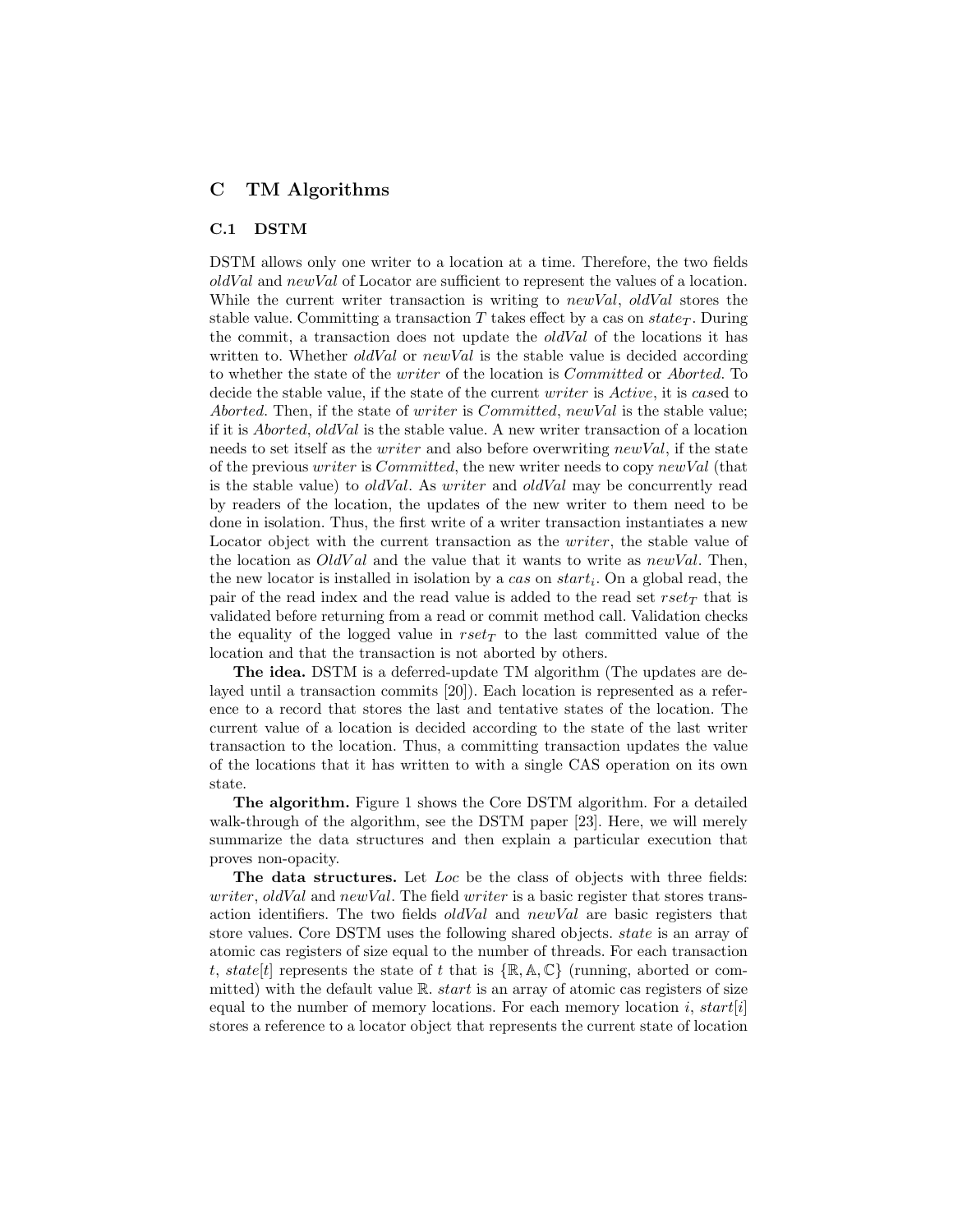## C TM Algorithms

### C.1 DSTM

DSTM allows only one writer to a location at a time. Therefore, the two fields *oldVal* and *newVal* of Locator are sufficient to represent the values of a location. While the current writer transaction is writing to *newVal*, *oldVal* stores the stable value. Committing a transaction $T$ takes effect by a cas on $state_T$. During the commit, a transaction does not update the *oldVal* of the locations it has written to. Whether *oldVal* or *newVal* is the stable value is decided according to whether the state of the *writer* of the location is *Committed* or *Aborted*. To decide the stable value, if the state of the current *writer* is *Active*, it is *cas*ed to *Aborted*. Then, if the state of *writer* is *Committed*, *newVal* is the stable value; if it is *Aborted*, *oldVal* is the stable value. A new writer transaction of a location needs to set itself as the *writer* and also before overwriting *newVal*, if the state of the previous *writer* is *Committed*, the new writer needs to copy *newVal* (that is the stable value) to *oldVal*. As *writer* and *oldVal* may be concurrently read by readers of the location, the updates of the new writer to them need to be done in isolation. Thus, the first write of a writer transaction instantiates a new Locator object with the current transaction as the *writer*, the stable value of the location as $OldVal$ and the value that it wants to write as *newVal*. Then, the new locator is installed in isolation by a *cas* on $start_i$. On a global read, the pair of the read index and the read value is added to the read set $rset_T$ that is validated before returning from a read or commit method call. Validation checks the equality of the logged value in $rset_T$ to the last committed value of the location and that the transaction is not aborted by others.

**The idea.** DSTM is a deferred-update TM algorithm (The updates are delayed until a transaction commits [20]). Each location is represented as a reference to a record that stores the last and tentative states of the location. The current value of a location is decided according to the state of the last writer transaction to the location. Thus, a committing transaction updates the value of the locations that it has written to with a single CAS operation on its own state.

**The algorithm.** Figure 1 shows the Core DSTM algorithm. For a detailed walk-through of the algorithm, see the DSTM paper [23]. Here, we will merely summarize the data structures and then explain a particular execution that proves non-opacity.

**The data structures.** Let *Loc* be the class of objects with three fields: *writer*, *oldVal* and *newVal*. The field *writer* is a basic register that stores transaction identifiers. The two fields *oldVal* and *newVal* are basic registers that store values. Core DSTM uses the following shared objects. *state* is an array of atomic cas registers of size equal to the number of threads. For each transaction $t$, $state[t]$ represents the state of $t$ that is $\{\mathbb{R}, \mathbb{A}, \mathbb{C}\}$ (running, aborted or committed) with the default value $\mathbb{R}$. *start* is an array of atomic cas registers of size equal to the number of memory locations. For each memory location $i$, $start[i]$ stores a reference to a locator object that represents the current state of location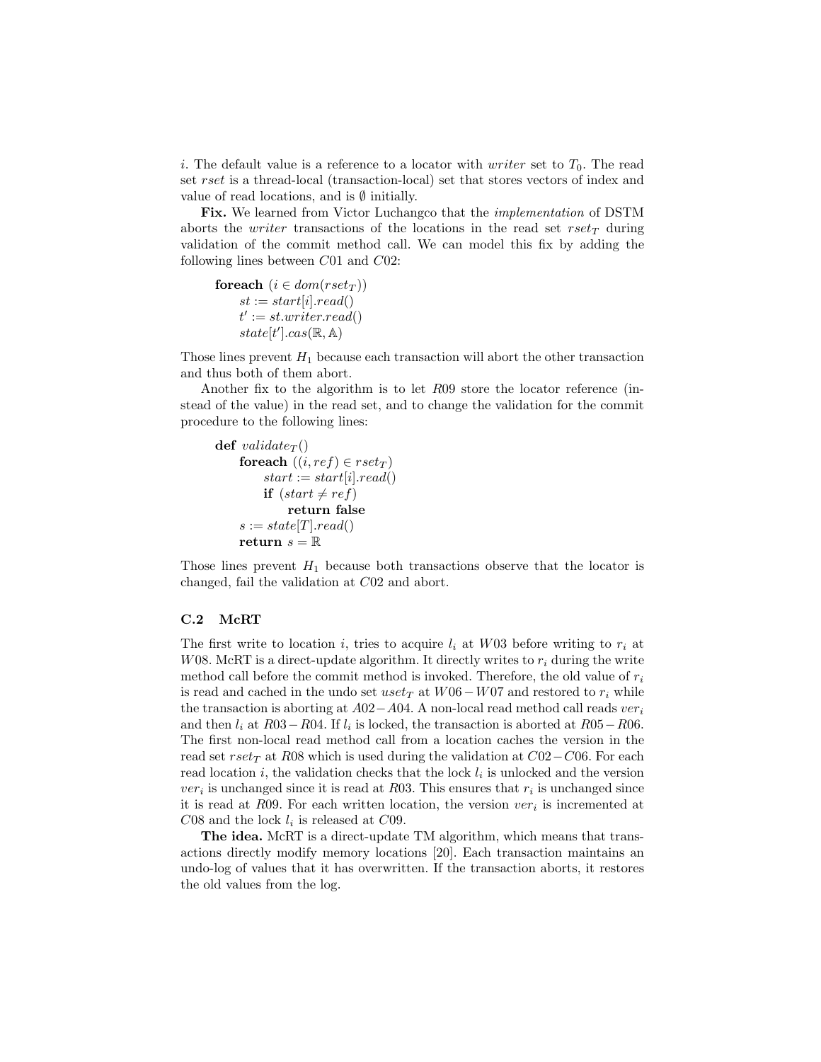$i$. The default value is a reference to a locator with *writer* set to $T_0$. The read set *rset* is a thread-local (transaction-local) set that stores vectors of index and value of read locations, and is $\emptyset$ initially.

**Fix.** We learned from Victor Luchangco that the *implementation* of DSTM aborts the *writer* transactions of the locations in the read set $rset_T$ during validation of the commit method call. We can model this fix by adding the following lines between $C01$ and $C02$:

$$
\begin{array}{l}
\textbf{foreach } (i \in dom(rset_T)) \\
\quad st := start[i].read() \\
\quad t' := st.writer.read() \\
\quad state[t'].cas(\mathbb{R}, \mathbb{A})
\end{array}
$$

Those lines prevent $H_1$ because each transaction will abort the other transaction and thus both of them abort.

Another fix to the algorithm is to let $R09$ store the locator reference (instead of the value) in the read set, and to change the validation for the commit procedure to the following lines:

$$
\begin{array}{l}
\textbf{def } validate_T() \\
\quad \textbf{foreach } ((i, ref) \in rset_T) \\
\quad\quad start := start[i].read() \\
\quad\quad \textbf{if } (start \neq ref) \\
\quad\quad\quad \textbf{return false} \\
\quad s := state[T].read() \\
\quad \textbf{return } s = \mathbb{R}
\end{array}
$$

Those lines prevent $H_1$ because both transactions observe that the locator is changed, fail the validation at $C02$ and abort.

### C.2 McRT

The first write to location $i$, tries to acquire $l_i$ at $W03$ before writing to $r_i$ at $W08$. McRT is a direct-update algorithm. It directly writes to $r_i$ during the write method call before the commit method is invoked. Therefore, the old value of $r_i$ is read and cached in the undo set $uset_T$ at $W06-W07$ and restored to $r_i$ while the transaction is aborting at $A02-A04$. A non-local read method call reads $ver_i$ and then $l_i$ at $R03-R04$. If $l_i$ is locked, the transaction is aborted at $R05-R06$. The first non-local read method call from a location caches the version in the read set $rset_T$ at $R08$ which is used during the validation at $C02-C06$. For each read location $i$, the validation checks that the lock $l_i$ is unlocked and the version $ver_i$ is unchanged since it is read at $R03$. This ensures that $r_i$ is unchanged since it is read at $R09$. For each written location, the version $ver_i$ is incremented at $C08$ and the lock $l_i$ is released at $C09$.

**The idea.** McRT is a direct-update TM algorithm, which means that transactions directly modify memory locations [20]. Each transaction maintains an undo-log of values that it has overwritten. If the transaction aborts, it restores the old values from the log.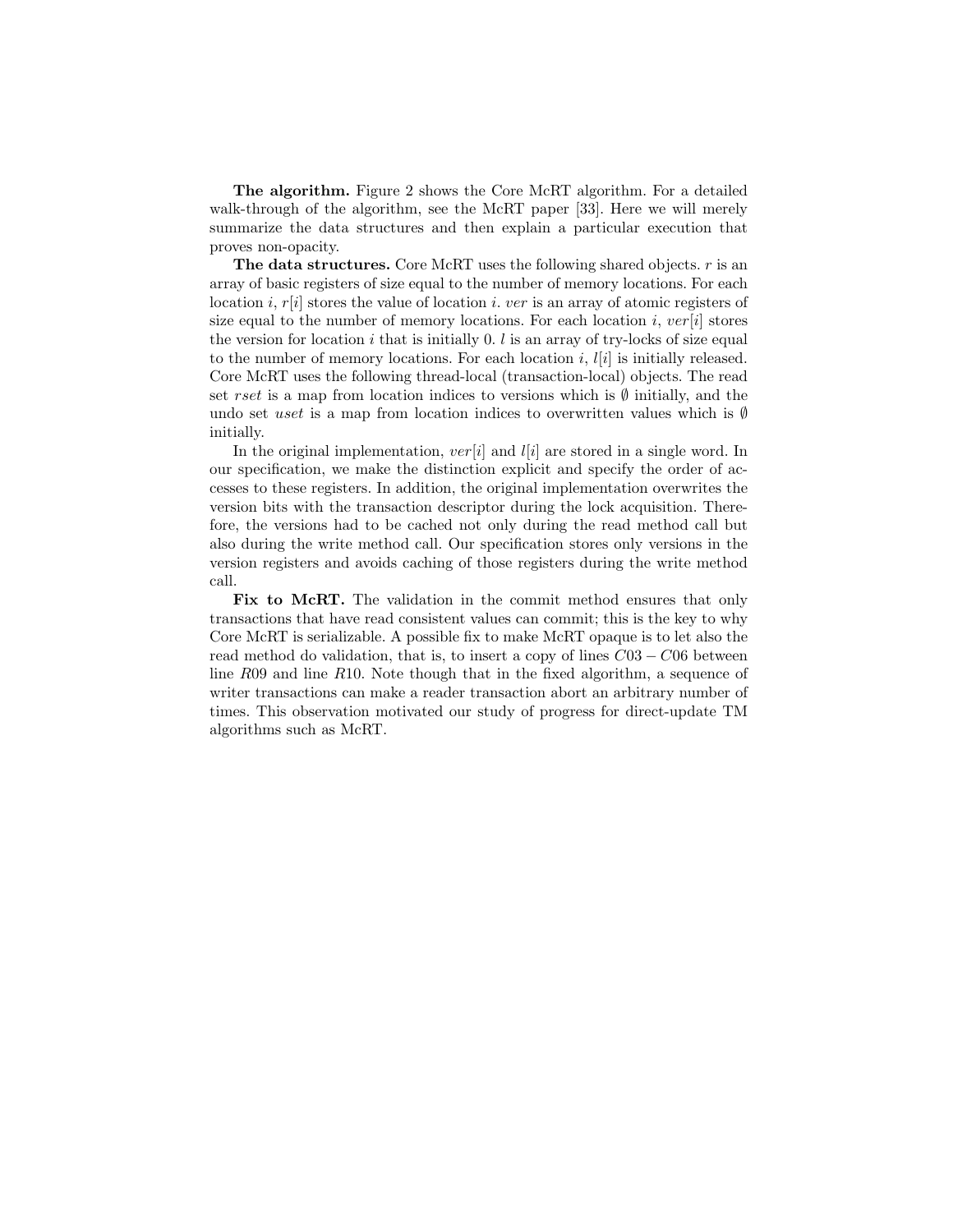**The algorithm.** Figure 2 shows the Core McRT algorithm. For a detailed walk-through of the algorithm, see the McRT paper [33]. Here we will merely summarize the data structures and then explain a particular execution that proves non-opacity.

**The data structures.** Core McRT uses the following shared objects. $r$ is an array of basic registers of size equal to the number of memory locations. For each location $i$, $r[i]$ stores the value of location $i$. $ver$ is an array of atomic registers of size equal to the number of memory locations. For each location $i$, $ver[i]$ stores the version for location $i$ that is initially 0. $l$ is an array of try-locks of size equal to the number of memory locations. For each location $i$, $l[i]$ is initially released. Core McRT uses the following thread-local (transaction-local) objects. The read set $rset$ is a map from location indices to versions which is $\emptyset$ initially, and the undo set $uset$ is a map from location indices to overwritten values which is $\emptyset$ initially.

In the original implementation, $ver[i]$ and $l[i]$ are stored in a single word. In our specification, we make the distinction explicit and specify the order of accesses to these registers. In addition, the original implementation overwrites the version bits with the transaction descriptor during the lock acquisition. Therefore, the versions had to be cached not only during the read method call but also during the write method call. Our specification stores only versions in the version registers and avoids caching of those registers during the write method call.

**Fix to McRT.** The validation in the commit method ensures that only transactions that have read consistent values can commit; this is the key to why Core McRT is serializable. A possible fix to make McRT opaque is to let also the read method do validation, that is, to insert a copy of lines $C03 - C06$ between line $R09$ and line $R10$. Note though that in the fixed algorithm, a sequence of writer transactions can make a reader transaction abort an arbitrary number of times. This observation motivated our study of progress for direct-update TM algorithms such as McRT.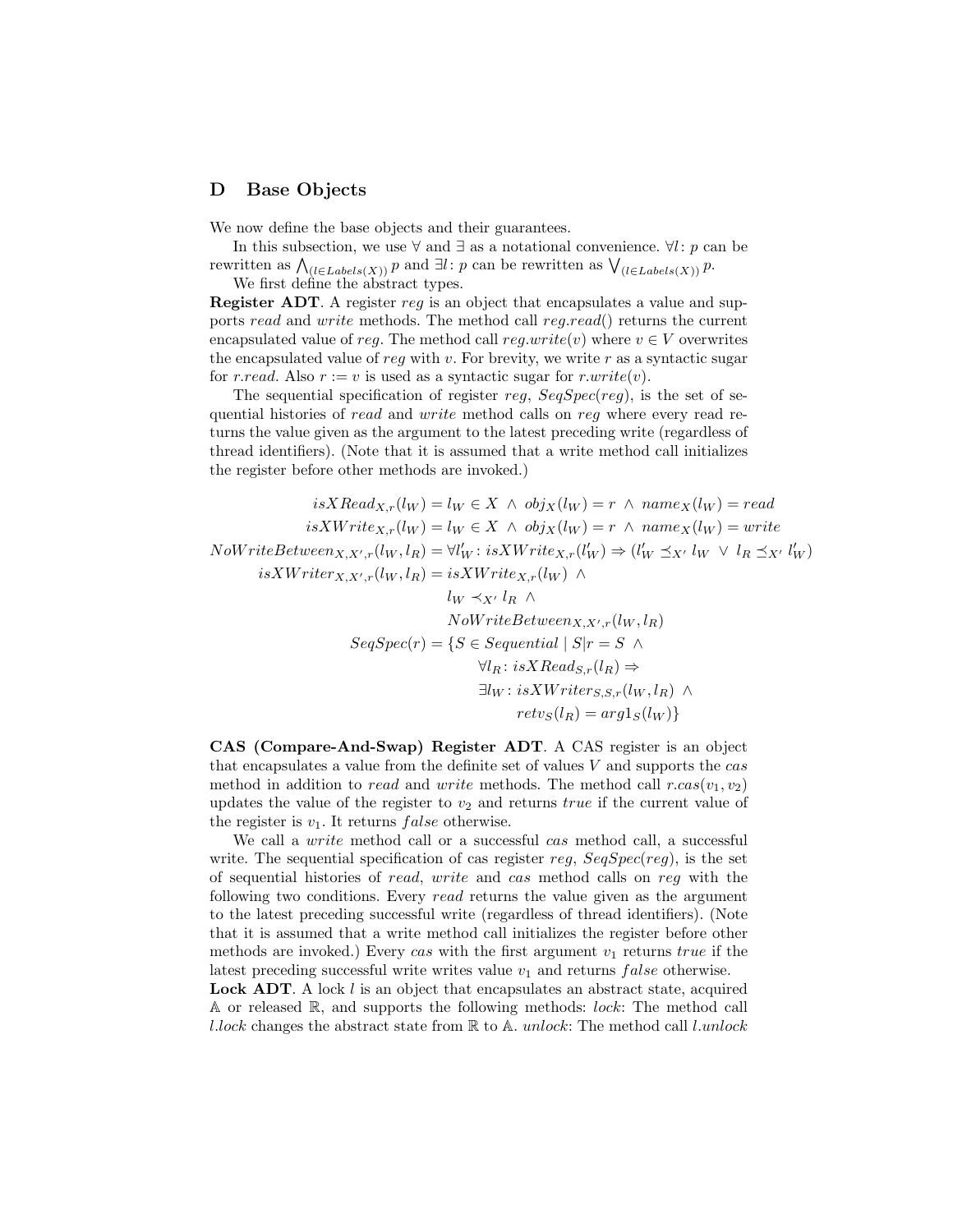## D Base Objects

We now define the base objects and their guarantees.

In this subsection, we use $\forall$ and $\exists$ as a notational convenience. $\forall l \colon p$ can be rewritten as $\bigwedge_{(l \in Labels(X))} p$ and $\exists l \colon p$ can be rewritten as $\bigvee_{(l \in Labels(X))} p$.

We first define the abstract types.

**Register ADT**. A register $reg$ is an object that encapsulates a value and supports $read$ and $write$ methods. The method call $reg.read()$ returns the current encapsulated value of $reg$. The method call $reg.write(v)$ where $v \in V$ overwrites the encapsulated value of $reg$ with $v$. For brevity, we write $r$ as a syntactic sugar for $r.read$. Also $r := v$ is used as a syntactic sugar for $r.write(v)$.

The sequential specification of register $reg$, $SeqSpec(reg)$, is the set of sequential histories of $read$ and $write$ method calls on $reg$ where every read returns the value given as the argument to the latest preceding write (regardless of thread identifiers). (Note that it is assumed that a write method call initializes the register before other methods are invoked.)

$$
\begin{aligned}
isXRead_{X,r}(l_W) &= l_W \in X \;\wedge\; obj_X(l_W) = r \;\wedge\; name_X(l_W) = read \\
isXWrite_{X,r}(l_W) &= l_W \in X \;\wedge\; obj_X(l_W) = r \;\wedge\; name_X(l_W) = write \\
NoWriteBetween_{X,X',r}(l_W, l_R) &= \forall l'_W \colon isXWrite_{X,r}(l'_W) \Rightarrow (l'_W \preceq_{X'} l_W \;\vee\; l_R \preceq_{X'} l'_W) \\
isXWriter_{X,X',r}(l_W, l_R) &= isXWrite_{X,r}(l_W) \;\wedge \\
&\qquad l_W \prec_{X'} l_R \;\wedge \\
&\qquad NoWriteBetween_{X,X',r}(l_W, l_R) \\
SeqSpec(r) &= \{S \in Sequential \mid S|r = S \;\wedge \\
&\qquad \forall l_R \colon isXRead_{S,r}(l_R) \Rightarrow \\
&\qquad \exists l_W \colon isXWriter_{S,S,r}(l_W, l_R) \;\wedge \\
&\qquad\qquad retv_S(l_R) = arg1_S(l_W)\}
\end{aligned}
$$

**CAS (Compare-And-Swap) Register ADT**. A CAS register is an object that encapsulates a value from the definite set of values $V$ and supports the $cas$ method in addition to $read$ and $write$ methods. The method call $r.cas(v_1, v_2)$ updates the value of the register to $v_2$ and returns $true$ if the current value of the register is $v_1$. It returns $false$ otherwise.

We call a $write$ method call or a successful $cas$ method call, a successful write. The sequential specification of cas register $reg$, $SeqSpec(reg)$, is the set of sequential histories of $read$, $write$ and $cas$ method calls on $reg$ with the following two conditions. Every $read$ returns the value given as the argument to the latest preceding successful write (regardless of thread identifiers). (Note that it is assumed that a write method call initializes the register before other methods are invoked.) Every $cas$ with the first argument $v_1$ returns $true$ if the latest preceding successful write writes value $v_1$ and returns $false$ otherwise.

**Lock ADT**. A lock $l$ is an object that encapsulates an abstract state, acquired $\mathbb{A}$ or released $\mathbb{R}$, and supports the following methods: $lock$: The method call $l.lock$ changes the abstract state from $\mathbb{R}$ to $\mathbb{A}$. $unlock$: The method call $l.unlock$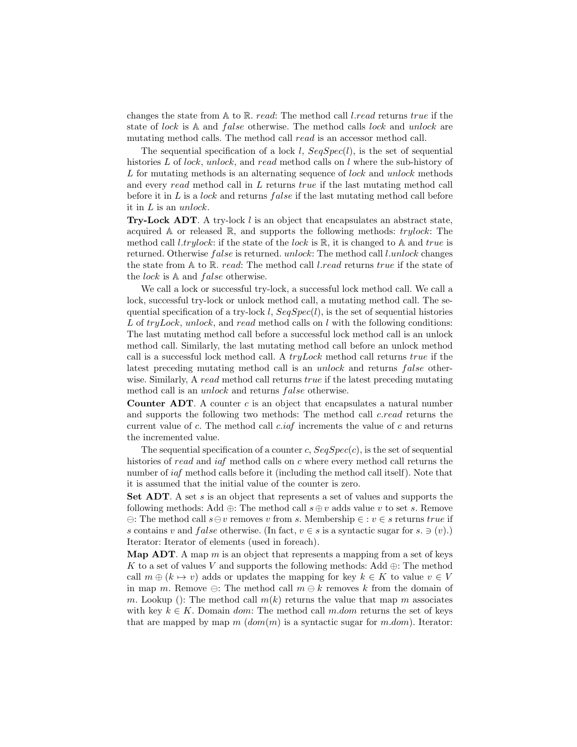changes the state from $\mathbb{A}$ to $\mathbb{R}$. *read*: The method call *l.read* returns *true* if the state of *lock* is $\mathbb{A}$ and *false* otherwise. The method calls *lock* and *unlock* are mutating method calls. The method call *read* is an accessor method call.

The sequential specification of a lock $l$, $SeqSpec(l)$, is the set of sequential histories $L$ of *lock*, *unlock*, and *read* method calls on $l$ where the sub-history of $L$ for mutating methods is an alternating sequence of *lock* and *unlock* methods and every *read* method call in $L$ returns *true* if the last mutating method call before it in $L$ is a *lock* and returns *false* if the last mutating method call before it in $L$ is an *unlock*.

**Try-Lock ADT**. A try-lock $l$ is an object that encapsulates an abstract state, acquired $\mathbb{A}$ or released $\mathbb{R}$, and supports the following methods: *trylock*: The method call *l.trylock*: if the state of the *lock* is $\mathbb{R}$, it is changed to $\mathbb{A}$ and *true* is returned. Otherwise *false* is returned. *unlock*: The method call *l.unlock* changes the state from $\mathbb{A}$ to $\mathbb{R}$. *read*: The method call *l.read* returns *true* if the state of the *lock* is $\mathbb{A}$ and *false* otherwise.

We call a lock or successful try-lock, a successful lock method call. We call a lock, successful try-lock or unlock method call, a mutating method call. The sequential specification of a try-lock $l$, $SeqSpec(l)$, is the set of sequential histories $L$ of *tryLock*, *unlock*, and *read* method calls on $l$ with the following conditions: The last mutating method call before a successful lock method call is an unlock method call. Similarly, the last mutating method call before an unlock method call is a successful lock method call. A *tryLock* method call returns *true* if the latest preceding mutating method call is an *unlock* and returns *false* otherwise. Similarly, A *read* method call returns *true* if the latest preceding mutating method call is an *unlock* and returns *false* otherwise.

**Counter ADT**. A counter $c$ is an object that encapsulates a natural number and supports the following two methods: The method call *c.read* returns the current value of $c$. The method call *c.iaf* increments the value of $c$ and returns the incremented value.

The sequential specification of a counter $c$, $SeqSpec(c)$, is the set of sequential histories of *read* and *iaf* method calls on $c$ where every method call returns the number of *iaf* method calls before it (including the method call itself). Note that it is assumed that the initial value of the counter is zero.

**Set ADT**. A set $s$ is an object that represents a set of values and supports the following methods: Add $\oplus$: The method call $s \oplus v$ adds value $v$ to set $s$. Remove $\ominus$: The method call $s \ominus v$ removes $v$ from $s$. Membership $\in$ : $v \in s$ returns *true* if $s$ contains $v$ and *false* otherwise. (In fact, $v \in s$ is a syntactic sugar for $s. \ni (v)$.) Iterator: Iterator of elements (used in foreach).

**Map ADT**. A map $m$ is an object that represents a mapping from a set of keys $K$ to a set of values $V$ and supports the following methods: Add $\oplus$: The method call $m \oplus (k \mapsto v)$ adds or updates the mapping for key $k \in K$ to value $v \in V$ in map $m$. Remove $\ominus$: The method call $m \ominus k$ removes $k$ from the domain of $m$. Lookup (): The method call $m(k)$ returns the value that map $m$ associates with key $k \in K$. Domain *dom*: The method call *m.dom* returns the set of keys that are mapped by map $m$ ($dom(m)$ is a syntactic sugar for *m.dom*). Iterator: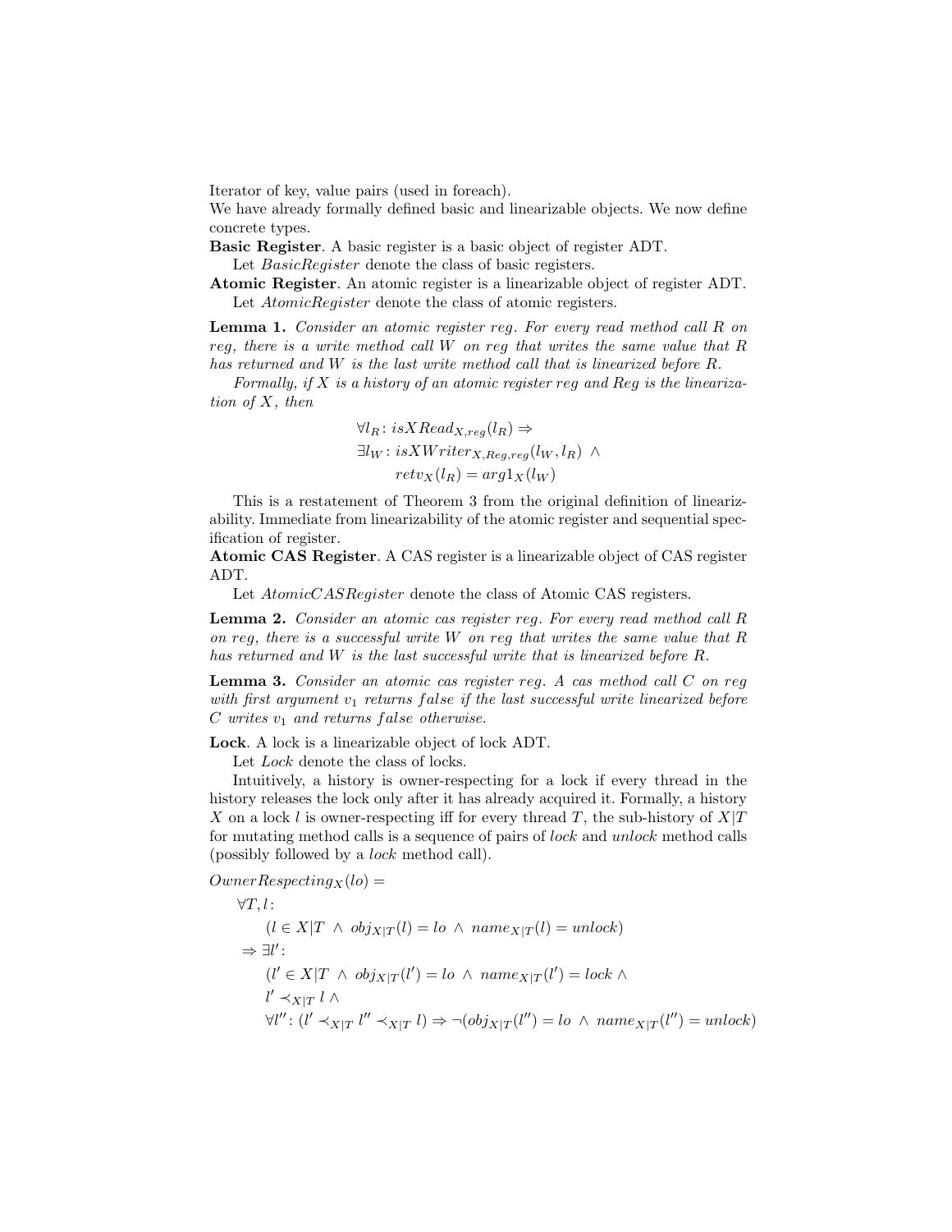Iterator of key, value pairs (used in foreach).
We have already formally defined basic and linearizable objects. We now define concrete types.

**Basic Register**. A basic register is a basic object of register ADT.

Let *BasicRegister* denote the class of basic registers.

**Atomic Register**. An atomic register is a linearizable object of register ADT.

Let *AtomicRegister* denote the class of atomic registers.

**Lemma 1.** *Consider an atomic register reg. For every read method call R on reg, there is a write method call W on reg that writes the same value that R has returned and W is the last write method call that is linearized before R.*

*Formally, if X is a history of an atomic register reg and Reg is the linearization of X, then*

$$\begin{aligned}
&\forall l_R \colon isXRead_{X,reg}(l_R) \Rightarrow \\
&\exists l_W \colon isXWriter_{X,Reg,reg}(l_W, l_R) \;\wedge \\
&\qquad retv_X(l_R) = arg1_X(l_W)
\end{aligned}$$

This is a restatement of Theorem 3 from the original definition of linearizability. Immediate from linearizability of the atomic register and sequential specification of register.

**Atomic CAS Register**. A CAS register is a linearizable object of CAS register ADT.

Let *AtomicCASRegister* denote the class of Atomic CAS registers.

**Lemma 2.** *Consider an atomic cas register reg. For every read method call R on reg, there is a successful write W on reg that writes the same value that R has returned and W is the last successful write that is linearized before R.*

**Lemma 3.** *Consider an atomic cas register reg. A cas method call C on reg with first argument $v_1$ returns false if the last successful write linearized before C writes $v_1$ and returns false otherwise.*

**Lock**. A lock is a linearizable object of lock ADT.

Let *Lock* denote the class of locks.

Intuitively, a history is owner-respecting for a lock if every thread in the history releases the lock only after it has already acquired it. Formally, a history $X$ on a lock $l$ is owner-respecting iff for every thread $T$, the sub-history of $X|T$ for mutating method calls is a sequence of pairs of *lock* and *unlock* method calls (possibly followed by a *lock* method call).

$$\begin{aligned}
&OwnerRespecting_X(lo) = \\
&\quad \forall T, l \colon \\
&\qquad (l \in X|T \;\wedge\; obj_{X|T}(l) = lo \;\wedge\; name_{X|T}(l) = unlock) \\
&\quad \Rightarrow \exists l' \colon \\
&\qquad (l' \in X|T \;\wedge\; obj_{X|T}(l') = lo \;\wedge\; name_{X|T}(l') = lock \;\wedge \\
&\qquad l' \prec_{X|T} l \;\wedge \\
&\qquad \forall l'' \colon (l' \prec_{X|T} l'' \prec_{X|T} l) \Rightarrow \neg(obj_{X|T}(l'') = lo \;\wedge\; name_{X|T}(l'') = unlock)
\end{aligned}$$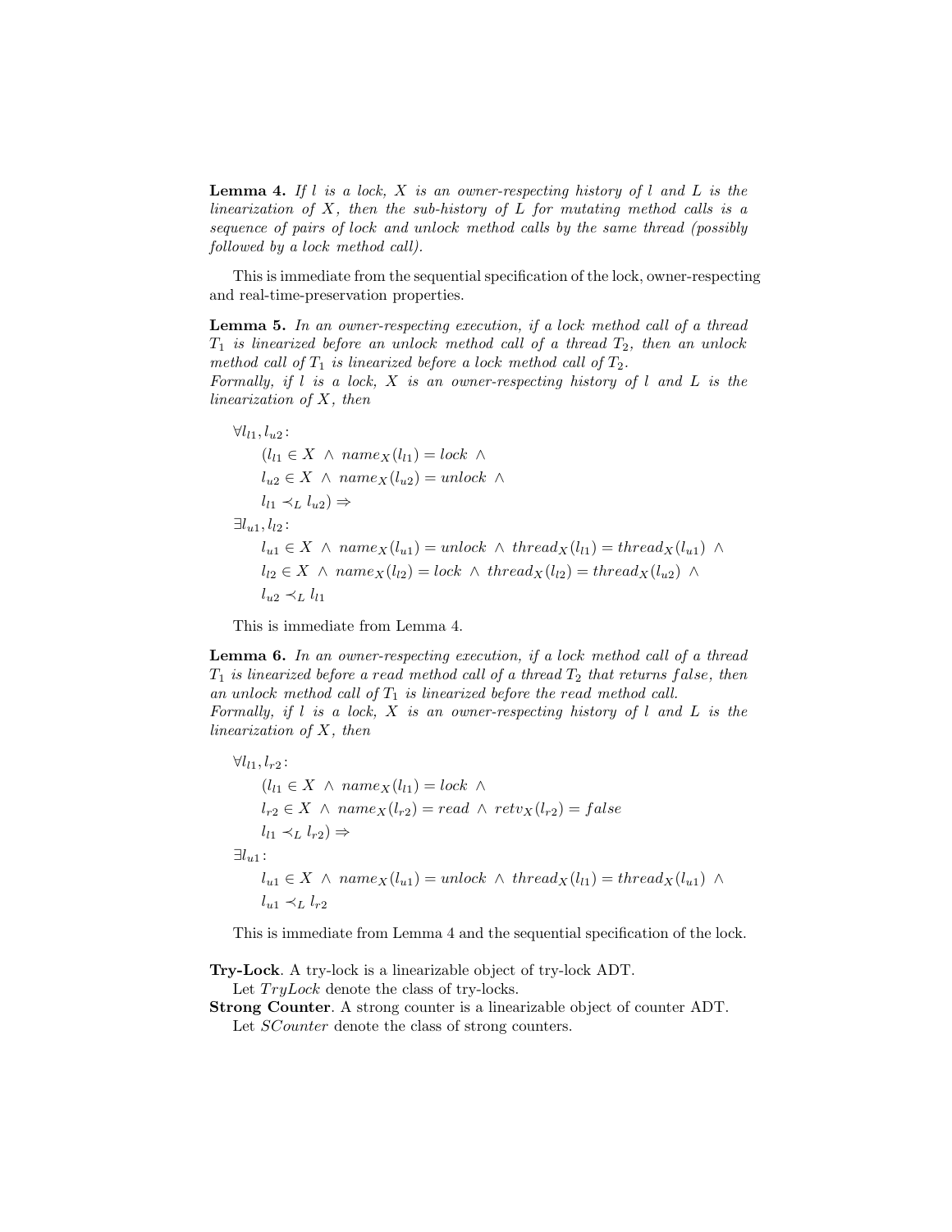**Lemma 4.** *If $l$ is a lock, $X$ is an owner-respecting history of $l$ and $L$ is the linearization of $X$, then the sub-history of $L$ for mutating method calls is a sequence of pairs of lock and unlock method calls by the same thread (possibly followed by a lock method call).*

This is immediate from the sequential specification of the lock, owner-respecting and real-time-preservation properties.

**Lemma 5.** *In an owner-respecting execution, if a lock method call of a thread $T_1$ is linearized before an unlock method call of a thread $T_2$, then an unlock method call of $T_1$ is linearized before a lock method call of $T_2$.*
*Formally, if $l$ is a lock, $X$ is an owner-respecting history of $l$ and $L$ is the linearization of $X$, then*

$$
\begin{aligned}
&\forall l_{l1}, l_{u2}: \\
&\quad (l_{l1} \in X \ \wedge \ name_X(l_{l1}) = lock \ \wedge \\
&\quad l_{u2} \in X \ \wedge \ name_X(l_{u2}) = unlock \ \wedge \\
&\quad l_{l1} \prec_L l_{u2}) \Rightarrow \\
&\exists l_{u1}, l_{l2}: \\
&\quad l_{u1} \in X \ \wedge \ name_X(l_{u1}) = unlock \ \wedge \ thread_X(l_{l1}) = thread_X(l_{u1}) \ \wedge \\
&\quad l_{l2} \in X \ \wedge \ name_X(l_{l2}) = lock \ \wedge \ thread_X(l_{l2}) = thread_X(l_{u2}) \ \wedge \\
&\quad l_{u2} \prec_L l_{l1}
\end{aligned}
$$

This is immediate from Lemma 4.

**Lemma 6.** *In an owner-respecting execution, if a lock method call of a thread $T_1$ is linearized before a read method call of a thread $T_2$ that returns $false$, then an unlock method call of $T_1$ is linearized before the read method call.*
*Formally, if $l$ is a lock, $X$ is an owner-respecting history of $l$ and $L$ is the linearization of $X$, then*

$$
\begin{aligned}
&\forall l_{l1}, l_{r2}: \\
&\quad (l_{l1} \in X \ \wedge \ name_X(l_{l1}) = lock \ \wedge \\
&\quad l_{r2} \in X \ \wedge \ name_X(l_{r2}) = read \ \wedge \ retv_X(l_{r2}) = false \\
&\quad l_{l1} \prec_L l_{r2}) \Rightarrow \\
&\exists l_{u1}: \\
&\quad l_{u1} \in X \ \wedge \ name_X(l_{u1}) = unlock \ \wedge \ thread_X(l_{l1}) = thread_X(l_{u1}) \ \wedge \\
&\quad l_{u1} \prec_L l_{r2}
\end{aligned}
$$

This is immediate from Lemma 4 and the sequential specification of the lock.

**Try-Lock**. A try-lock is a linearizable object of try-lock ADT.
Let $TryLock$ denote the class of try-locks.

**Strong Counter**. A strong counter is a linearizable object of counter ADT.
Let $SCounter$ denote the class of strong counters.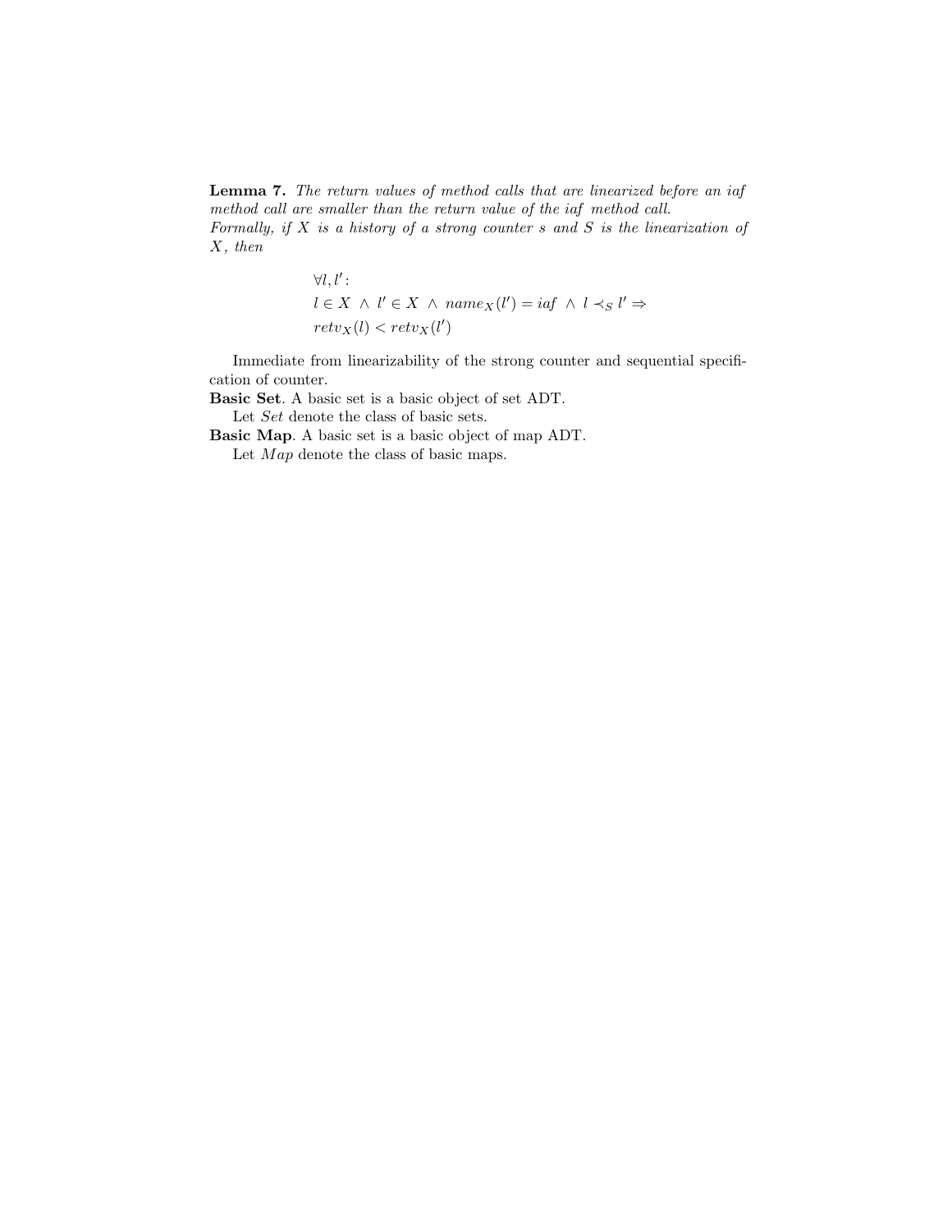**Lemma 7.** *The return values of method calls that are linearized before an iaf method call are smaller than the return value of the iaf method call.*
*Formally, if $X$ is a history of a strong counter $s$ and $S$ is the linearization of $X$, then*

$$
\begin{aligned}
&\forall l, l' : \\
&l \in X \ \wedge\ l' \in X \ \wedge\ name_X(l') = iaf \ \wedge\ l \prec_S l' \Rightarrow \\
&retv_X(l) < retv_X(l')
\end{aligned}
$$

Immediate from linearizability of the strong counter and sequential specification of counter.

**Basic Set**. A basic set is a basic object of set ADT.

Let $Set$ denote the class of basic sets.

**Basic Map**. A basic set is a basic object of map ADT.

Let $Map$ denote the class of basic maps.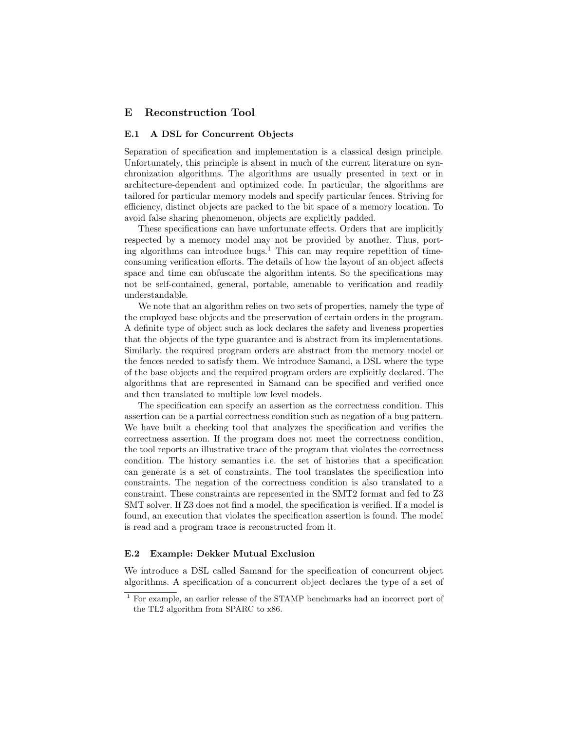## E Reconstruction Tool

### E.1 A DSL for Concurrent Objects

Separation of specification and implementation is a classical design principle. Unfortunately, this principle is absent in much of the current literature on synchronization algorithms. The algorithms are usually presented in text or in architecture-dependent and optimized code. In particular, the algorithms are tailored for particular memory models and specify particular fences. Striving for efficiency, distinct objects are packed to the bit space of a memory location. To avoid false sharing phenomenon, objects are explicitly padded.

These specifications can have unfortunate effects. Orders that are implicitly respected by a memory model may not be provided by another. Thus, porting algorithms can introduce bugs.[1] This can may require repetition of time-consuming verification efforts. The details of how the layout of an object affects space and time can obfuscate the algorithm intents. So the specifications may not be self-contained, general, portable, amenable to verification and readily understandable.

We note that an algorithm relies on two sets of properties, namely the type of the employed base objects and the preservation of certain orders in the program. A definite type of object such as lock declares the safety and liveness properties that the objects of the type guarantee and is abstract from its implementations. Similarly, the required program orders are abstract from the memory model or the fences needed to satisfy them. We introduce Samand, a DSL where the type of the base objects and the required program orders are explicitly declared. The algorithms that are represented in Samand can be specified and verified once and then translated to multiple low level models.

The specification can specify an assertion as the correctness condition. This assertion can be a partial correctness condition such as negation of a bug pattern. We have built a checking tool that analyzes the specification and verifies the correctness assertion. If the program does not meet the correctness condition, the tool reports an illustrative trace of the program that violates the correctness condition. The history semantics i.e. the set of histories that a specification can generate is a set of constraints. The tool translates the specification into constraints. The negation of the correctness condition is also translated to a constraint. These constraints are represented in the SMT2 format and fed to Z3 SMT solver. If Z3 does not find a model, the specification is verified. If a model is found, an execution that violates the specification assertion is found. The model is read and a program trace is reconstructed from it.

### E.2 Example: Dekker Mutual Exclusion

We introduce a DSL called Samand for the specification of concurrent object algorithms. A specification of a concurrent object declares the type of a set of

[1] For example, an earlier release of the STAMP benchmarks had an incorrect port of the TL2 algorithm from SPARC to x86.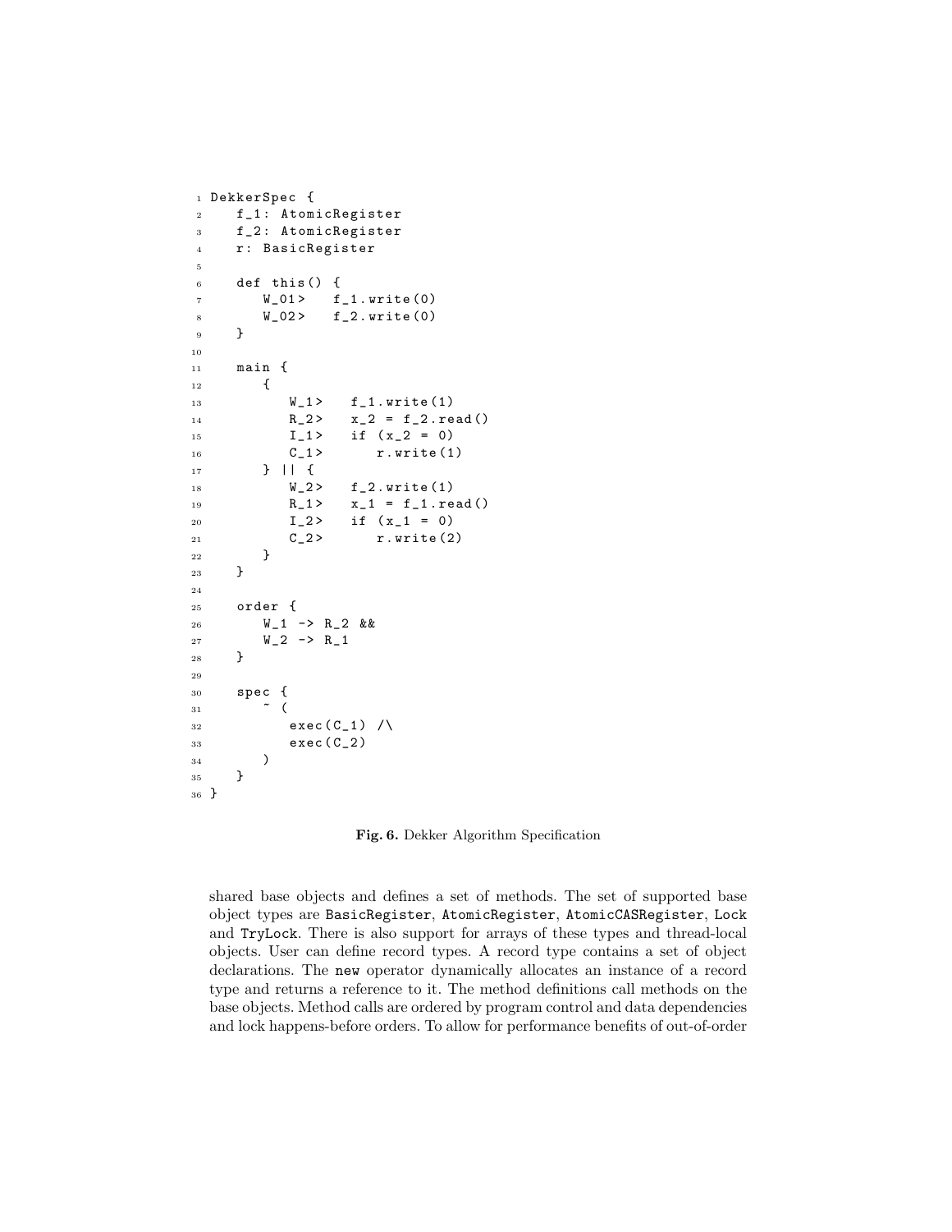```
DekkerSpec {
   f_1: AtomicRegister
   f_2: AtomicRegister
   r: BasicRegister

   def this() {
      W_01>   f_1.write(0)
      W_02>   f_2.write(0)
   }

   main {
      {
         W_1>   f_1.write(1)
         R_2>   x_2 = f_2.read()
         I_1>   if (x_2 = 0)
         C_1>      r.write(1)
      } || {
         W_2>   f_2.write(1)
         R_1>   x_1 = f_1.read()
         I_2>   if (x_1 = 0)
         C_2>      r.write(2)
      }
   }

   order {
      W_1 -> R_2 &&
      W_2 -> R_1
   }

   spec {
      ~ (
         exec(C_1) /\
         exec(C_2)
      )
   }
}
```

**Fig. 6.** Dekker Algorithm Specification

shared base objects and defines a set of methods. The set of supported base object types are `BasicRegister`, `AtomicRegister`, `AtomicCASRegister`, `Lock` and `TryLock`. There is also support for arrays of these types and thread-local objects. User can define record types. A record type contains a set of object declarations. The `new` operator dynamically allocates an instance of a record type and returns a reference to it. The method definitions call methods on the base objects. Method calls are ordered by program control and data dependencies and lock happens-before orders. To allow for performance benefits of out-of-order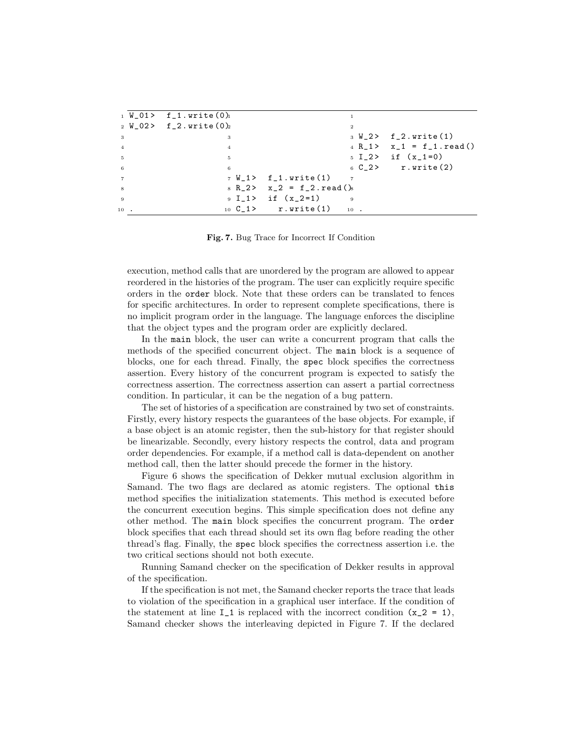```
   Thread 0                     Thread 1                       Thread 2
1  W_01>  f_1.write(0)      1                              1
2  W_02>  f_2.write(0)      2                              2
3                           3                              3  W_2>  f_2.write(1)
4                           4                              4  R_1>  x_1 = f_1.read()
5                           5                              5  I_2>  if (x_1=0)
6                           6                              6  C_2>    r.write(2)
7                           7  W_1>  f_1.write(1)          7
8                           8  R_2>  x_2 = f_2.read()      8
9                           9  I_1>  if (x_2=1)            9
10 .                        10 C_1>    r.write(1)          10 .
```

**Fig. 7.** Bug Trace for Incorrect If Condition

execution, method calls that are unordered by the program are allowed to appear reordered in the histories of the program. The user can explicitly require specific orders in the `order` block. Note that these orders can be translated to fences for specific architectures. In order to represent complete specifications, there is no implicit program order in the language. The language enforces the discipline that the object types and the program order are explicitly declared.

In the `main` block, the user can write a concurrent program that calls the methods of the specified concurrent object. The `main` block is a sequence of blocks, one for each thread. Finally, the `spec` block specifies the correctness assertion. Every history of the concurrent program is expected to satisfy the correctness assertion. The correctness assertion can assert a partial correctness condition. In particular, it can be the negation of a bug pattern.

The set of histories of a specification are constrained by two set of constraints. Firstly, every history respects the guarantees of the base objects. For example, if a base object is an atomic register, then the sub-history for that register should be linearizable. Secondly, every history respects the control, data and program order dependencies. For example, if a method call is data-dependent on another method call, then the latter should precede the former in the history.

Figure 6 shows the specification of Dekker mutual exclusion algorithm in Samand. The two flags are declared as atomic registers. The optional `this` method specifies the initialization statements. This method is executed before the concurrent execution begins. This simple specification does not define any other method. The `main` block specifies the concurrent program. The `order` block specifies that each thread should set its own flag before reading the other thread's flag. Finally, the `spec` block specifies the correctness assertion i.e. the two critical sections should not both execute.

Running Samand checker on the specification of Dekker results in approval of the specification.

If the specification is not met, the Samand checker reports the trace that leads to violation of the specification in a graphical user interface. If the condition of the statement at line `I_1` is replaced with the incorrect condition `(x_2 = 1)`, Samand checker shows the interleaving depicted in Figure 7. If the declared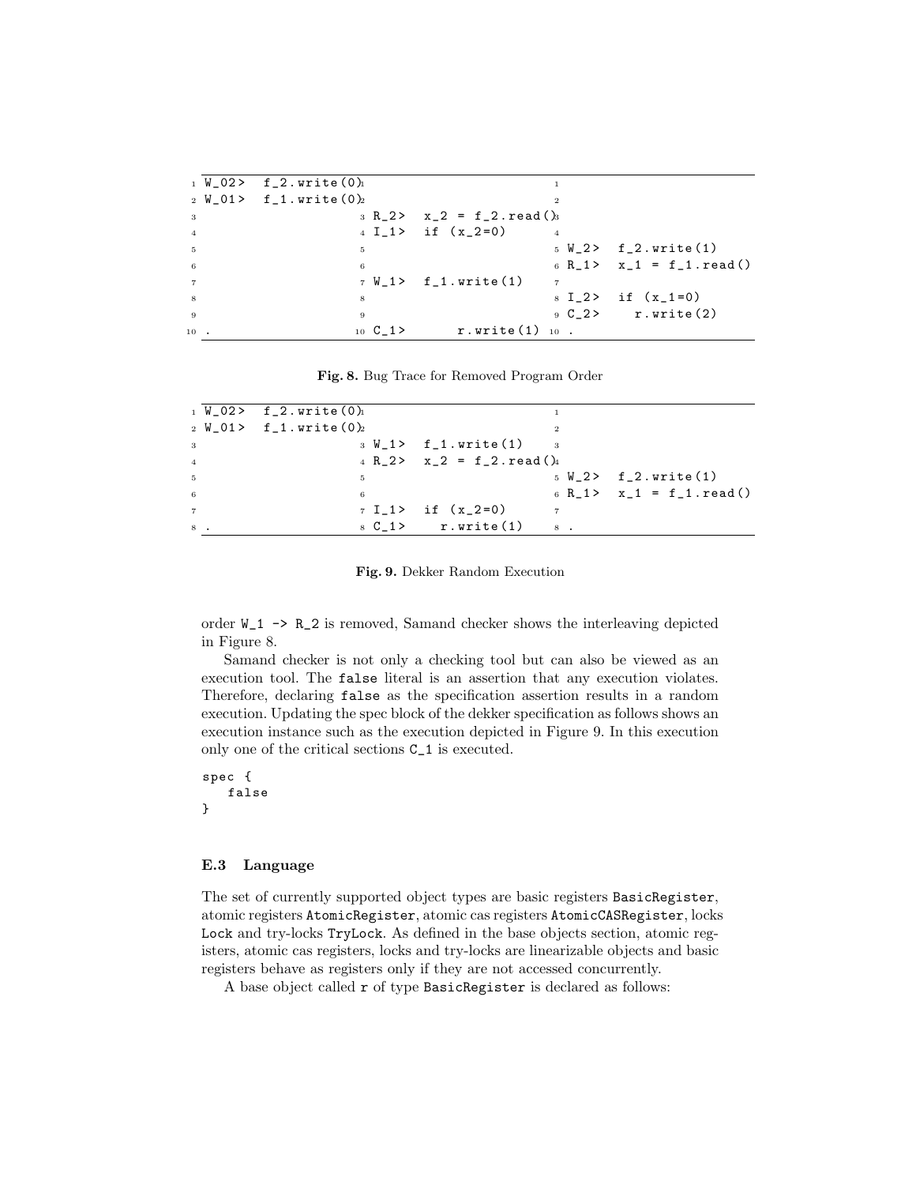| | | |
|---|---|---|
| 1 W_02> f_2.write(0) | 1 | 1 |
| 2 W_01> f_1.write(0) | 2 | 2 |
| 3 | 3 R_2> x_2 = f_2.read() | 3 |
| 4 | 4 I_1> if (x_2=0) | 4 |
| 5 | 5 | 5 W_2> f_2.write(1) |
| 6 | 6 | 6 R_1> x_1 = f_1.read() |
| 7 | 7 W_1> f_1.write(1) | 7 |
| 8 | 8 | 8 I_2> if (x_1=0) |
| 9 | 9 | 9 C_2> r.write(2) |
| 10 . | 10 C_1> r.write(1) | 10 . |

**Fig. 8.** Bug Trace for Removed Program Order

| | | |
|---|---|---|
| 1 W_02> f_2.write(0) | 1 | 1 |
| 2 W_01> f_1.write(0) | 2 | 2 |
| 3 | 3 W_1> f_1.write(1) | 3 |
| 4 | 4 R_2> x_2 = f_2.read() | 4 |
| 5 | 5 | 5 W_2> f_2.write(1) |
| 6 | 6 | 6 R_1> x_1 = f_1.read() |
| 7 | 7 I_1> if (x_2=0) | 7 |
| 8 . | 8 C_1> r.write(1) | 8 . |

**Fig. 9.** Dekker Random Execution

order `W_1 -> R_2` is removed, Samand checker shows the interleaving depicted in Figure 8.

Samand checker is not only a checking tool but can also be viewed as an execution tool. The `false` literal is an assertion that any execution violates. Therefore, declaring `false` as the specification assertion results in a random execution. Updating the spec block of the dekker specification as follows shows an execution instance such as the execution depicted in Figure 9. In this execution only one of the critical sections `C_1` is executed.

```
spec {
   false
}
```

### E.3 Language

The set of currently supported object types are basic registers `BasicRegister`, atomic registers `AtomicRegister`, atomic cas registers `AtomicCASRegister`, locks `Lock` and try-locks `TryLock`. As defined in the base objects section, atomic registers, atomic cas registers, locks and try-locks are linearizable objects and basic registers behave as registers only if they are not accessed concurrently.

A base object called `r` of type `BasicRegister` is declared as follows: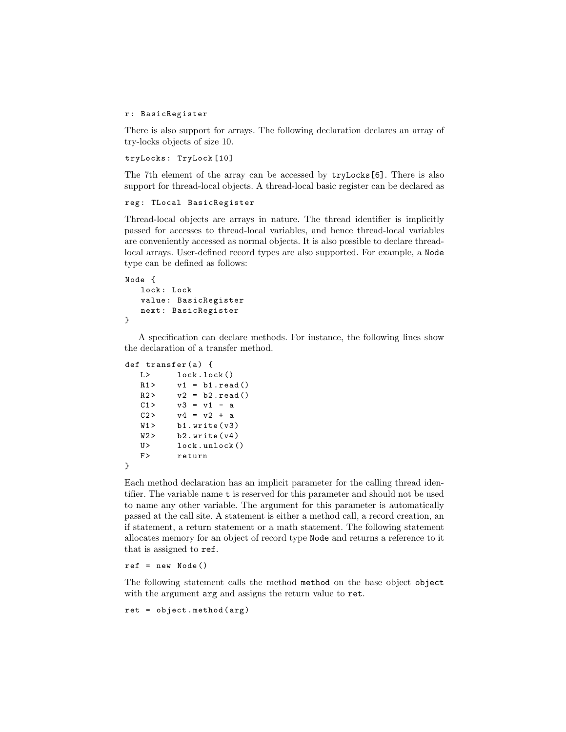```
r: BasicRegister
```

There is also support for arrays. The following declaration declares an array of try-locks objects of size 10.

```
tryLocks: TryLock[10]
```

The 7th element of the array can be accessed by `tryLocks[6]`. There is also support for thread-local objects. A thread-local basic register can be declared as

```
reg: TLocal BasicRegister
```

Thread-local objects are arrays in nature. The thread identifier is implicitly passed for accesses to thread-local variables, and hence thread-local variables are conveniently accessed as normal objects. It is also possible to declare thread-local arrays. User-defined record types are also supported. For example, a `Node` type can be defined as follows:

```
Node {
   lock: Lock
   value: BasicRegister
   next: BasicRegister
}
```

A specification can declare methods. For instance, the following lines show the declaration of a transfer method.

```
def transfer(a) {
   L>      lock.lock()
   R1>     v1 = b1.read()
   R2>     v2 = b2.read()
   C1>     v3 = v1 - a
   C2>     v4 = v2 + a
   W1>     b1.write(v3)
   W2>     b2.write(v4)
   U>      lock.unlock()
   F>      return
}
```

Each method declaration has an implicit parameter for the calling thread identifier. The variable name `t` is reserved for this parameter and should not be used to name any other variable. The argument for this parameter is automatically passed at the call site. A statement is either a method call, a record creation, an if statement, a return statement or a math statement. The following statement allocates memory for an object of record type `Node` and returns a reference to it that is assigned to `ref`.

```
ref = new Node()
```

The following statement calls the method `method` on the base object `object` with the argument `arg` and assigns the return value to `ret`.

```
ret = object.method(arg)
```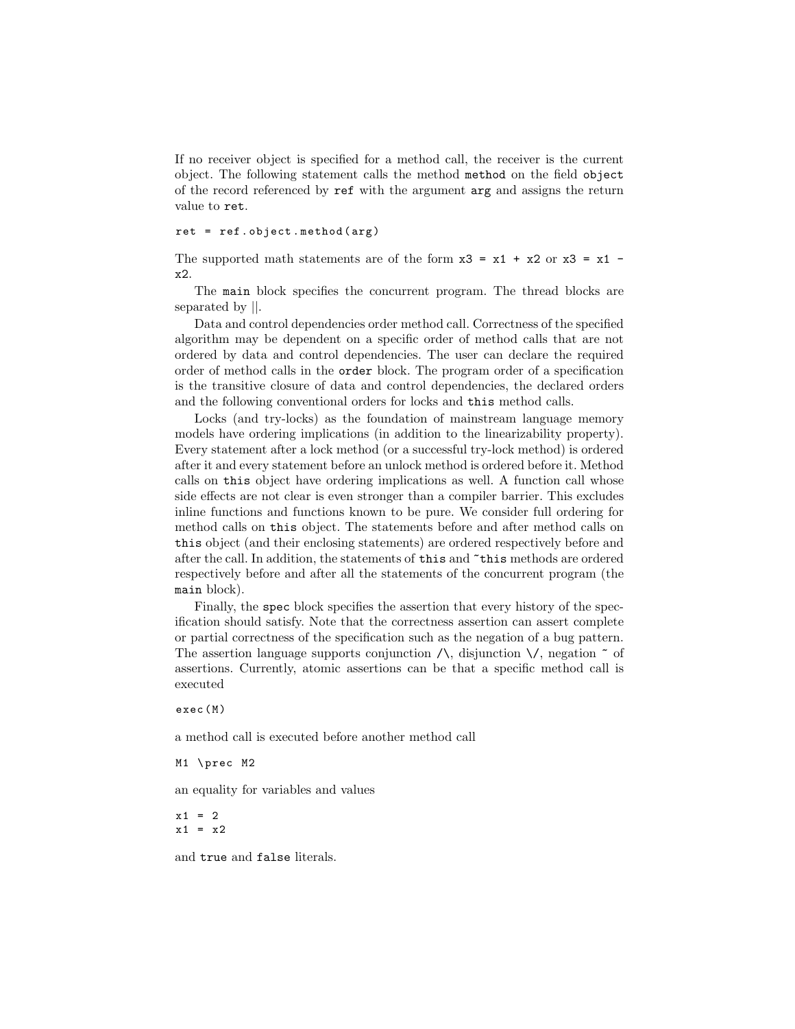If no receiver object is specified for a method call, the receiver is the current object. The following statement calls the method `method` on the field `object` of the record referenced by `ref` with the argument `arg` and assigns the return value to `ret`.

```
ret = ref.object.method(arg)
```

The supported math statements are of the form `x3 = x1 + x2` or `x3 = x1 - x2`.

The `main` block specifies the concurrent program. The thread blocks are separated by ||.

Data and control dependencies order method call. Correctness of the specified algorithm may be dependent on a specific order of method calls that are not ordered by data and control dependencies. The user can declare the required order of method calls in the `order` block. The program order of a specification is the transitive closure of data and control dependencies, the declared orders and the following conventional orders for locks and `this` method calls.

Locks (and try-locks) as the foundation of mainstream language memory models have ordering implications (in addition to the linearizability property). Every statement after a lock method (or a successful try-lock method) is ordered after it and every statement before an unlock method is ordered before it. Method calls on `this` object have ordering implications as well. A function call whose side effects are not clear is even stronger than a compiler barrier. This excludes inline functions and functions known to be pure. We consider full ordering for method calls on `this` object. The statements before and after method calls on `this` object (and their enclosing statements) are ordered respectively before and after the call. In addition, the statements of `this` and `~this` methods are ordered respectively before and after all the statements of the concurrent program (the `main` block).

Finally, the `spec` block specifies the assertion that every history of the specification should satisfy. Note that the correctness assertion can assert complete or partial correctness of the specification such as the negation of a bug pattern. The assertion language supports conjunction /\, disjunction \/, negation ~ of assertions. Currently, atomic assertions can be that a specific method call is executed

```
exec(M)
```

a method call is executed before another method call

```
M1 \prec M2
```

an equality for variables and values

```
x1 = 2
x1 = x2
```

and `true` and `false` literals.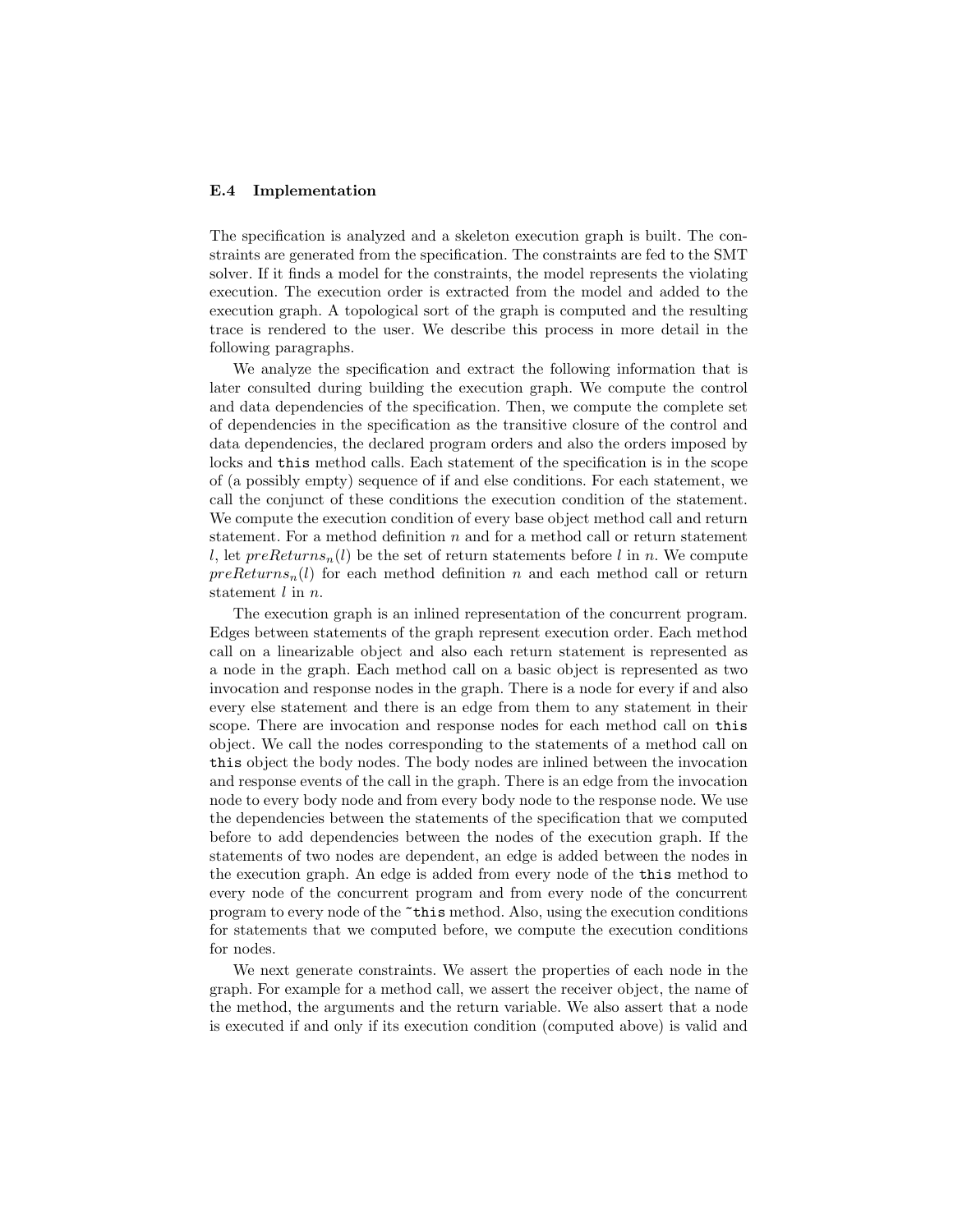### E.4 Implementation

The specification is analyzed and a skeleton execution graph is built. The constraints are generated from the specification. The constraints are fed to the SMT solver. If it finds a model for the constraints, the model represents the violating execution. The execution order is extracted from the model and added to the execution graph. A topological sort of the graph is computed and the resulting trace is rendered to the user. We describe this process in more detail in the following paragraphs.

We analyze the specification and extract the following information that is later consulted during building the execution graph. We compute the control and data dependencies of the specification. Then, we compute the complete set of dependencies in the specification as the transitive closure of the control and data dependencies, the declared program orders and also the orders imposed by locks and `this` method calls. Each statement of the specification is in the scope of (a possibly empty) sequence of if and else conditions. For each statement, we call the conjunct of these conditions the execution condition of the statement. We compute the execution condition of every base object method call and return statement. For a method definition $n$ and for a method call or return statement $l$, let $preReturns_n(l)$ be the set of return statements before $l$ in $n$. We compute $preReturns_n(l)$ for each method definition $n$ and each method call or return statement $l$ in $n$.

The execution graph is an inlined representation of the concurrent program. Edges between statements of the graph represent execution order. Each method call on a linearizable object and also each return statement is represented as a node in the graph. Each method call on a basic object is represented as two invocation and response nodes in the graph. There is a node for every if and also every else statement and there is an edge from them to any statement in their scope. There are invocation and response nodes for each method call on `this` object. We call the nodes corresponding to the statements of a method call on `this` object the body nodes. The body nodes are inlined between the invocation and response events of the call in the graph. There is an edge from the invocation node to every body node and from every body node to the response node. We use the dependencies between the statements of the specification that we computed before to add dependencies between the nodes of the execution graph. If the statements of two nodes are dependent, an edge is added between the nodes in the execution graph. An edge is added from every node of the `this` method to every node of the concurrent program and from every node of the concurrent program to every node of the `~this` method. Also, using the execution conditions for statements that we computed before, we compute the execution conditions for nodes.

We next generate constraints. We assert the properties of each node in the graph. For example for a method call, we assert the receiver object, the name of the method, the arguments and the return variable. We also assert that a node is executed if and only if its execution condition (computed above) is valid and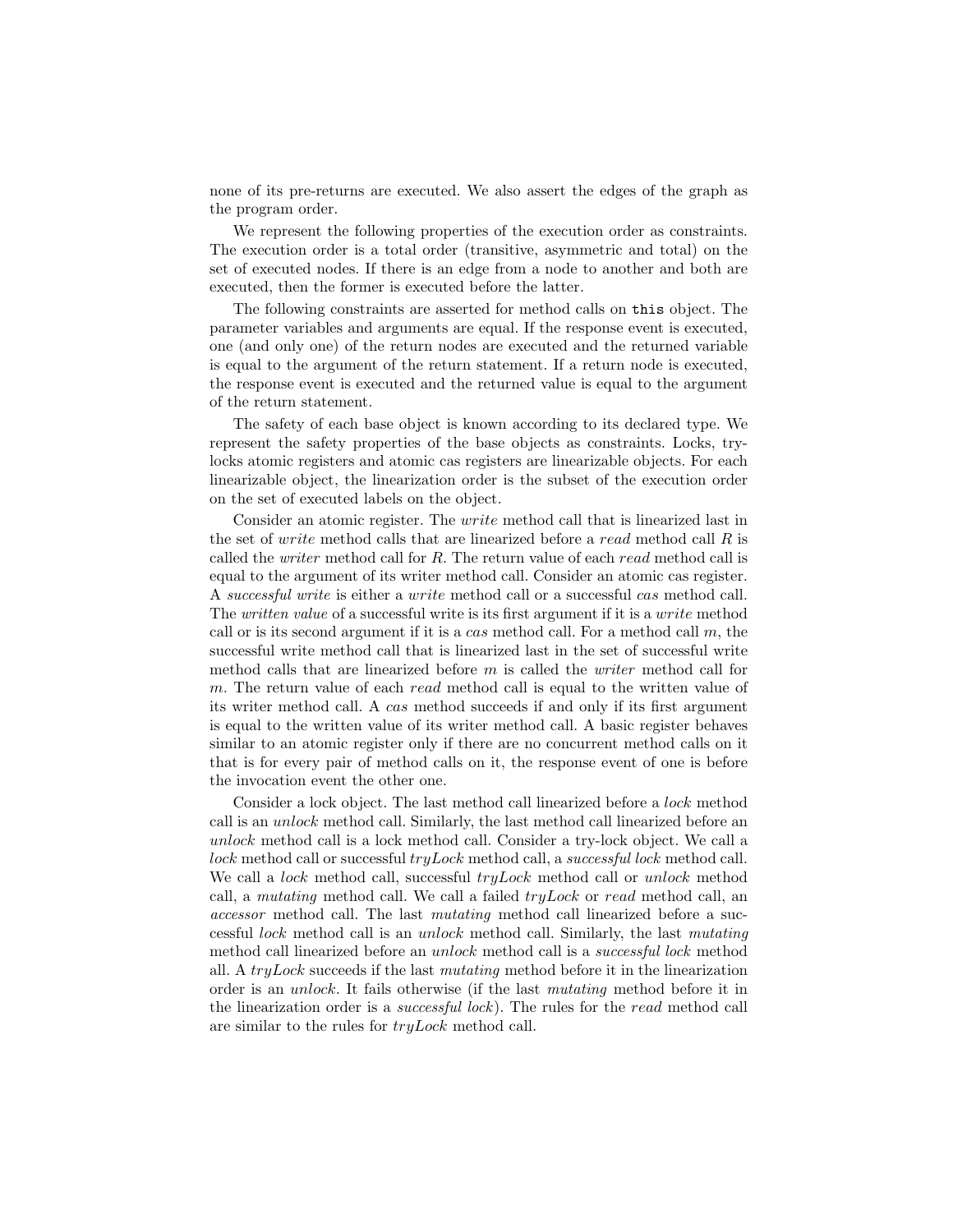none of its pre-returns are executed. We also assert the edges of the graph as the program order.

We represent the following properties of the execution order as constraints. The execution order is a total order (transitive, asymmetric and total) on the set of executed nodes. If there is an edge from a node to another and both are executed, then the former is executed before the latter.

The following constraints are asserted for method calls on `this` object. The parameter variables and arguments are equal. If the response event is executed, one (and only one) of the return nodes are executed and the returned variable is equal to the argument of the return statement. If a return node is executed, the response event is executed and the returned value is equal to the argument of the return statement.

The safety of each base object is known according to its declared type. We represent the safety properties of the base objects as constraints. Locks, try-locks atomic registers and atomic cas registers are linearizable objects. For each linearizable object, the linearization order is the subset of the execution order on the set of executed labels on the object.

Consider an atomic register. The *write* method call that is linearized last in the set of *write* method calls that are linearized before a *read* method call $R$ is called the *writer* method call for $R$. The return value of each *read* method call is equal to the argument of its writer method call. Consider an atomic cas register. A *successful write* is either a *write* method call or a successful *cas* method call. The *written value* of a successful write is its first argument if it is a *write* method call or is its second argument if it is a *cas* method call. For a method call $m$, the successful write method call that is linearized last in the set of successful write method calls that are linearized before $m$ is called the *writer* method call for $m$. The return value of each *read* method call is equal to the written value of its writer method call. A *cas* method succeeds if and only if its first argument is equal to the written value of its writer method call. A basic register behaves similar to an atomic register only if there are no concurrent method calls on it that is for every pair of method calls on it, the response event of one is before the invocation event the other one.

Consider a lock object. The last method call linearized before a *lock* method call is an *unlock* method call. Similarly, the last method call linearized before an *unlock* method call is a lock method call. Consider a try-lock object. We call a *lock* method call or successful *tryLock* method call, a *successful lock* method call. We call a *lock* method call, successful *tryLock* method call or *unlock* method call, a *mutating* method call. We call a failed *tryLock* or *read* method call, an *accessor* method call. The last *mutating* method call linearized before a successful *lock* method call is an *unlock* method call. Similarly, the last *mutating* method call linearized before an *unlock* method call is a *successful lock* method all. A *tryLock* succeeds if the last *mutating* method before it in the linearization order is an *unlock*. It fails otherwise (if the last *mutating* method before it in the linearization order is a *successful lock*). The rules for the *read* method call are similar to the rules for *tryLock* method call.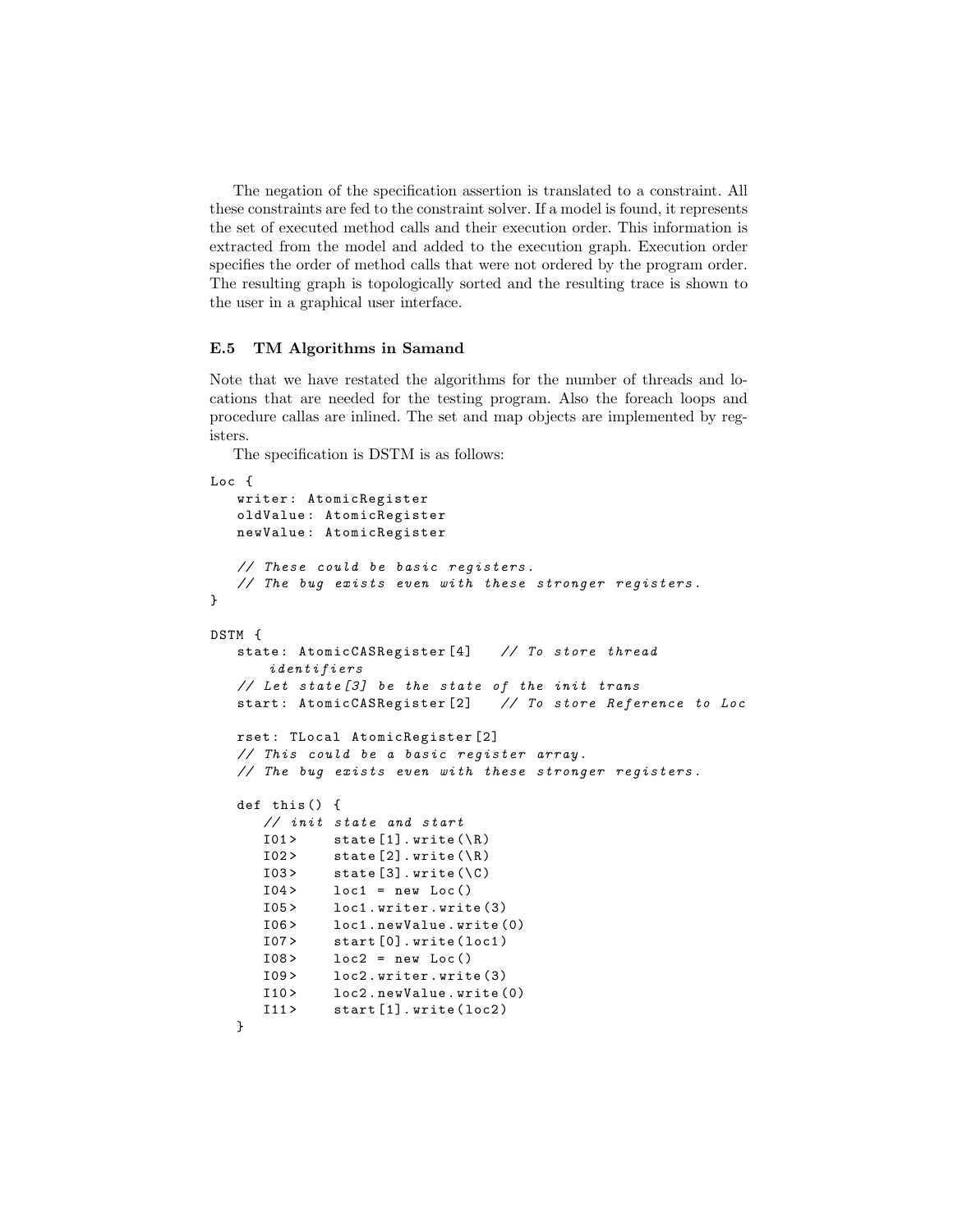The negation of the specification assertion is translated to a constraint. All these constraints are fed to the constraint solver. If a model is found, it represents the set of executed method calls and their execution order. This information is extracted from the model and added to the execution graph. Execution order specifies the order of method calls that were not ordered by the program order. The resulting graph is topologically sorted and the resulting trace is shown to the user in a graphical user interface.

### E.5 TM Algorithms in Samand

Note that we have restated the algorithms for the number of threads and locations that are needed for the testing program. Also the foreach loops and procedure callas are inlined. The set and map objects are implemented by registers.

The specification is DSTM is as follows:

```
Loc {
   writer: AtomicRegister
   oldValue: AtomicRegister
   newValue: AtomicRegister

   // These could be basic registers.
   // The bug exists even with these stronger registers.
}

DSTM {
   state: AtomicCASRegister[4]   // To store thread
       identifiers
   // Let state[3] be the state of the init trans
   start: AtomicCASRegister[2]   // To store Reference to Loc

   rset: TLocal AtomicRegister[2]
   // This could be a basic register array.
   // The bug exists even with these stronger registers.

   def this() {
      // init state and start
      I01>     state[1].write(\R)
      I02>     state[2].write(\R)
      I03>     state[3].write(\C)
      I04>     loc1 = new Loc()
      I05>     loc1.writer.write(3)
      I06>     loc1.newValue.write(0)
      I07>     start[0].write(loc1)
      I08>     loc2 = new Loc()
      I09>     loc2.writer.write(3)
      I10>     loc2.newValue.write(0)
      I11>     start[1].write(loc2)
   }
```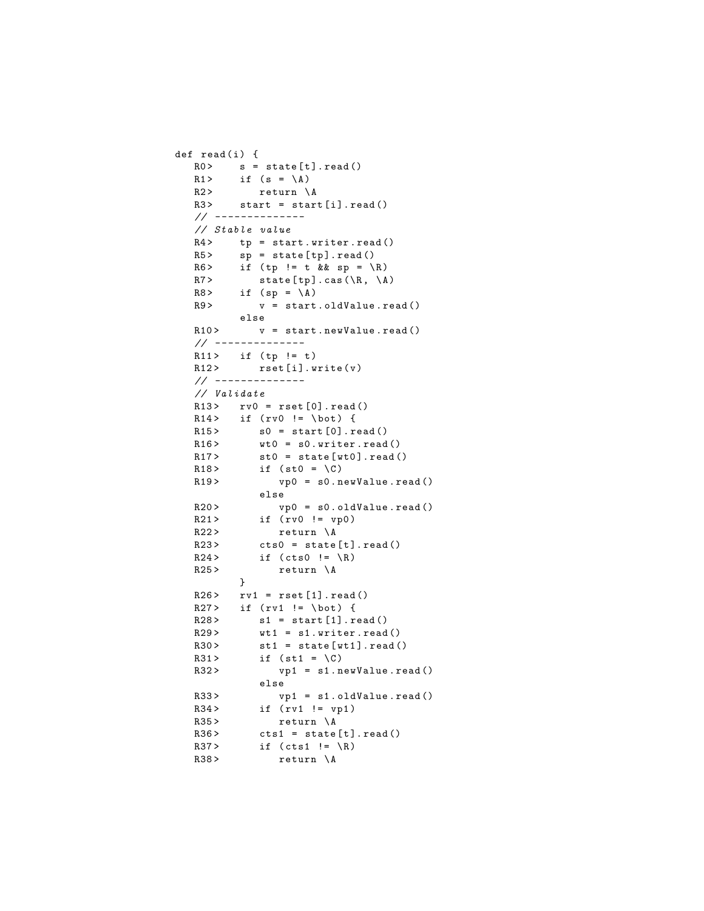```
def read(i) {
   R0>    s = state[t].read()
   R1>    if (s = \A)
   R2>       return \A
   R3>    start = start[i].read()
   // -------------
   // Stable value
   R4>    tp = start.writer.read()
   R5>    sp = state[tp].read()
   R6>    if (tp != t && sp = \R)
   R7>       state[tp].cas(\R, \A)
   R8>    if (sp = \A)
   R9>       v = start.oldValue.read()
          else
   R10>      v = start.newValue.read()
   // -------------
   R11>   if (tp != t)
   R12>      rset[i].write(v)
   // -------------
   // Validate
   R13>   rv0 = rset[0].read()
   R14>   if (rv0 != \bot) {
   R15>      s0 = start[0].read()
   R16>      wt0 = s0.writer.read()
   R17>      st0 = state[wt0].read()
   R18>      if (st0 = \C)
   R19>         vp0 = s0.newValue.read()
             else
   R20>         vp0 = s0.oldValue.read()
   R21>      if (rv0 != vp0)
   R22>         return \A
   R23>      cts0 = state[t].read()
   R24>      if (cts0 != \R)
   R25>         return \A
          }
   R26>   rv1 = rset[1].read()
   R27>   if (rv1 != \bot) {
   R28>      s1 = start[1].read()
   R29>      wt1 = s1.writer.read()
   R30>      st1 = state[wt1].read()
   R31>      if (st1 = \C)
   R32>         vp1 = s1.newValue.read()
             else
   R33>         vp1 = s1.oldValue.read()
   R34>      if (rv1 != vp1)
   R35>         return \A
   R36>      cts1 = state[t].read()
   R37>      if (cts1 != \R)
   R38>         return \A
```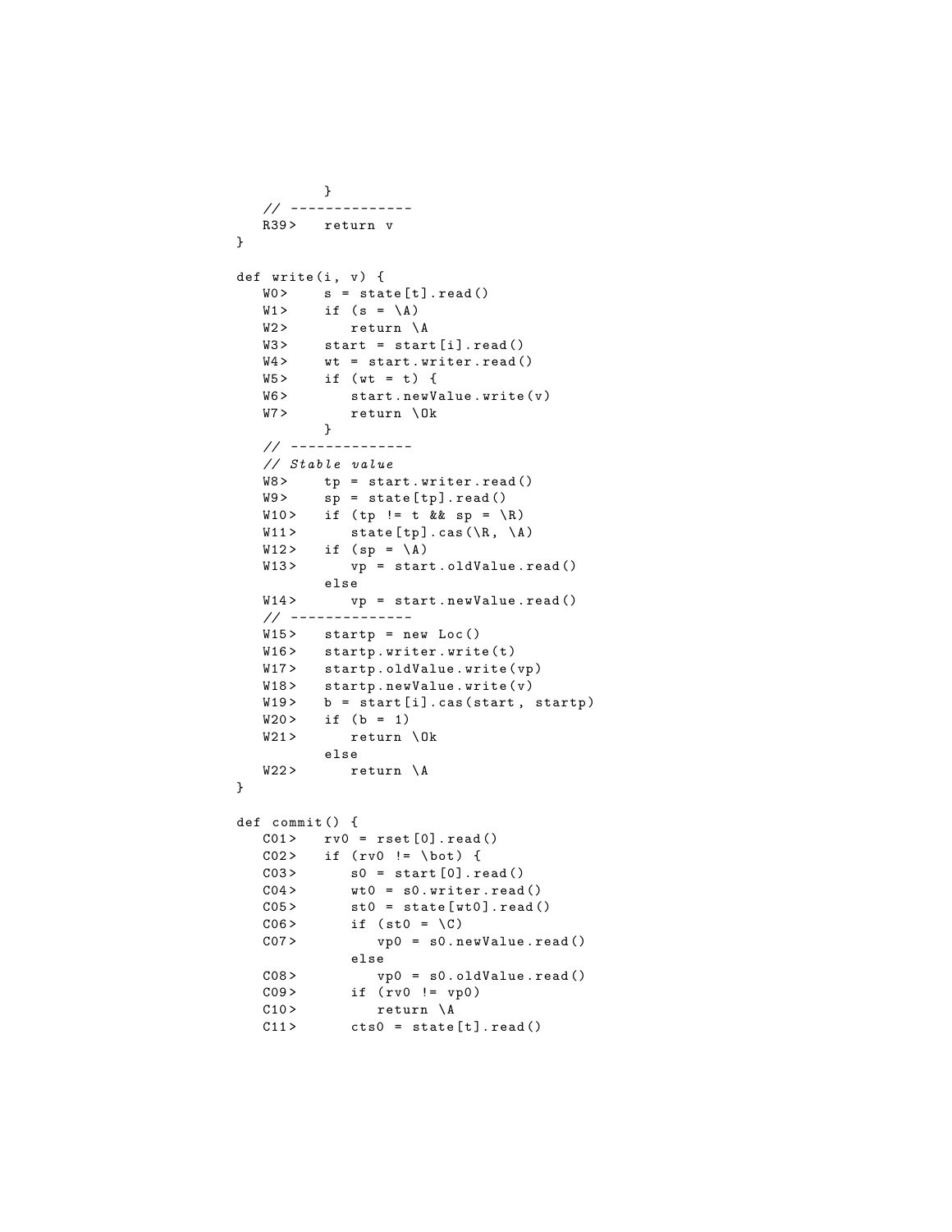```
        }
   // --------------
   R39>   return v
}

def write(i, v) {
   W0>    s = state[t].read()
   W1>    if (s = \A)
   W2>       return \A
   W3>    start = start[i].read()
   W4>    wt = start.writer.read()
   W5>    if (wt = t) {
   W6>       start.newValue.write(v)
   W7>       return \Ok
          }
   // --------------
   // Stable value
   W8>    tp = start.writer.read()
   W9>    sp = state[tp].read()
   W10>   if (tp != t && sp = \R)
   W11>      state[tp].cas(\R, \A)
   W12>   if (sp = \A)
   W13>      vp = start.oldValue.read()
          else
   W14>      vp = start.newValue.read()
   // --------------
   W15>   startp = new Loc()
   W16>   startp.writer.write(t)
   W17>   startp.oldValue.write(vp)
   W18>   startp.newValue.write(v)
   W19>   b = start[i].cas(start, startp)
   W20>   if (b = 1)
   W21>      return \Ok
          else
   W22>      return \A
}

def commit() {
   C01>   rv0 = rset[0].read()
   C02>   if (rv0 != \bot) {
   C03>      s0 = start[0].read()
   C04>      wt0 = s0.writer.read()
   C05>      st0 = state[wt0].read()
   C06>      if (st0 = \C)
   C07>         vp0 = s0.newValue.read()
             else
   C08>         vp0 = s0.oldValue.read()
   C09>      if (rv0 != vp0)
   C10>         return \A
   C11>      cts0 = state[t].read()
```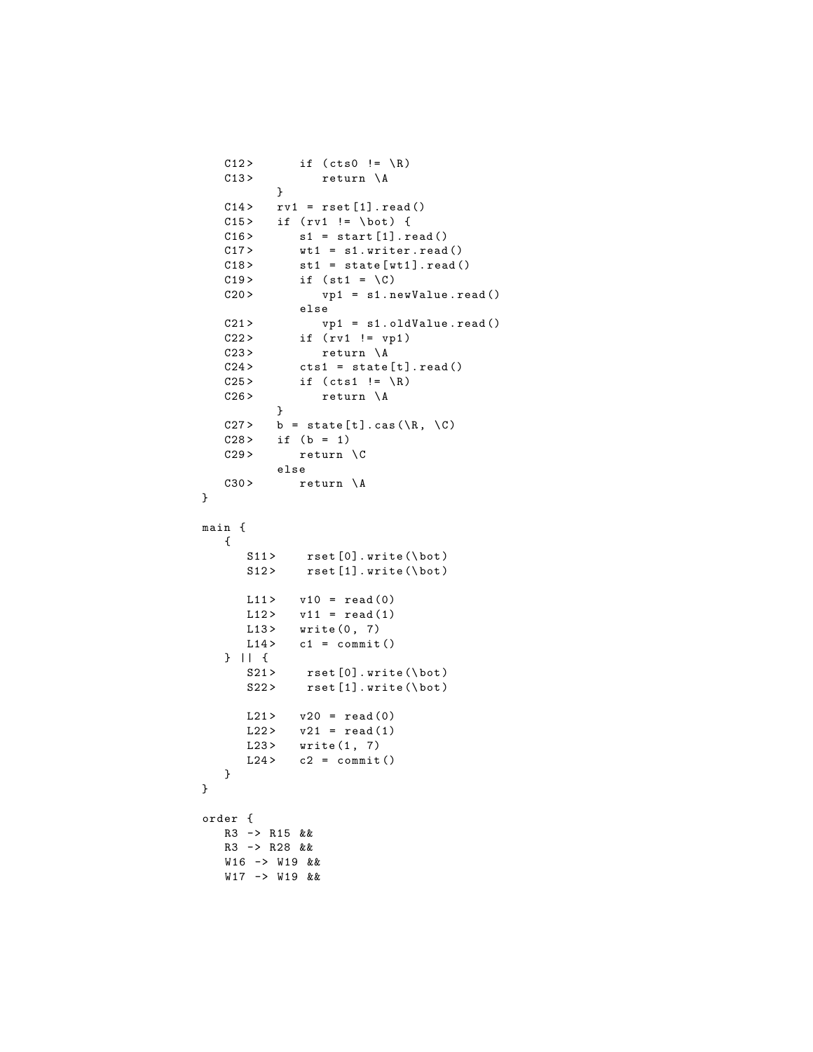```
   C12>      if (cts0 != \R)
   C13>         return \A
         }
   C14>   rv1 = rset[1].read()
   C15>   if (rv1 != \bot) {
   C16>      s1 = start[1].read()
   C17>      wt1 = s1.writer.read()
   C18>      st1 = state[wt1].read()
   C19>      if (st1 = \C)
   C20>         vp1 = s1.newValue.read()
          else
   C21>         vp1 = s1.oldValue.read()
   C22>      if (rv1 != vp1)
   C23>         return \A
   C24>      cts1 = state[t].read()
   C25>      if (cts1 != \R)
   C26>         return \A
         }
   C27>   b = state[t].cas(\R, \C)
   C28>   if (b = 1)
   C29>      return \C
         else
   C30>      return \A
}

main {
   {
      S11>    rset[0].write(\bot)
      S12>    rset[1].write(\bot)

      L11>   v10 = read(0)
      L12>   v11 = read(1)
      L13>   write(0, 7)
      L14>   c1 = commit()
   } || {
      S21>    rset[0].write(\bot)
      S22>    rset[1].write(\bot)

      L21>   v20 = read(0)
      L22>   v21 = read(1)
      L23>   write(1, 7)
      L24>   c2 = commit()
   }
}

order {
   R3 -> R15 &&
   R3 -> R28 &&
   W16 -> W19 &&
   W17 -> W19 &&
```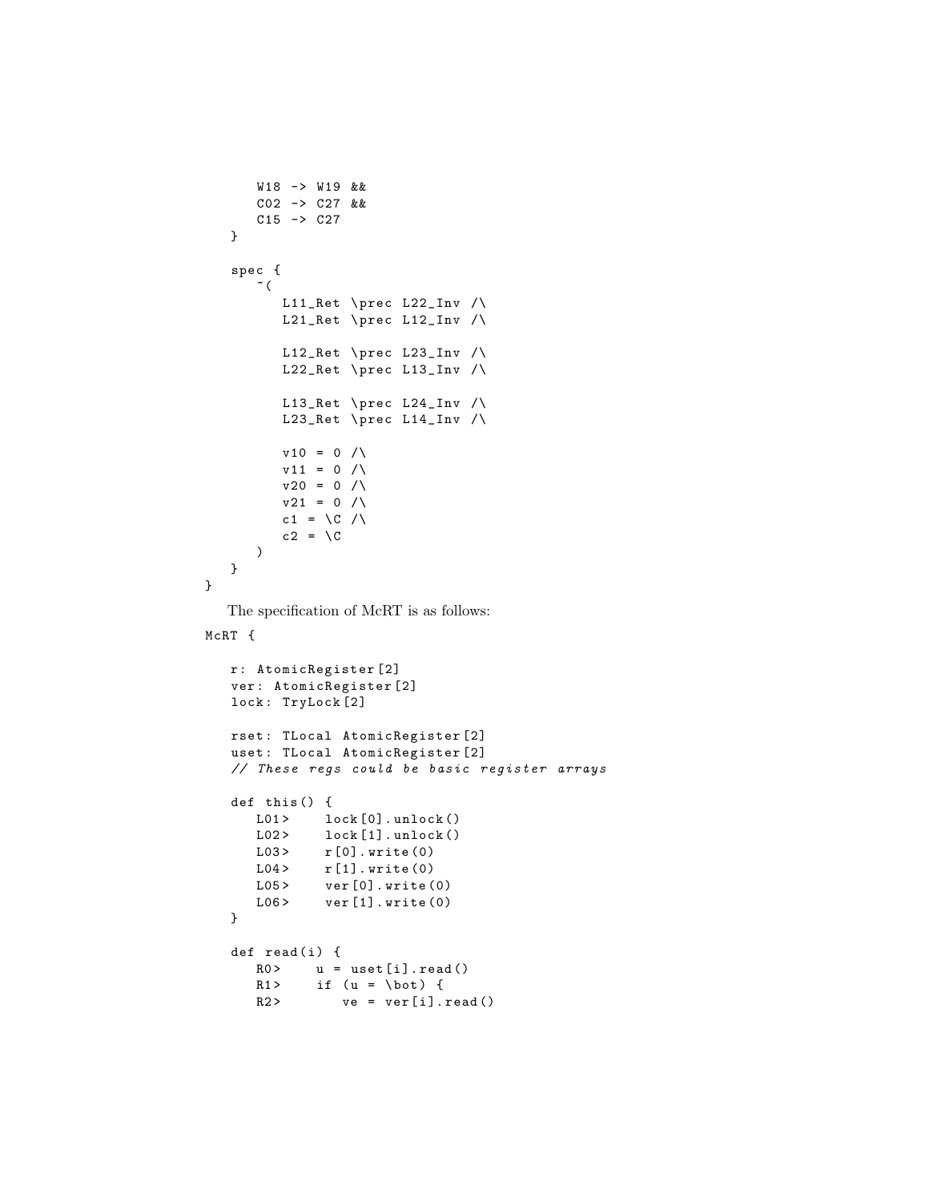```
    W18 -> W19 &&
    C02 -> C27 &&
    C15 -> C27
  }

  spec {
    ~(
      L11_Ret \prec L22_Inv /\
      L21_Ret \prec L12_Inv /\

      L12_Ret \prec L23_Inv /\
      L22_Ret \prec L13_Inv /\

      L13_Ret \prec L24_Inv /\
      L23_Ret \prec L14_Inv /\

      v10 = 0 /\
      v11 = 0 /\
      v20 = 0 /\
      v21 = 0 /\
      c1 = \C /\
      c2 = \C
    )
  }
}
```

The specification of McRT is as follows:

```
McRT {

  r: AtomicRegister[2]
  ver: AtomicRegister[2]
  lock: TryLock[2]

  rset: TLocal AtomicRegister[2]
  uset: TLocal AtomicRegister[2]
  // These regs could be basic register arrays

  def this() {
    L01>    lock[0].unlock()
    L02>    lock[1].unlock()
    L03>    r[0].write(0)
    L04>    r[1].write(0)
    L05>    ver[0].write(0)
    L06>    ver[1].write(0)
  }

  def read(i) {
    R0>    u = uset[i].read()
    R1>    if (u = \bot) {
    R2>      ve = ver[i].read()
```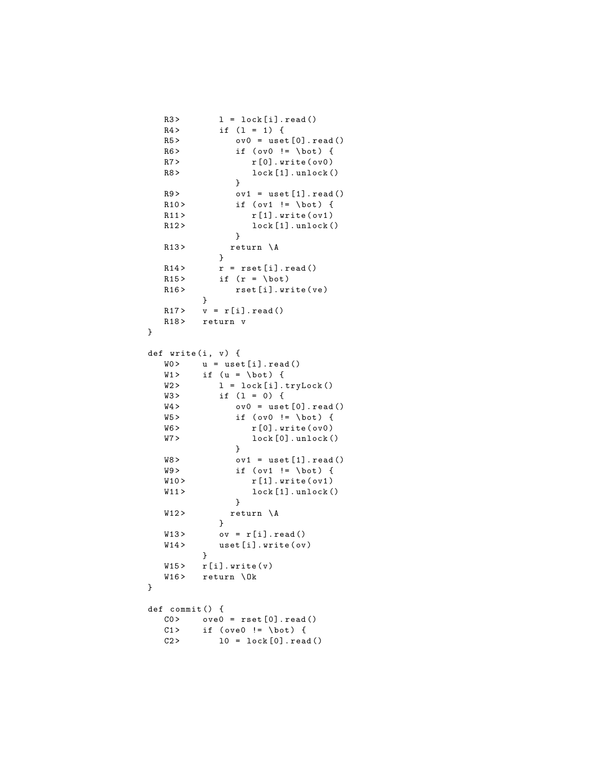```
   R3>       l = lock[i].read()
   R4>       if (l = 1) {
   R5>          ov0 = uset[0].read()
   R6>          if (ov0 != \bot) {
   R7>             r[0].write(ov0)
   R8>             lock[1].unlock()
                 }
   R9>          ov1 = uset[1].read()
   R10>         if (ov1 != \bot) {
   R11>            r[1].write(ov1)
   R12>            lock[1].unlock()
                 }
   R13>        return \A
              }
   R14>      r = rset[i].read()
   R15>      if (r = \bot)
   R16>         rset[i].write(ve)
          }
   R17>   v = r[i].read()
   R18>   return v
}

def write(i, v) {
   W0>    u = uset[i].read()
   W1>    if (u = \bot) {
   W2>       l = lock[i].tryLock()
   W3>       if (l = 0) {
   W4>          ov0 = uset[0].read()
   W5>          if (ov0 != \bot) {
   W6>             r[0].write(ov0)
   W7>             lock[0].unlock()
                 }
   W8>          ov1 = uset[1].read()
   W9>          if (ov1 != \bot) {
   W10>            r[1].write(ov1)
   W11>            lock[1].unlock()
                 }
   W12>        return \A
              }
   W13>      ov = r[i].read()
   W14>      uset[i].write(ov)
          }
   W15>   r[i].write(v)
   W16>   return \Ok
}

def commit() {
   C0>    ove0 = rset[0].read()
   C1>    if (ove0 != \bot) {
   C2>       l0 = lock[0].read()
```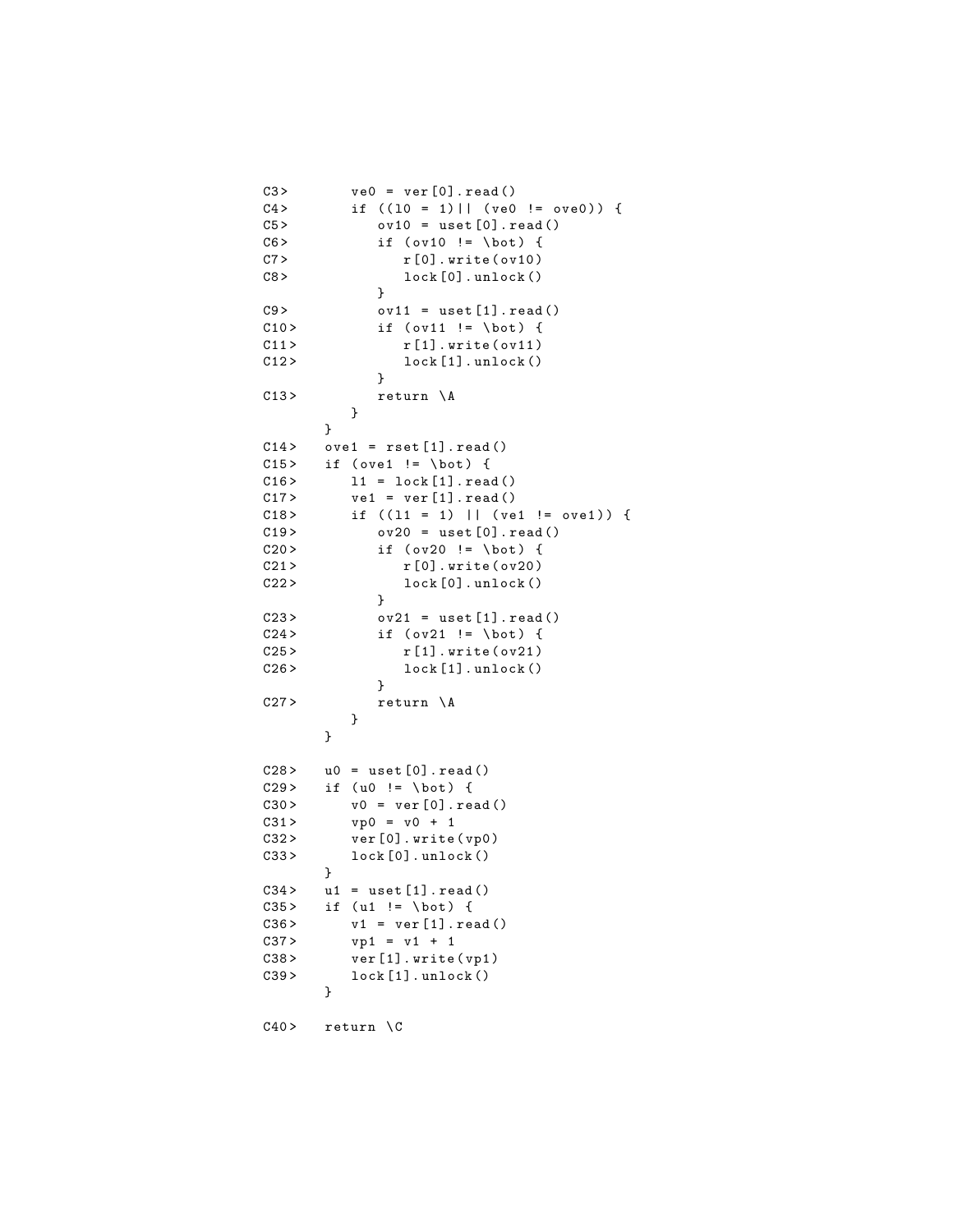```
C3>       ve0 = ver[0].read()
C4>       if ((l0 = 1)|| (ve0 != ove0)) {
C5>          ov10 = uset[0].read()
C6>          if (ov10 != \bot) {
C7>             r[0].write(ov10)
C8>             lock[0].unlock()
             }
C9>          ov11 = uset[1].read()
C10>         if (ov11 != \bot) {
C11>            r[1].write(ov11)
C12>            lock[1].unlock()
             }
C13>         return \A
          }
       }
C14>   ove1 = rset[1].read()
C15>   if (ove1 != \bot) {
C16>      l1 = lock[1].read()
C17>      ve1 = ver[1].read()
C18>      if ((l1 = 1) || (ve1 != ove1)) {
C19>         ov20 = uset[0].read()
C20>         if (ov20 != \bot) {
C21>            r[0].write(ov20)
C22>            lock[0].unlock()
             }
C23>         ov21 = uset[1].read()
C24>         if (ov21 != \bot) {
C25>            r[1].write(ov21)
C26>            lock[1].unlock()
             }
C27>         return \A
          }
       }

C28>   u0 = uset[0].read()
C29>   if (u0 != \bot) {
C30>      v0 = ver[0].read()
C31>      vp0 = v0 + 1
C32>      ver[0].write(vp0)
C33>      lock[0].unlock()
       }
C34>   u1 = uset[1].read()
C35>   if (u1 != \bot) {
C36>      v1 = ver[1].read()
C37>      vp1 = v1 + 1
C38>      ver[1].write(vp1)
C39>      lock[1].unlock()
       }

C40>   return \C
```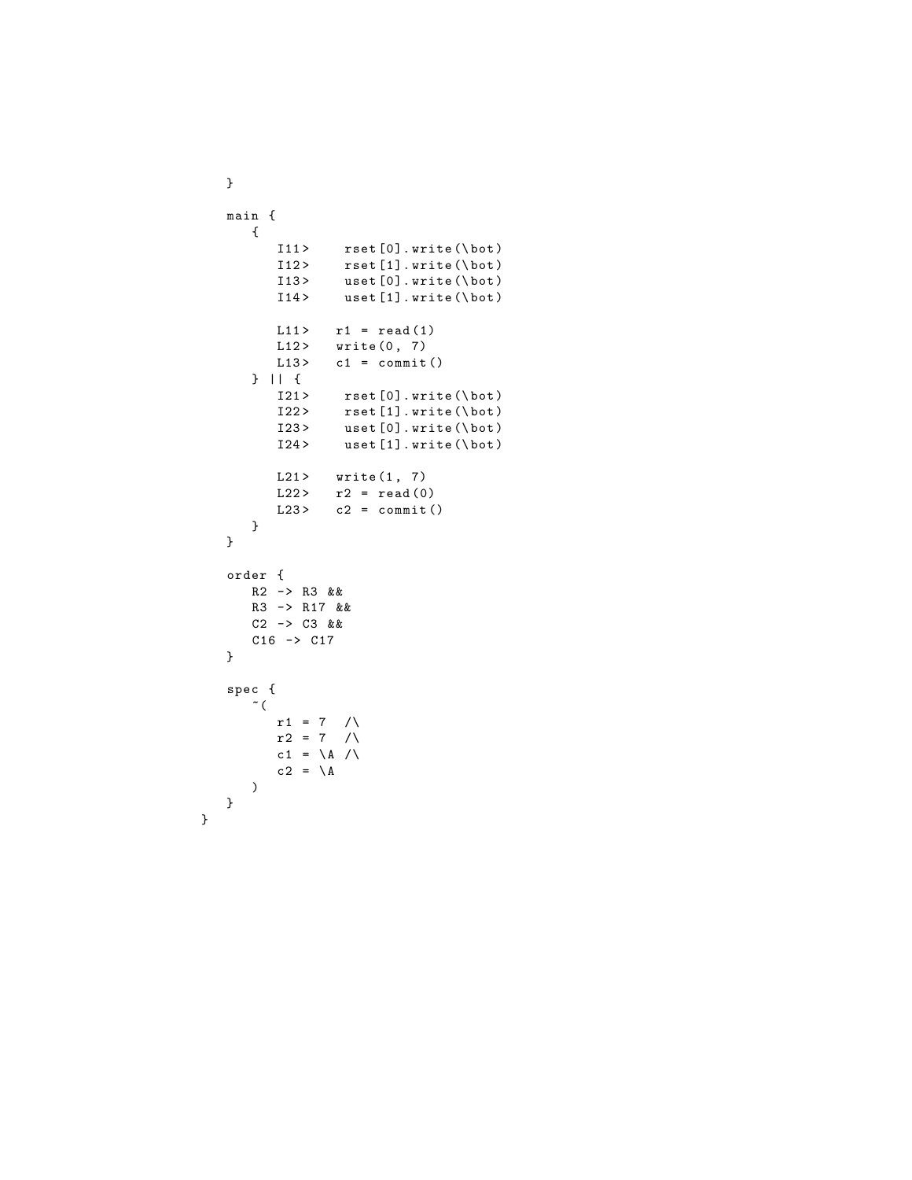```
    }

    main {
       {
          I11>    rset[0].write(\bot)
          I12>    rset[1].write(\bot)
          I13>    uset[0].write(\bot)
          I14>    uset[1].write(\bot)

          L11>   r1 = read(1)
          L12>   write(0, 7)
          L13>   c1 = commit()
       } || {
          I21>    rset[0].write(\bot)
          I22>    rset[1].write(\bot)
          I23>    uset[0].write(\bot)
          I24>    uset[1].write(\bot)

          L21>   write(1, 7)
          L22>   r2 = read(0)
          L23>   c2 = commit()
       }
    }

    order {
       R2 -> R3 &&
       R3 -> R17 &&
       C2 -> C3 &&
       C16 -> C17
    }

    spec {
       ~(
          r1 = 7  /\
          r2 = 7  /\
          c1 = \A /\
          c2 = \A
       )
    }
}
```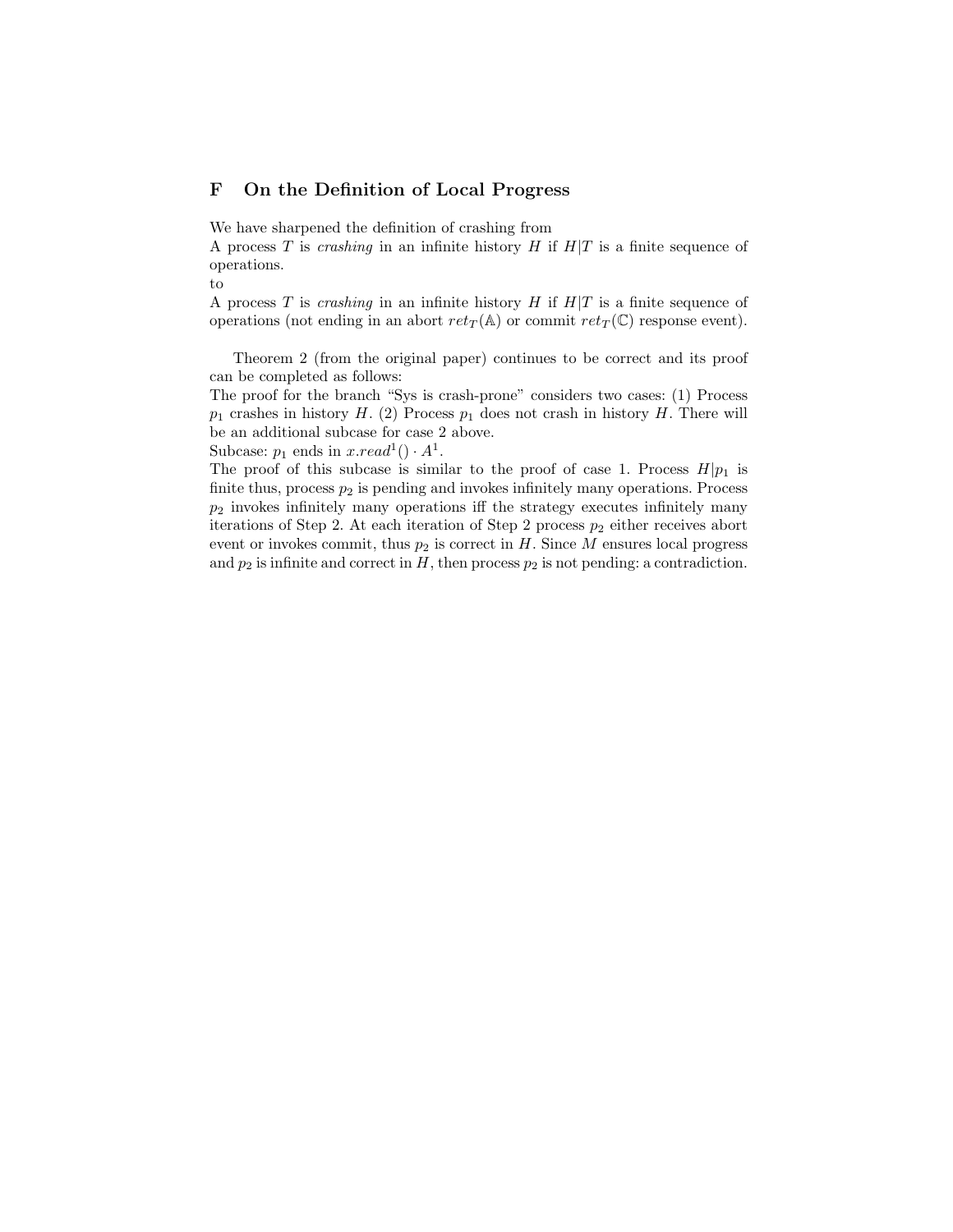## F On the Definition of Local Progress

We have sharpened the definition of crashing from

A process $T$ is *crashing* in an infinite history $H$ if $H|T$ is a finite sequence of operations.

to

A process $T$ is *crashing* in an infinite history $H$ if $H|T$ is a finite sequence of operations (not ending in an abort $ret_T(\mathbb{A})$ or commit $ret_T(\mathbb{C})$ response event).

Theorem 2 (from the original paper) continues to be correct and its proof can be completed as follows:

The proof for the branch "Sys is crash-prone" considers two cases: (1) Process $p_1$ crashes in history $H$. (2) Process $p_1$ does not crash in history $H$. There will be an additional subcase for case 2 above.

Subcase: $p_1$ ends in $x.read^1() \cdot A^1$.

The proof of this subcase is similar to the proof of case 1. Process $H|p_1$ is finite thus, process $p_2$ is pending and invokes infinitely many operations. Process $p_2$ invokes infinitely many operations iff the strategy executes infinitely many iterations of Step 2. At each iteration of Step 2 process $p_2$ either receives abort event or invokes commit, thus $p_2$ is correct in $H$. Since $M$ ensures local progress and $p_2$ is infinite and correct in $H$, then process $p_2$ is not pending: a contradiction.